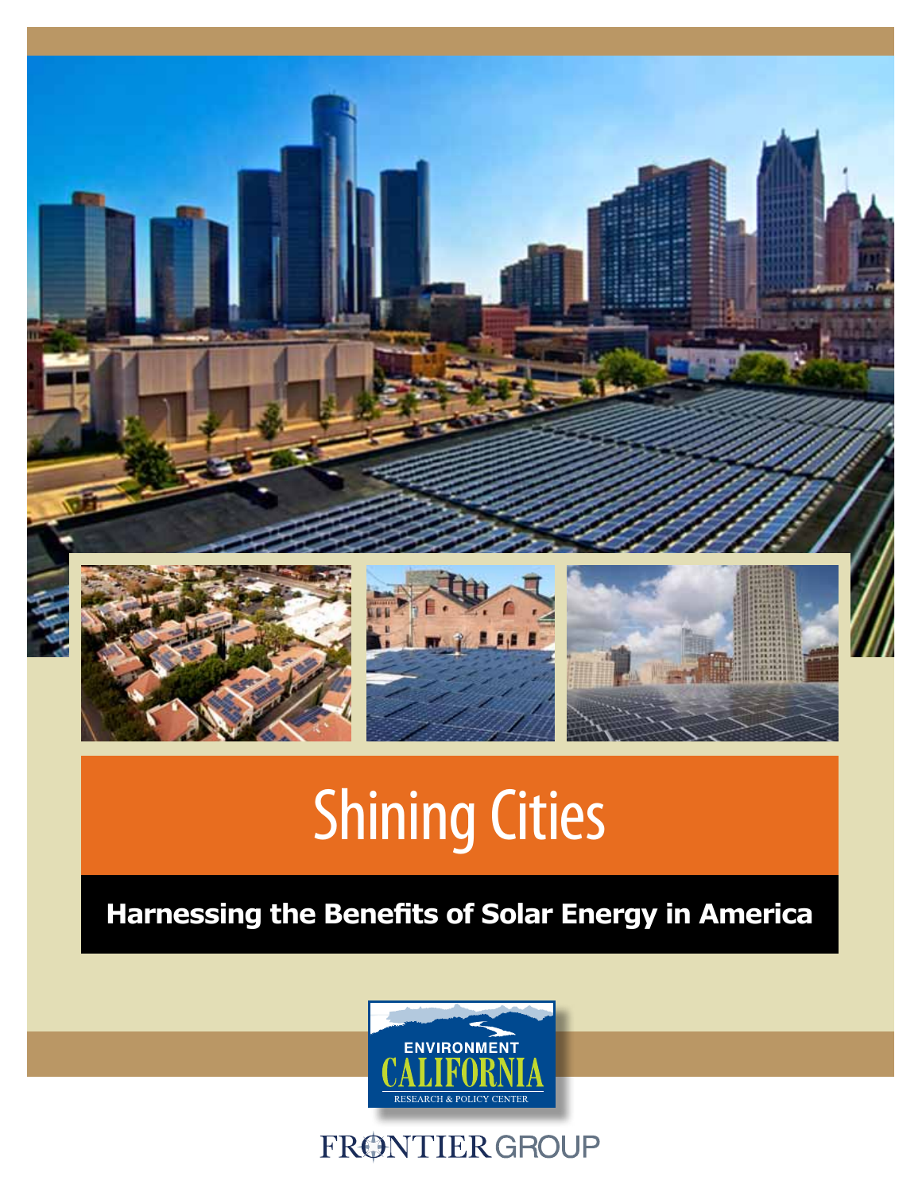# Shining Cities

## Harnessing the Benefits of Solar Energy in America

ENVIRONMENT CALIFORNIA
RESEARCH & POLICY CENTER

FRONTIER GROUP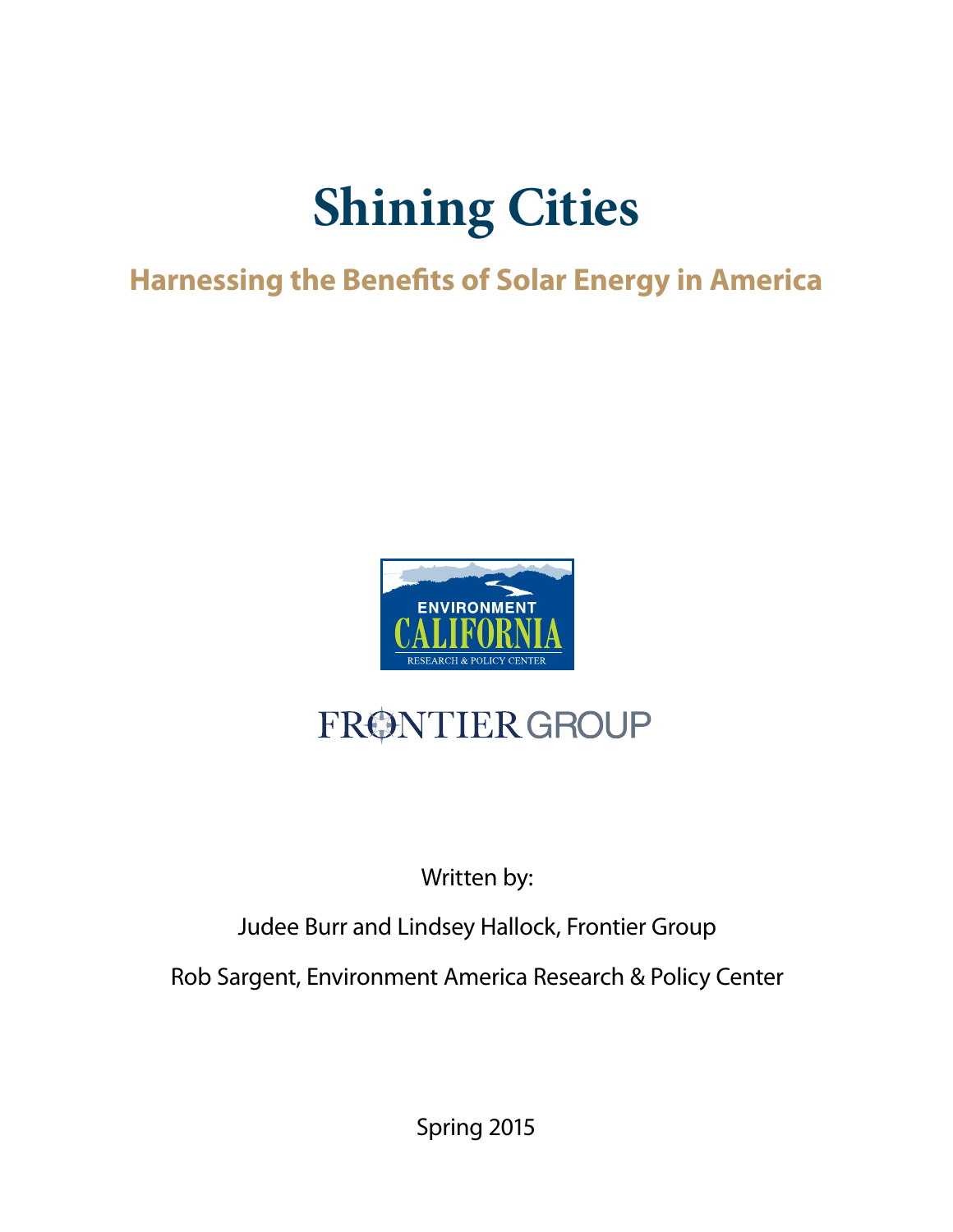# Shining Cities

## Harnessing the Benefits of Solar Energy in America

ENVIRONMENT CALIFORNIA
RESEARCH & POLICY CENTER

FRONTIER GROUP

Written by:

Judee Burr and Lindsey Hallock, Frontier Group

Rob Sargent, Environment America Research & Policy Center

Spring 2015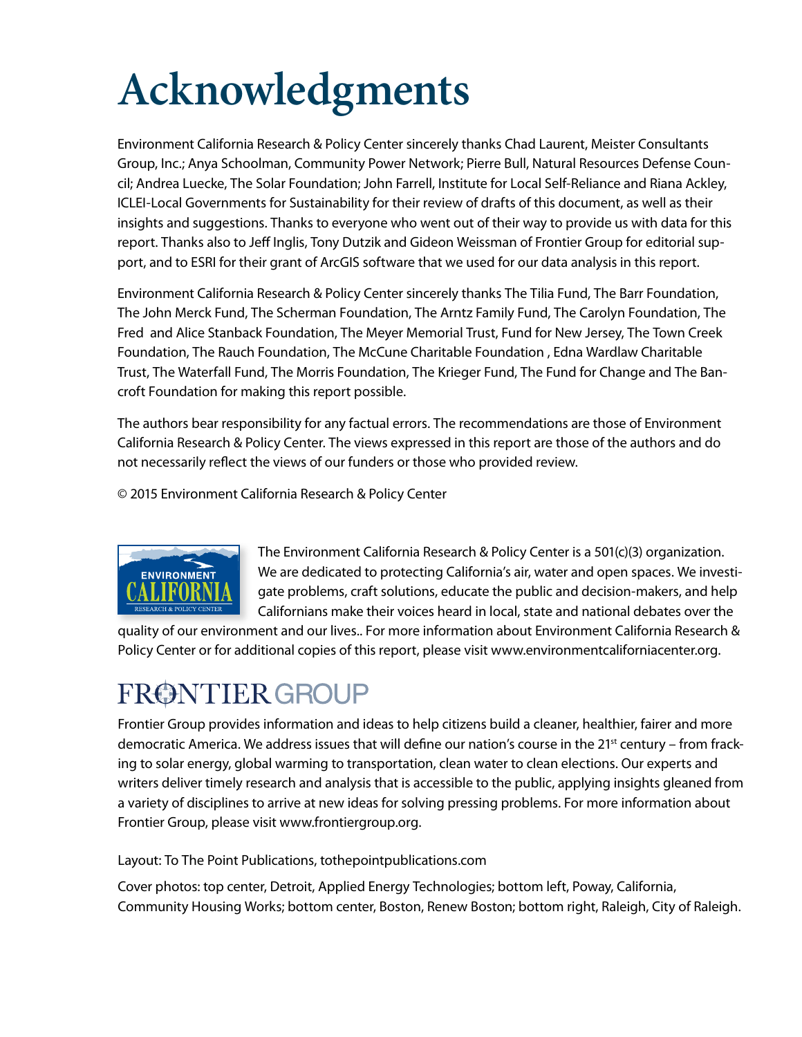# Acknowledgments

Environment California Research & Policy Center sincerely thanks Chad Laurent, Meister Consultants Group, Inc.; Anya Schoolman, Community Power Network; Pierre Bull, Natural Resources Defense Council; Andrea Luecke, The Solar Foundation; John Farrell, Institute for Local Self-Reliance and Riana Ackley, ICLEI-Local Governments for Sustainability for their review of drafts of this document, as well as their insights and suggestions. Thanks to everyone who went out of their way to provide us with data for this report. Thanks also to Jeff Inglis, Tony Dutzik and Gideon Weissman of Frontier Group for editorial support, and to ESRI for their grant of ArcGIS software that we used for our data analysis in this report.

Environment California Research & Policy Center sincerely thanks The Tilia Fund, The Barr Foundation, The John Merck Fund, The Scherman Foundation, The Arntz Family Fund, The Carolyn Foundation, The Fred and Alice Stanback Foundation, The Meyer Memorial Trust, Fund for New Jersey, The Town Creek Foundation, The Rauch Foundation, The McCune Charitable Foundation , Edna Wardlaw Charitable Trust, The Waterfall Fund, The Morris Foundation, The Krieger Fund, The Fund for Change and The Bancroft Foundation for making this report possible.

The authors bear responsibility for any factual errors. The recommendations are those of Environment California Research & Policy Center. The views expressed in this report are those of the authors and do not necessarily reflect the views of our funders or those who provided review.

© 2015 Environment California Research & Policy Center

ENVIRONMENT CALIFORNIA RESEARCH & POLICY CENTER

The Environment California Research & Policy Center is a 501(c)(3) organization. We are dedicated to protecting California's air, water and open spaces. We investigate problems, craft solutions, educate the public and decision-makers, and help Californians make their voices heard in local, state and national debates over the quality of our environment and our lives.. For more information about Environment California Research & Policy Center or for additional copies of this report, please visit www.environmentcaliforniacenter.org.

FRONTIER GROUP

Frontier Group provides information and ideas to help citizens build a cleaner, healthier, fairer and more democratic America. We address issues that will define our nation's course in the 21st century – from fracking to solar energy, global warming to transportation, clean water to clean elections. Our experts and writers deliver timely research and analysis that is accessible to the public, applying insights gleaned from a variety of disciplines to arrive at new ideas for solving pressing problems. For more information about Frontier Group, please visit www.frontiergroup.org.

Layout: To The Point Publications, tothepointpublications.com

Cover photos: top center, Detroit, Applied Energy Technologies; bottom left, Poway, California, Community Housing Works; bottom center, Boston, Renew Boston; bottom right, Raleigh, City of Raleigh.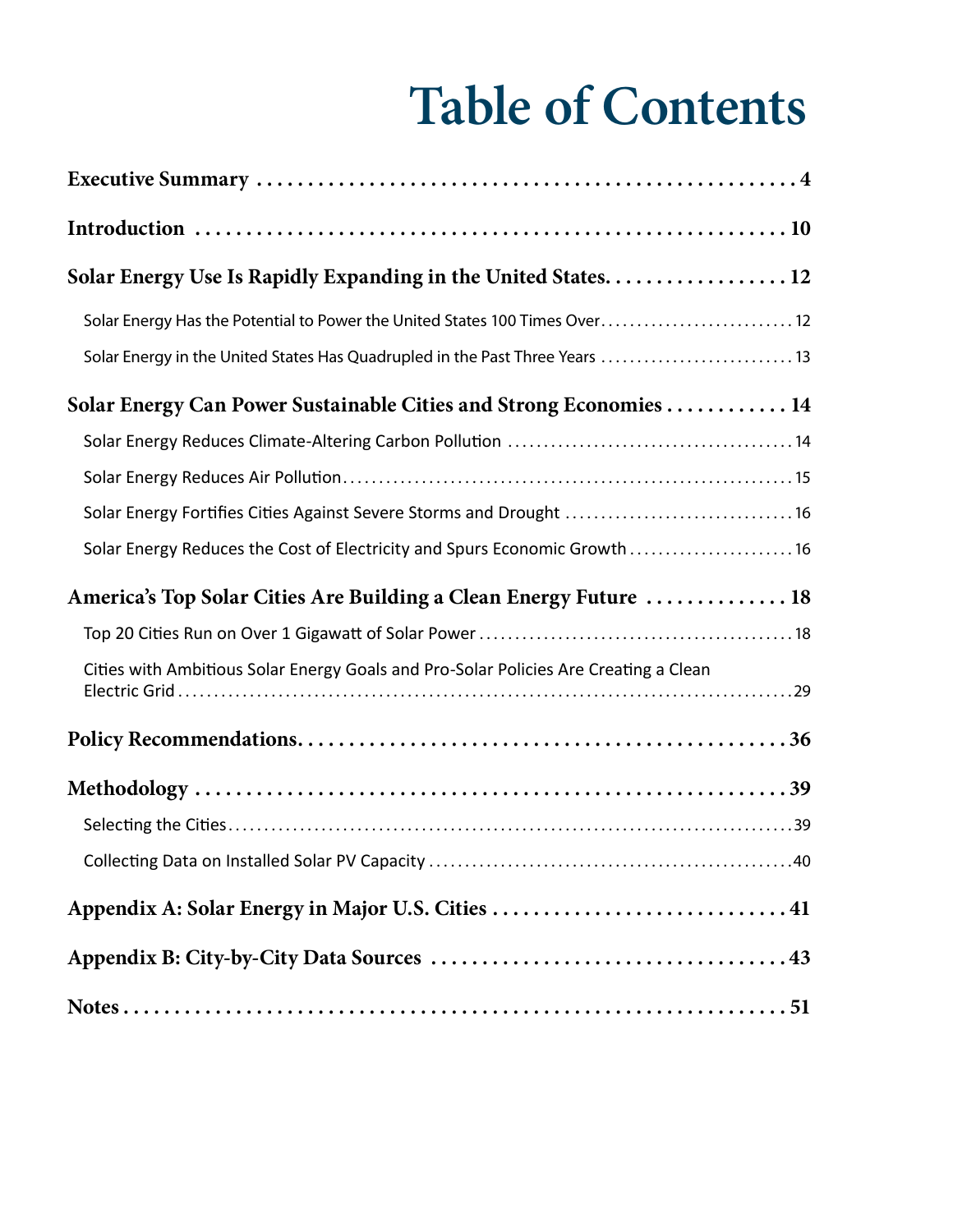# Table of Contents

**Executive Summary** ........................................................ 4

**Introduction** ........................................................ 10

**Solar Energy Use Is Rapidly Expanding in the United States** ........................................................ 12

- Solar Energy Has the Potential to Power the United States 100 Times Over ........................................................ 12
- Solar Energy in the United States Has Quadrupled in the Past Three Years ........................................................ 13

**Solar Energy Can Power Sustainable Cities and Strong Economies** ........................................................ 14

- Solar Energy Reduces Climate-Altering Carbon Pollution ........................................................ 14
- Solar Energy Reduces Air Pollution ........................................................ 15
- Solar Energy Fortifies Cities Against Severe Storms and Drought ........................................................ 16
- Solar Energy Reduces the Cost of Electricity and Spurs Economic Growth ........................................................ 16

**America's Top Solar Cities Are Building a Clean Energy Future** ........................................................ 18

- Top 20 Cities Run on Over 1 Gigawatt of Solar Power ........................................................ 18
- Cities with Ambitious Solar Energy Goals and Pro-Solar Policies Are Creating a Clean Electric Grid ........................................................ 29

**Policy Recommendations** ........................................................ 36

**Methodology** ........................................................ 39

- Selecting the Cities ........................................................ 39
- Collecting Data on Installed Solar PV Capacity ........................................................ 40

**Appendix A: Solar Energy in Major U.S. Cities** ........................................................ 41

**Appendix B: City-by-City Data Sources** ........................................................ 43

**Notes** ........................................................ 51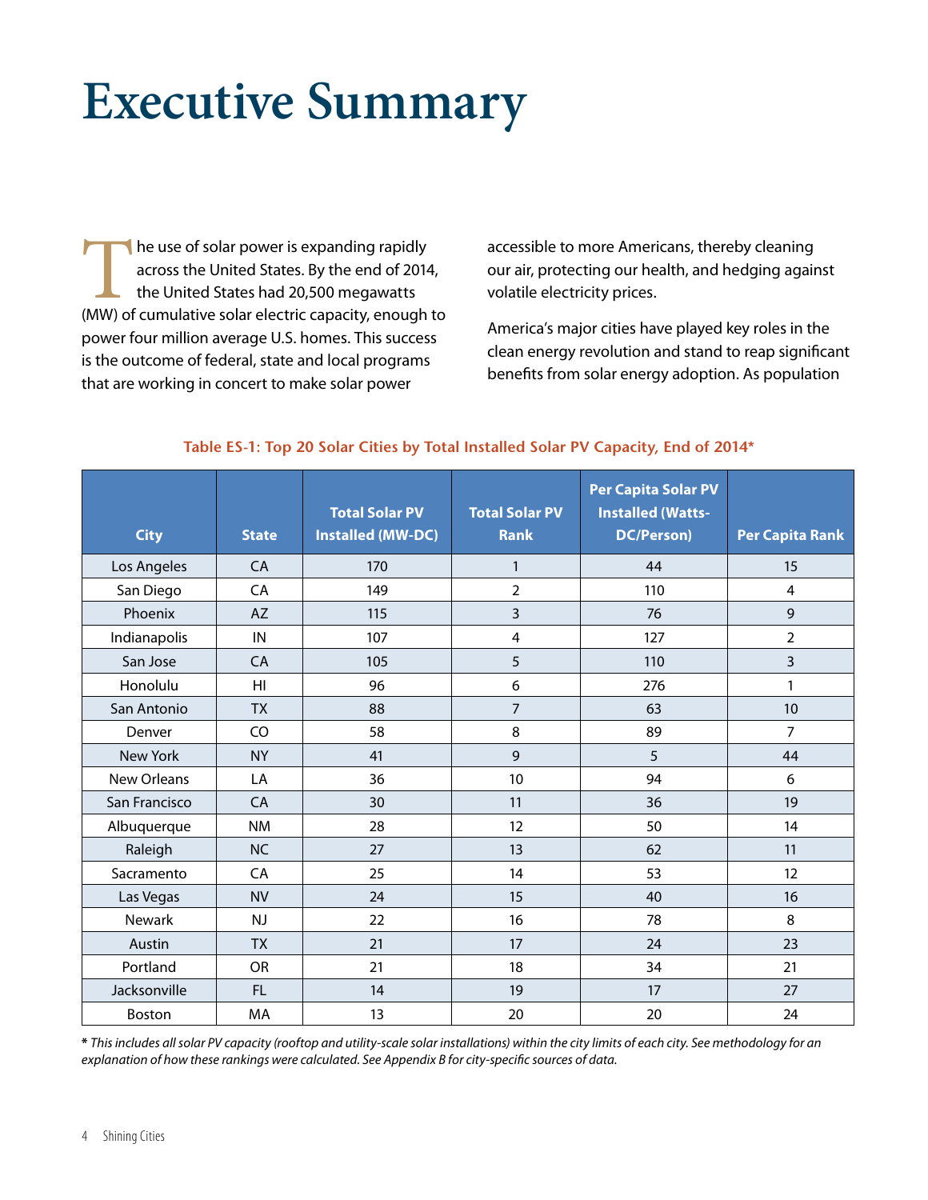# Executive Summary

The use of solar power is expanding rapidly across the United States. By the end of 2014, the United States had 20,500 megawatts (MW) of cumulative solar electric capacity, enough to power four million average U.S. homes. This success is the outcome of federal, state and local programs that are working in concert to make solar power accessible to more Americans, thereby cleaning our air, protecting our health, and hedging against volatile electricity prices.

America's major cities have played key roles in the clean energy revolution and stand to reap significant benefits from solar energy adoption. As population

**Table ES-1: Top 20 Solar Cities by Total Installed Solar PV Capacity, End of 2014***

| City | State | Total Solar PV Installed (MW-DC) | Total Solar PV Rank | Per Capita Solar PV Installed (Watts-DC/Person) | Per Capita Rank |
|---|---|---|---|---|---|
| Los Angeles | CA | 170 | 1 | 44 | 15 |
| San Diego | CA | 149 | 2 | 110 | 4 |
| Phoenix | AZ | 115 | 3 | 76 | 9 |
| Indianapolis | IN | 107 | 4 | 127 | 2 |
| San Jose | CA | 105 | 5 | 110 | 3 |
| Honolulu | HI | 96 | 6 | 276 | 1 |
| San Antonio | TX | 88 | 7 | 63 | 10 |
| Denver | CO | 58 | 8 | 89 | 7 |
| New York | NY | 41 | 9 | 5 | 44 |
| New Orleans | LA | 36 | 10 | 94 | 6 |
| San Francisco | CA | 30 | 11 | 36 | 19 |
| Albuquerque | NM | 28 | 12 | 50 | 14 |
| Raleigh | NC | 27 | 13 | 62 | 11 |
| Sacramento | CA | 25 | 14 | 53 | 12 |
| Las Vegas | NV | 24 | 15 | 40 | 16 |
| Newark | NJ | 22 | 16 | 78 | 8 |
| Austin | TX | 21 | 17 | 24 | 23 |
| Portland | OR | 21 | 18 | 34 | 21 |
| Jacksonville | FL | 14 | 19 | 17 | 27 |
| Boston | MA | 13 | 20 | 20 | 24 |

**\*** *This includes all solar PV capacity (rooftop and utility-scale solar installations) within the city limits of each city. See methodology for an explanation of how these rankings were calculated. See Appendix B for city-specific sources of data.*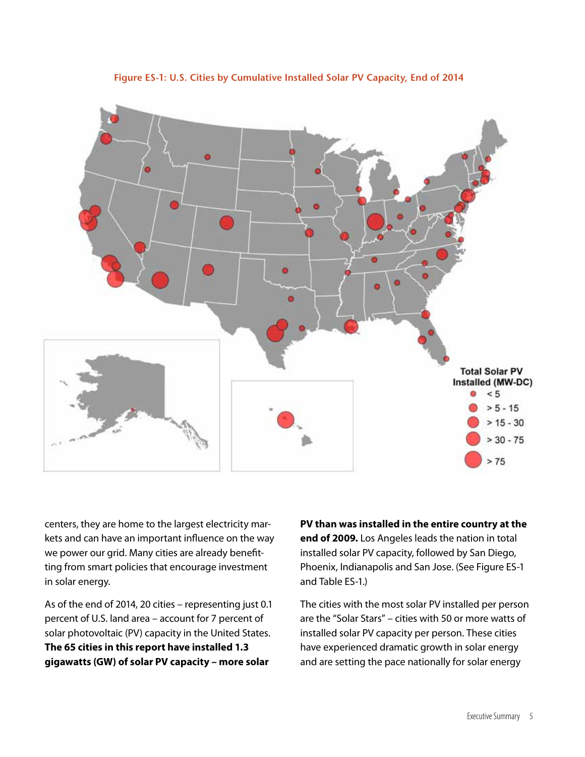**Figure ES-1: U.S. Cities by Cumulative Installed Solar PV Capacity, End of 2014**

centers, they are home to the largest electricity markets and can have an important influence on the way we power our grid. Many cities are already benefitting from smart policies that encourage investment in solar energy.

As of the end of 2014, 20 cities – representing just 0.1 percent of U.S. land area – account for 7 percent of solar photovoltaic (PV) capacity in the United States. **The 65 cities in this report have installed 1.3 gigawatts (GW) of solar PV capacity – more solar PV than was installed in the entire country at the end of 2009.** Los Angeles leads the nation in total installed solar PV capacity, followed by San Diego, Phoenix, Indianapolis and San Jose. (See Figure ES-1 and Table ES-1.)

The cities with the most solar PV installed per person are the "Solar Stars" – cities with 50 or more watts of installed solar PV capacity per person. These cities have experienced dramatic growth in solar energy and are setting the pace nationally for solar energy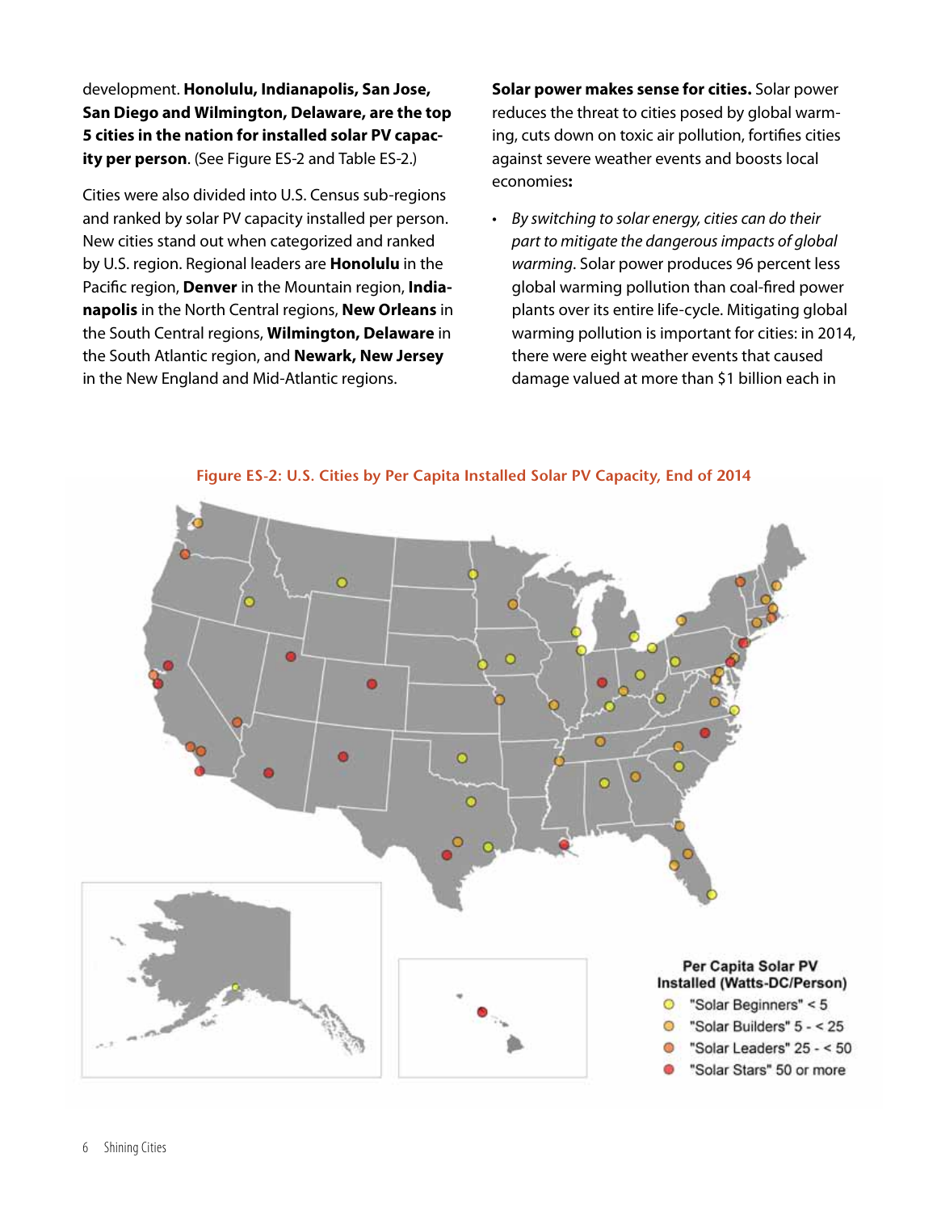development. **Honolulu, Indianapolis, San Jose, San Diego and Wilmington, Delaware, are the top 5 cities in the nation for installed solar PV capacity per person**. (See Figure ES-2 and Table ES-2.)

Cities were also divided into U.S. Census sub-regions and ranked by solar PV capacity installed per person. New cities stand out when categorized and ranked by U.S. region. Regional leaders are **Honolulu** in the Pacific region, **Denver** in the Mountain region, **Indianapolis** in the North Central regions, **New Orleans** in the South Central regions, **Wilmington, Delaware** in the South Atlantic region, and **Newark, New Jersey** in the New England and Mid-Atlantic regions.

**Solar power makes sense for cities.** Solar power reduces the threat to cities posed by global warming, cuts down on toxic air pollution, fortifies cities against severe weather events and boosts local economies**:**

- *By switching to solar energy, cities can do their part to mitigate the dangerous impacts of global warming*. Solar power produces 96 percent less global warming pollution than coal-fired power plants over its entire life-cycle. Mitigating global warming pollution is important for cities: in 2014, there were eight weather events that caused damage valued at more than $1 billion each in

**Figure ES-2: U.S. Cities by Per Capita Installed Solar PV Capacity, End of 2014**

Per Capita Solar PV Installed (Watts-DC/Person)

- "Solar Beginners" < 5
- "Solar Builders" 5 - < 25
- "Solar Leaders" 25 - < 50
- "Solar Stars" 50 or more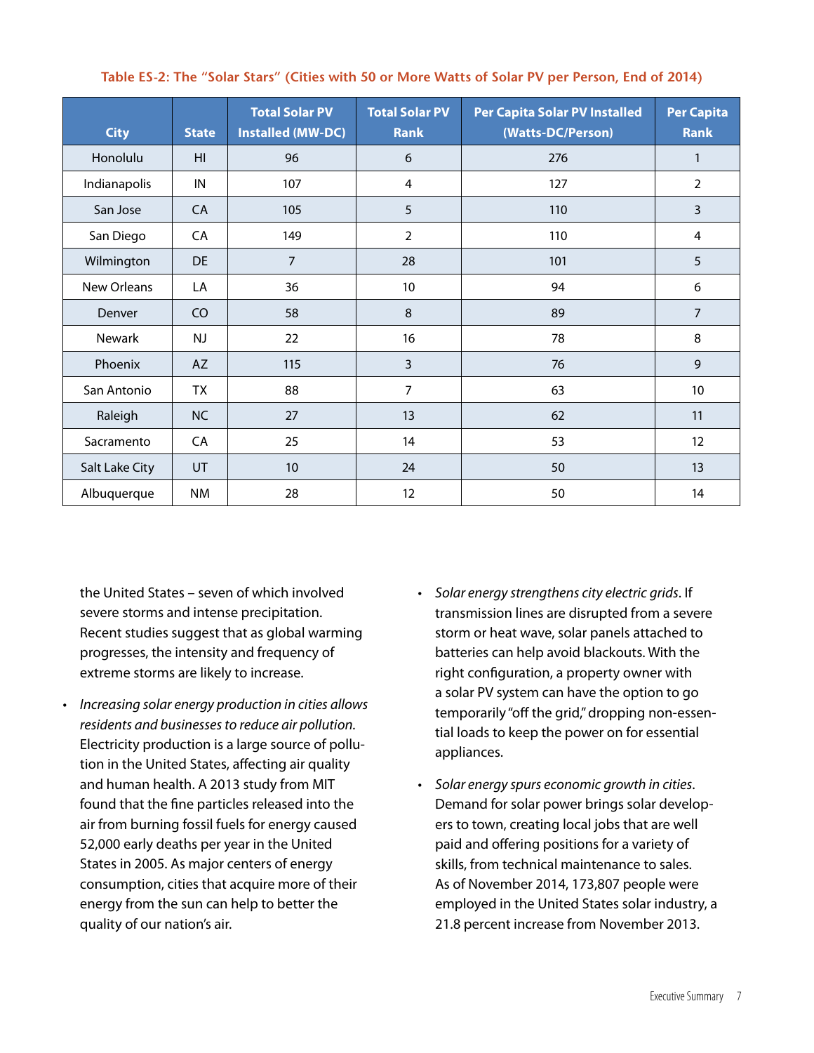**Table ES-2: The "Solar Stars" (Cities with 50 or More Watts of Solar PV per Person, End of 2014)**

| City | State | Total Solar PV Installed (MW-DC) | Total Solar PV Rank | Per Capita Solar PV Installed (Watts-DC/Person) | Per Capita Rank |
|---|---|---|---|---|---|
| Honolulu | HI | 96 | 6 | 276 | 1 |
| Indianapolis | IN | 107 | 4 | 127 | 2 |
| San Jose | CA | 105 | 5 | 110 | 3 |
| San Diego | CA | 149 | 2 | 110 | 4 |
| Wilmington | DE | 7 | 28 | 101 | 5 |
| New Orleans | LA | 36 | 10 | 94 | 6 |
| Denver | CO | 58 | 8 | 89 | 7 |
| Newark | NJ | 22 | 16 | 78 | 8 |
| Phoenix | AZ | 115 | 3 | 76 | 9 |
| San Antonio | TX | 88 | 7 | 63 | 10 |
| Raleigh | NC | 27 | 13 | 62 | 11 |
| Sacramento | CA | 25 | 14 | 53 | 12 |
| Salt Lake City | UT | 10 | 24 | 50 | 13 |
| Albuquerque | NM | 28 | 12 | 50 | 14 |

the United States – seven of which involved severe storms and intense precipitation. Recent studies suggest that as global warming progresses, the intensity and frequency of extreme storms are likely to increase.

- *Increasing solar energy production in cities allows residents and businesses to reduce air pollution.* Electricity production is a large source of pollution in the United States, affecting air quality and human health. A 2013 study from MIT found that the fine particles released into the air from burning fossil fuels for energy caused 52,000 early deaths per year in the United States in 2005. As major centers of energy consumption, cities that acquire more of their energy from the sun can help to better the quality of our nation's air.

- *Solar energy strengthens city electric grids*. If transmission lines are disrupted from a severe storm or heat wave, solar panels attached to batteries can help avoid blackouts. With the right configuration, a property owner with a solar PV system can have the option to go temporarily "off the grid," dropping non-essential loads to keep the power on for essential appliances.

- *Solar energy spurs economic growth in cities*. Demand for solar power brings solar developers to town, creating local jobs that are well paid and offering positions for a variety of skills, from technical maintenance to sales. As of November 2014, 173,807 people were employed in the United States solar industry, a 21.8 percent increase from November 2013.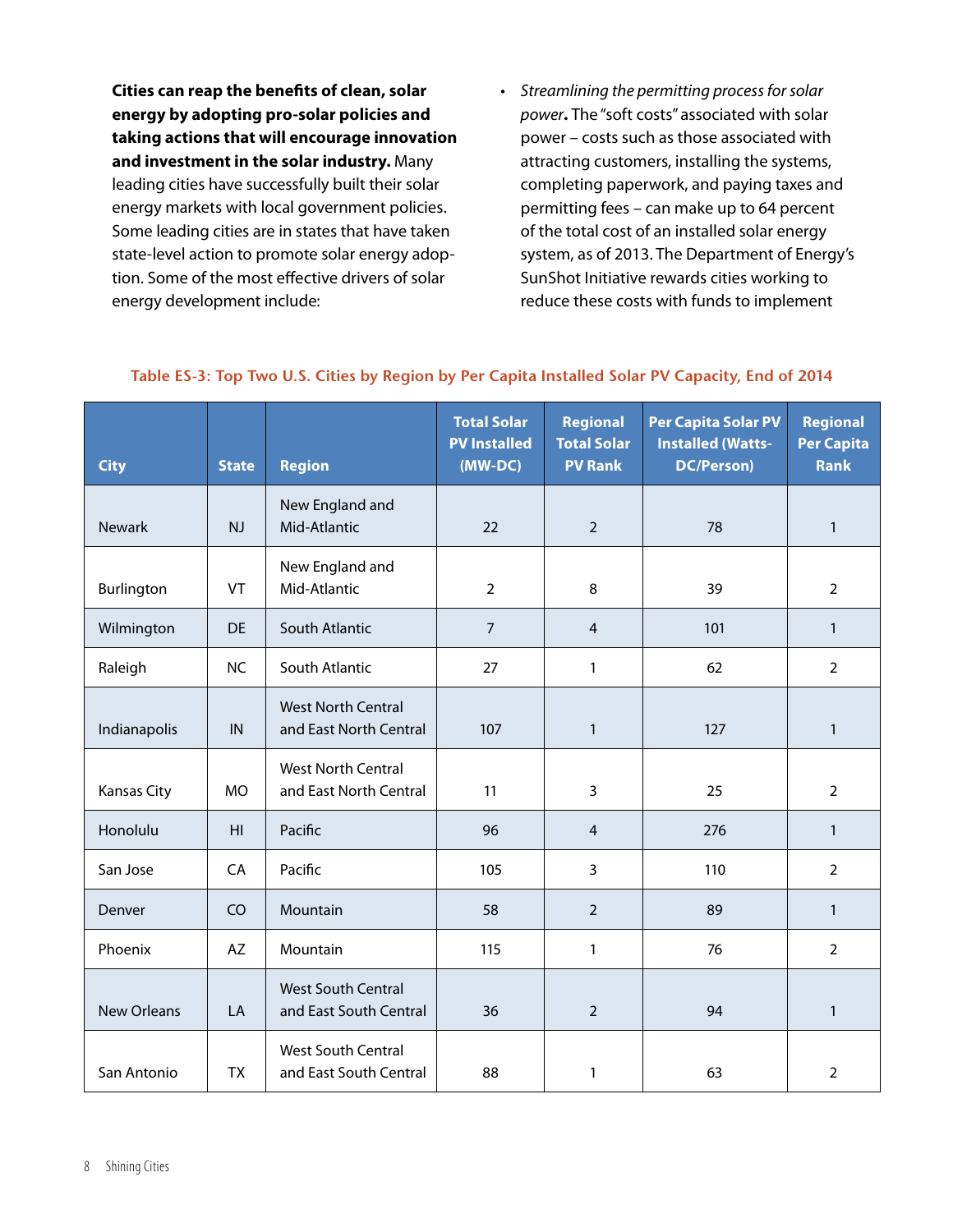**Cities can reap the benefits of clean, solar energy by adopting pro-solar policies and taking actions that will encourage innovation and investment in the solar industry.** Many leading cities have successfully built their solar energy markets with local government policies. Some leading cities are in states that have taken state-level action to promote solar energy adoption. Some of the most effective drivers of solar energy development include:

- *Streamlining the permitting process for solar power***.** The "soft costs" associated with solar power – costs such as those associated with attracting customers, installing the systems, completing paperwork, and paying taxes and permitting fees – can make up to 64 percent of the total cost of an installed solar energy system, as of 2013. The Department of Energy's SunShot Initiative rewards cities working to reduce these costs with funds to implement

**Table ES-3: Top Two U.S. Cities by Region by Per Capita Installed Solar PV Capacity, End of 2014**

| City | State | Region | Total Solar PV Installed (MW-DC) | Regional Total Solar PV Rank | Per Capita Solar PV Installed (Watts-DC/Person) | Regional Per Capita Rank |
|---|---|---|---|---|---|---|
| Newark | NJ | New England and Mid-Atlantic | 22 | 2 | 78 | 1 |
| Burlington | VT | New England and Mid-Atlantic | 2 | 8 | 39 | 2 |
| Wilmington | DE | South Atlantic | 7 | 4 | 101 | 1 |
| Raleigh | NC | South Atlantic | 27 | 1 | 62 | 2 |
| Indianapolis | IN | West North Central and East North Central | 107 | 1 | 127 | 1 |
| Kansas City | MO | West North Central and East North Central | 11 | 3 | 25 | 2 |
| Honolulu | HI | Pacific | 96 | 4 | 276 | 1 |
| San Jose | CA | Pacific | 105 | 3 | 110 | 2 |
| Denver | CO | Mountain | 58 | 2 | 89 | 1 |
| Phoenix | AZ | Mountain | 115 | 1 | 76 | 2 |
| New Orleans | LA | West South Central and East South Central | 36 | 2 | 94 | 1 |
| San Antonio | TX | West South Central and East South Central | 88 | 1 | 63 | 2 |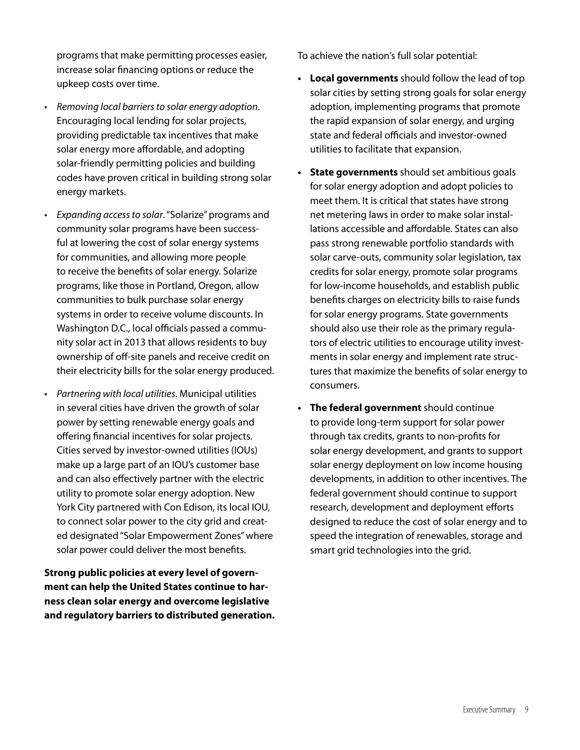programs that make permitting processes easier, increase solar financing options or reduce the upkeep costs over time.

- *Removing local barriers to solar energy adoption*. Encouraging local lending for solar projects, providing predictable tax incentives that make solar energy more affordable, and adopting solar-friendly permitting policies and building codes have proven critical in building strong solar energy markets.
- *Expanding access to solar*. "Solarize" programs and community solar programs have been successful at lowering the cost of solar energy systems for communities, and allowing more people to receive the benefits of solar energy. Solarize programs, like those in Portland, Oregon, allow communities to bulk purchase solar energy systems in order to receive volume discounts. In Washington D.C., local officials passed a community solar act in 2013 that allows residents to buy ownership of off-site panels and receive credit on their electricity bills for the solar energy produced.
- *Partnering with local utilities*. Municipal utilities in several cities have driven the growth of solar power by setting renewable energy goals and offering financial incentives for solar projects. Cities served by investor-owned utilities (IOUs) make up a large part of an IOU's customer base and can also effectively partner with the electric utility to promote solar energy adoption. New York City partnered with Con Edison, its local IOU, to connect solar power to the city grid and created designated "Solar Empowerment Zones" where solar power could deliver the most benefits.

**Strong public policies at every level of government can help the United States continue to harness clean solar energy and overcome legislative and regulatory barriers to distributed generation.**

To achieve the nation's full solar potential:

- **Local governments** should follow the lead of top solar cities by setting strong goals for solar energy adoption, implementing programs that promote the rapid expansion of solar energy, and urging state and federal officials and investor-owned utilities to facilitate that expansion.
- **State governments** should set ambitious goals for solar energy adoption and adopt policies to meet them. It is critical that states have strong net metering laws in order to make solar installations accessible and affordable. States can also pass strong renewable portfolio standards with solar carve-outs, community solar legislation, tax credits for solar energy, promote solar programs for low-income households, and establish public benefits charges on electricity bills to raise funds for solar energy programs. State governments should also use their role as the primary regulators of electric utilities to encourage utility investments in solar energy and implement rate structures that maximize the benefits of solar energy to consumers.
- **The federal government** should continue to provide long-term support for solar power through tax credits, grants to non-profits for solar energy development, and grants to support solar energy deployment on low income housing developments, in addition to other incentives. The federal government should continue to support research, development and deployment efforts designed to reduce the cost of solar energy and to speed the integration of renewables, storage and smart grid technologies into the grid.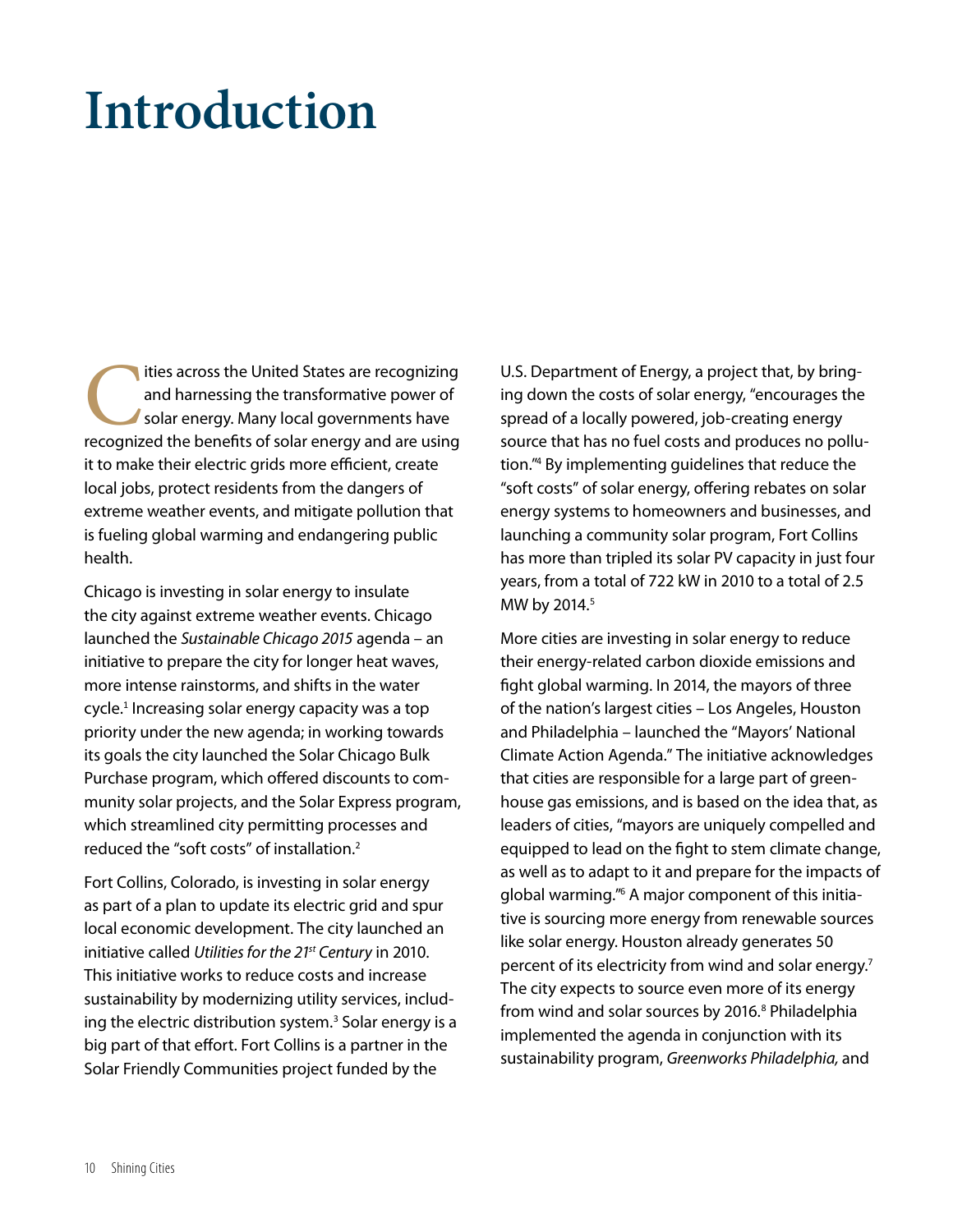# Introduction

Cities across the United States are recognizing and harnessing the transformative power of solar energy. Many local governments have recognized the benefits of solar energy and are using it to make their electric grids more efficient, create local jobs, protect residents from the dangers of extreme weather events, and mitigate pollution that is fueling global warming and endangering public health.

Chicago is investing in solar energy to insulate the city against extreme weather events. Chicago launched the *Sustainable Chicago 2015* agenda – an initiative to prepare the city for longer heat waves, more intense rainstorms, and shifts in the water cycle.[1] Increasing solar energy capacity was a top priority under the new agenda; in working towards its goals the city launched the Solar Chicago Bulk Purchase program, which offered discounts to community solar projects, and the Solar Express program, which streamlined city permitting processes and reduced the "soft costs" of installation.[2]

Fort Collins, Colorado, is investing in solar energy as part of a plan to update its electric grid and spur local economic development. The city launched an initiative called *Utilities for the 21st Century* in 2010. This initiative works to reduce costs and increase sustainability by modernizing utility services, including the electric distribution system.[3] Solar energy is a big part of that effort. Fort Collins is a partner in the Solar Friendly Communities project funded by the U.S. Department of Energy, a project that, by bringing down the costs of solar energy, "encourages the spread of a locally powered, job-creating energy source that has no fuel costs and produces no pollution."[4] By implementing guidelines that reduce the "soft costs" of solar energy, offering rebates on solar energy systems to homeowners and businesses, and launching a community solar program, Fort Collins has more than tripled its solar PV capacity in just four years, from a total of 722 kW in 2010 to a total of 2.5 MW by 2014.[5]

More cities are investing in solar energy to reduce their energy-related carbon dioxide emissions and fight global warming. In 2014, the mayors of three of the nation's largest cities – Los Angeles, Houston and Philadelphia – launched the "Mayors' National Climate Action Agenda." The initiative acknowledges that cities are responsible for a large part of greenhouse gas emissions, and is based on the idea that, as leaders of cities, "mayors are uniquely compelled and equipped to lead on the fight to stem climate change, as well as to adapt to it and prepare for the impacts of global warming."[6] A major component of this initiative is sourcing more energy from renewable sources like solar energy. Houston already generates 50 percent of its electricity from wind and solar energy.[7] The city expects to source even more of its energy from wind and solar sources by 2016.[8] Philadelphia implemented the agenda in conjunction with its sustainability program, *Greenworks Philadelphia,* and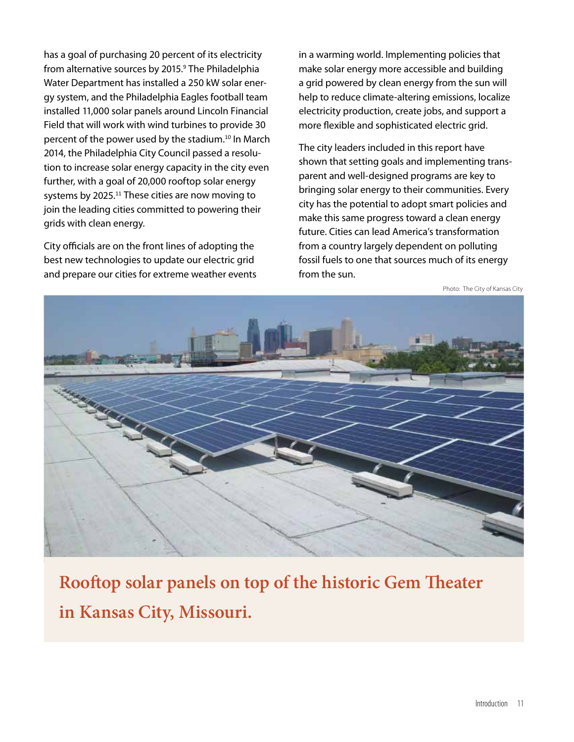has a goal of purchasing 20 percent of its electricity from alternative sources by 2015.[9] The Philadelphia Water Department has installed a 250 kW solar energy system, and the Philadelphia Eagles football team installed 11,000 solar panels around Lincoln Financial Field that will work with wind turbines to provide 30 percent of the power used by the stadium.[10] In March 2014, the Philadelphia City Council passed a resolution to increase solar energy capacity in the city even further, with a goal of 20,000 rooftop solar energy systems by 2025.[11] These cities are now moving to join the leading cities committed to powering their grids with clean energy.

City officials are on the front lines of adopting the best new technologies to update our electric grid and prepare our cities for extreme weather events in a warming world. Implementing policies that make solar energy more accessible and building a grid powered by clean energy from the sun will help to reduce climate-altering emissions, localize electricity production, create jobs, and support a more flexible and sophisticated electric grid.

The city leaders included in this report have shown that setting goals and implementing transparent and well-designed programs are key to bringing solar energy to their communities. Every city has the potential to adopt smart policies and make this same progress toward a clean energy future. Cities can lead America's transformation from a country largely dependent on polluting fossil fuels to one that sources much of its energy from the sun.

Photo: The City of Kansas City

**Rooftop solar panels on top of the historic Gem Theater in Kansas City, Missouri.**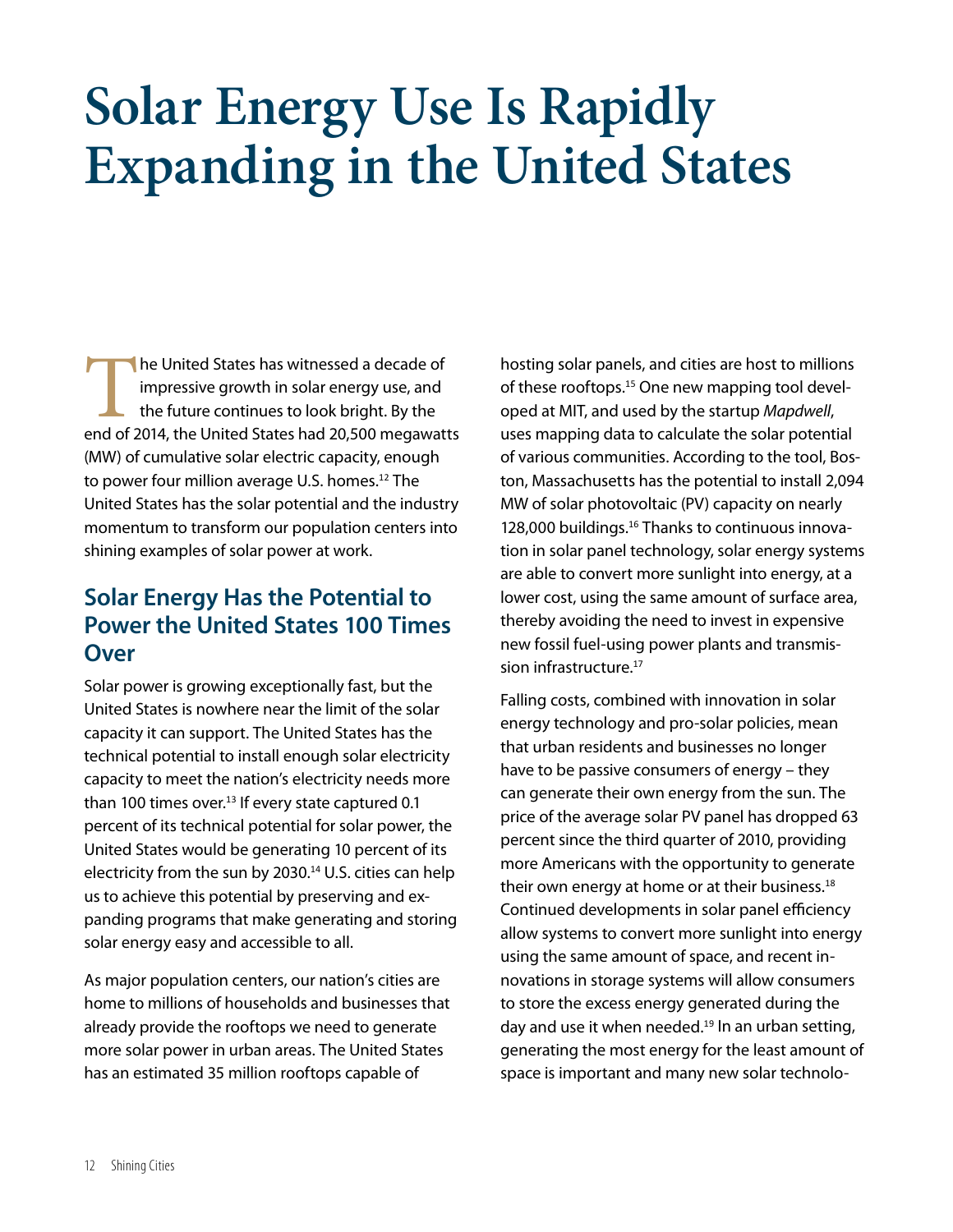# Solar Energy Use Is Rapidly Expanding in the United States

The United States has witnessed a decade of impressive growth in solar energy use, and the future continues to look bright. By the end of 2014, the United States had 20,500 megawatts (MW) of cumulative solar electric capacity, enough to power four million average U.S. homes.[12] The United States has the solar potential and the industry momentum to transform our population centers into shining examples of solar power at work.

## Solar Energy Has the Potential to Power the United States 100 Times Over

Solar power is growing exceptionally fast, but the United States is nowhere near the limit of the solar capacity it can support. The United States has the technical potential to install enough solar electricity capacity to meet the nation's electricity needs more than 100 times over.[13] If every state captured 0.1 percent of its technical potential for solar power, the United States would be generating 10 percent of its electricity from the sun by 2030.[14] U.S. cities can help us to achieve this potential by preserving and expanding programs that make generating and storing solar energy easy and accessible to all.

As major population centers, our nation's cities are home to millions of households and businesses that already provide the rooftops we need to generate more solar power in urban areas. The United States has an estimated 35 million rooftops capable of hosting solar panels, and cities are host to millions of these rooftops.[15] One new mapping tool developed at MIT, and used by the startup *Mapdwell*, uses mapping data to calculate the solar potential of various communities. According to the tool, Boston, Massachusetts has the potential to install 2,094 MW of solar photovoltaic (PV) capacity on nearly 128,000 buildings.[16] Thanks to continuous innovation in solar panel technology, solar energy systems are able to convert more sunlight into energy, at a lower cost, using the same amount of surface area, thereby avoiding the need to invest in expensive new fossil fuel-using power plants and transmission infrastructure.[17]

Falling costs, combined with innovation in solar energy technology and pro-solar policies, mean that urban residents and businesses no longer have to be passive consumers of energy – they can generate their own energy from the sun. The price of the average solar PV panel has dropped 63 percent since the third quarter of 2010, providing more Americans with the opportunity to generate their own energy at home or at their business.[18] Continued developments in solar panel efficiency allow systems to convert more sunlight into energy using the same amount of space, and recent innovations in storage systems will allow consumers to store the excess energy generated during the day and use it when needed.[19] In an urban setting, generating the most energy for the least amount of space is important and many new solar technolo-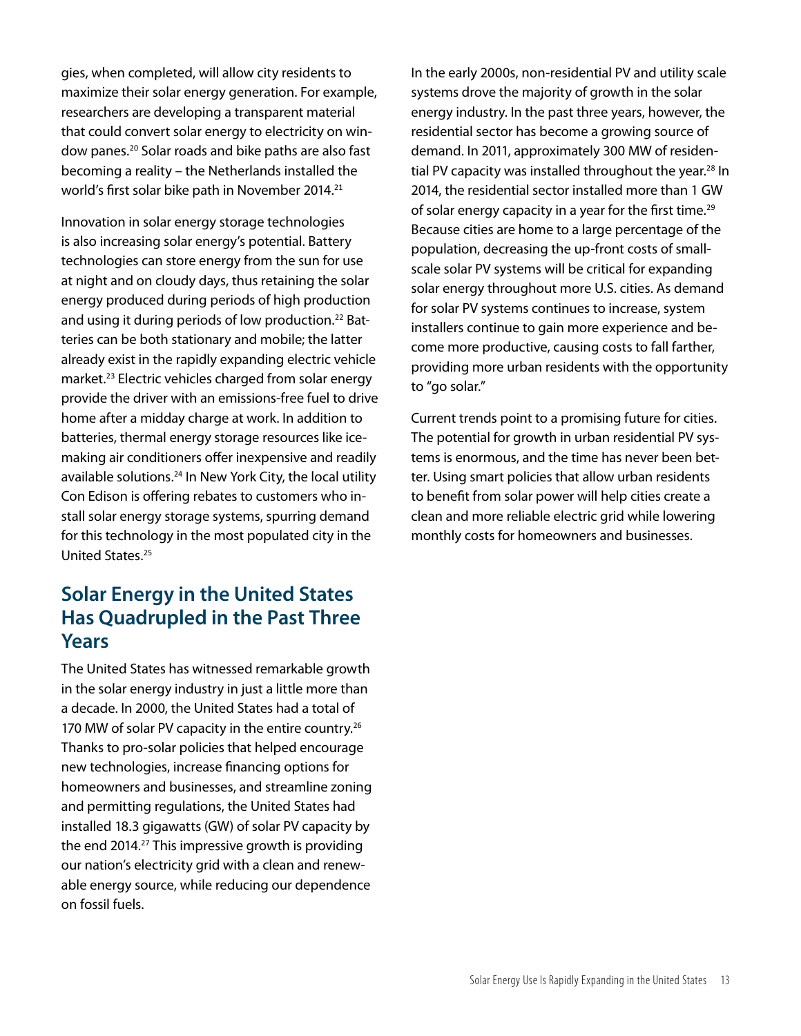gies, when completed, will allow city residents to maximize their solar energy generation. For example, researchers are developing a transparent material that could convert solar energy to electricity on window panes.[20] Solar roads and bike paths are also fast becoming a reality – the Netherlands installed the world's first solar bike path in November 2014.[21]

Innovation in solar energy storage technologies is also increasing solar energy's potential. Battery technologies can store energy from the sun for use at night and on cloudy days, thus retaining the solar energy produced during periods of high production and using it during periods of low production.[22] Batteries can be both stationary and mobile; the latter already exist in the rapidly expanding electric vehicle market.[23] Electric vehicles charged from solar energy provide the driver with an emissions-free fuel to drive home after a midday charge at work. In addition to batteries, thermal energy storage resources like ice-making air conditioners offer inexpensive and readily available solutions.[24] In New York City, the local utility Con Edison is offering rebates to customers who install solar energy storage systems, spurring demand for this technology in the most populated city in the United States.[25]

## Solar Energy in the United States Has Quadrupled in the Past Three Years

The United States has witnessed remarkable growth in the solar energy industry in just a little more than a decade. In 2000, the United States had a total of 170 MW of solar PV capacity in the entire country.[26] Thanks to pro-solar policies that helped encourage new technologies, increase financing options for homeowners and businesses, and streamline zoning and permitting regulations, the United States had installed 18.3 gigawatts (GW) of solar PV capacity by the end 2014.[27] This impressive growth is providing our nation's electricity grid with a clean and renewable energy source, while reducing our dependence on fossil fuels.

In the early 2000s, non-residential PV and utility scale systems drove the majority of growth in the solar energy industry. In the past three years, however, the residential sector has become a growing source of demand. In 2011, approximately 300 MW of residential PV capacity was installed throughout the year.[28] In 2014, the residential sector installed more than 1 GW of solar energy capacity in a year for the first time.[29] Because cities are home to a large percentage of the population, decreasing the up-front costs of small-scale solar PV systems will be critical for expanding solar energy throughout more U.S. cities. As demand for solar PV systems continues to increase, system installers continue to gain more experience and become more productive, causing costs to fall farther, providing more urban residents with the opportunity to "go solar."

Current trends point to a promising future for cities. The potential for growth in urban residential PV systems is enormous, and the time has never been better. Using smart policies that allow urban residents to benefit from solar power will help cities create a clean and more reliable electric grid while lowering monthly costs for homeowners and businesses.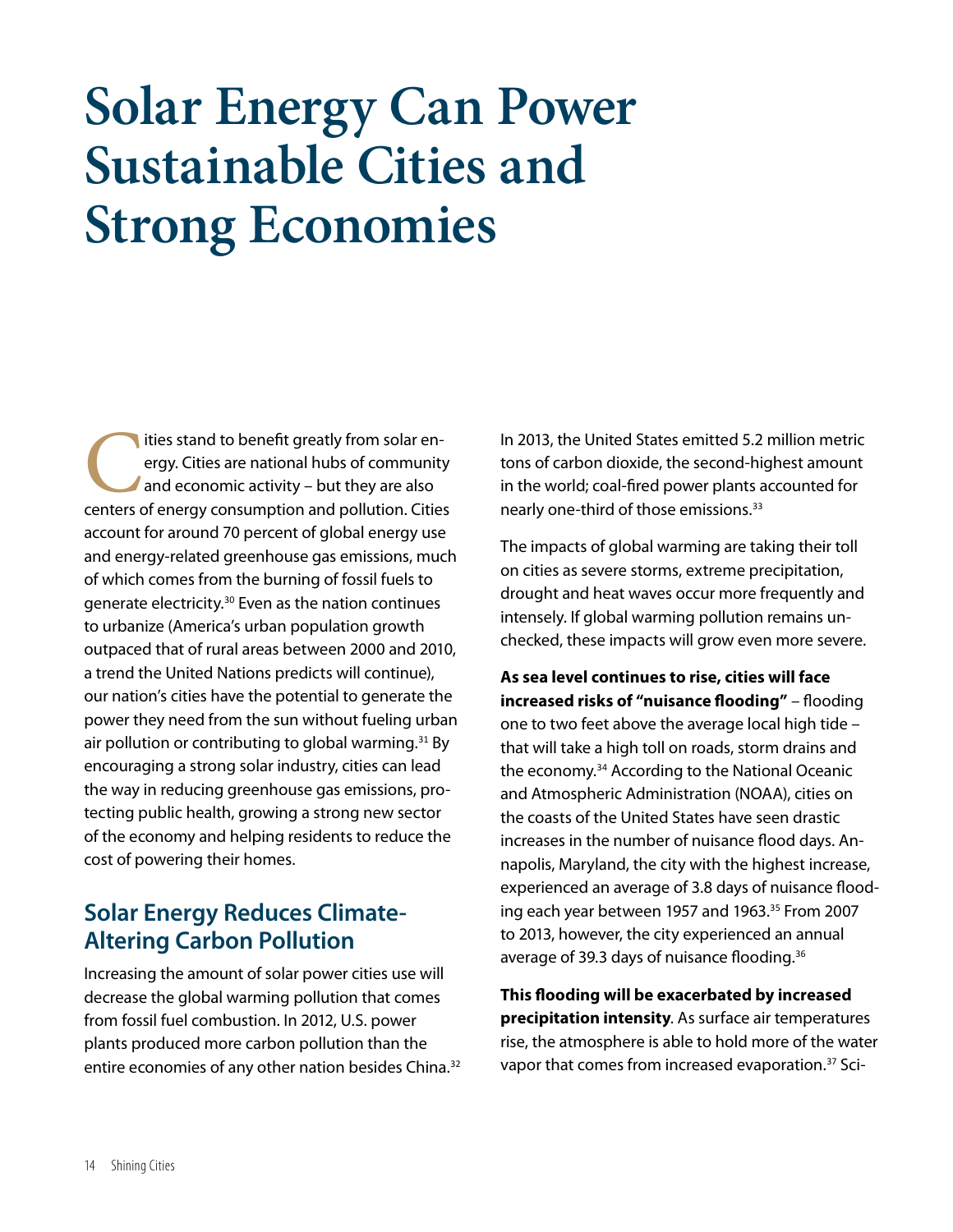# Solar Energy Can Power Sustainable Cities and Strong Economies

Cities stand to benefit greatly from solar energy. Cities are national hubs of community and economic activity – but they are also centers of energy consumption and pollution. Cities account for around 70 percent of global energy use and energy-related greenhouse gas emissions, much of which comes from the burning of fossil fuels to generate electricity.[30] Even as the nation continues to urbanize (America's urban population growth outpaced that of rural areas between 2000 and 2010, a trend the United Nations predicts will continue), our nation's cities have the potential to generate the power they need from the sun without fueling urban air pollution or contributing to global warming.[31] By encouraging a strong solar industry, cities can lead the way in reducing greenhouse gas emissions, protecting public health, growing a strong new sector of the economy and helping residents to reduce the cost of powering their homes.

## Solar Energy Reduces Climate-Altering Carbon Pollution

Increasing the amount of solar power cities use will decrease the global warming pollution that comes from fossil fuel combustion. In 2012, U.S. power plants produced more carbon pollution than the entire economies of any other nation besides China.[32] In 2013, the United States emitted 5.2 million metric tons of carbon dioxide, the second-highest amount in the world; coal-fired power plants accounted for nearly one-third of those emissions.[33]

The impacts of global warming are taking their toll on cities as severe storms, extreme precipitation, drought and heat waves occur more frequently and intensely. If global warming pollution remains unchecked, these impacts will grow even more severe.

**As sea level continues to rise, cities will face increased risks of "nuisance flooding"** – flooding one to two feet above the average local high tide – that will take a high toll on roads, storm drains and the economy.[34] According to the National Oceanic and Atmospheric Administration (NOAA), cities on the coasts of the United States have seen drastic increases in the number of nuisance flood days. Annapolis, Maryland, the city with the highest increase, experienced an average of 3.8 days of nuisance flooding each year between 1957 and 1963.[35] From 2007 to 2013, however, the city experienced an annual average of 39.3 days of nuisance flooding.[36]

**This flooding will be exacerbated by increased precipitation intensity**. As surface air temperatures rise, the atmosphere is able to hold more of the water vapor that comes from increased evaporation.[37] Sci-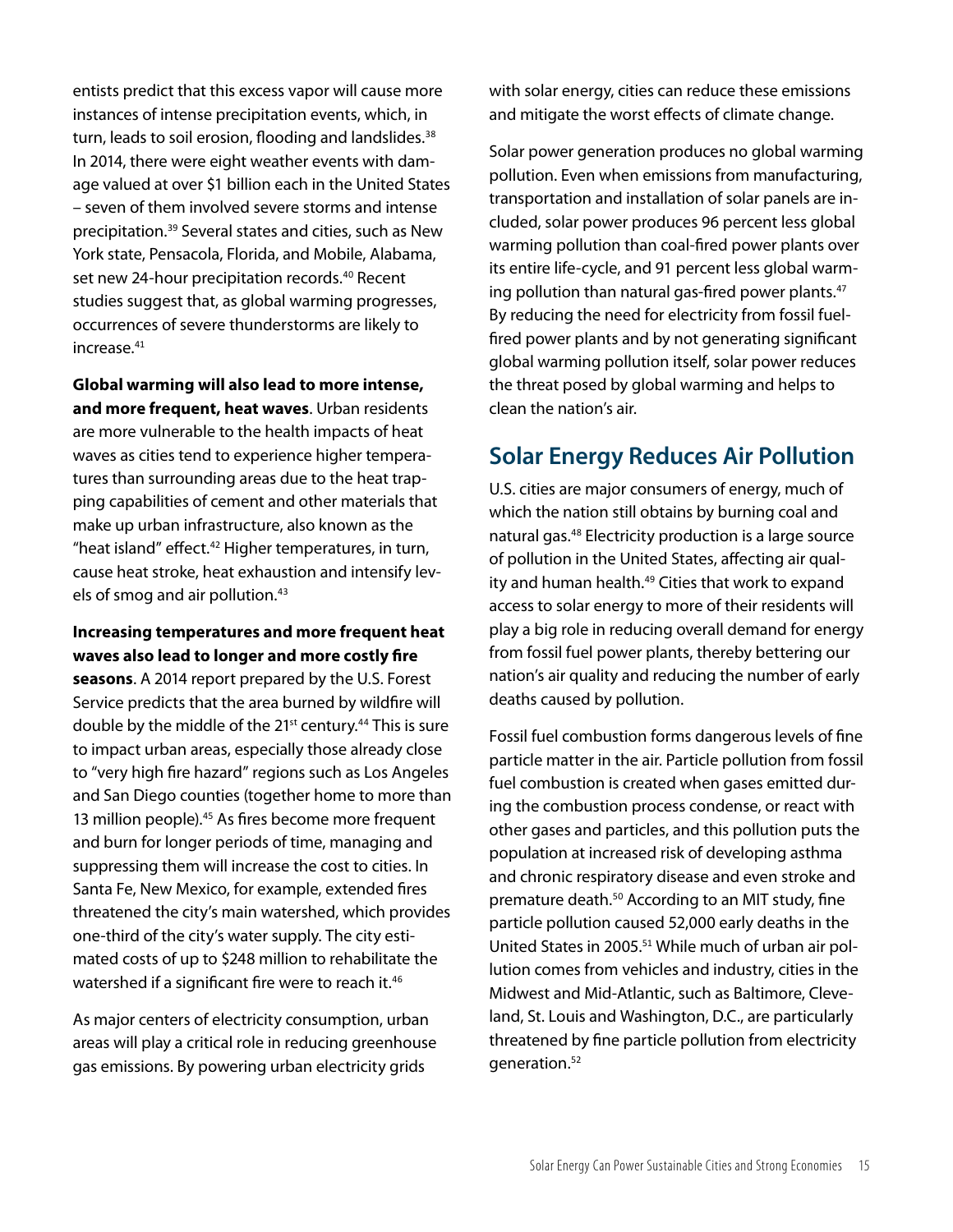entists predict that this excess vapor will cause more instances of intense precipitation events, which, in turn, leads to soil erosion, flooding and landslides.[38] In 2014, there were eight weather events with damage valued at over $1 billion each in the United States – seven of them involved severe storms and intense precipitation.[39] Several states and cities, such as New York state, Pensacola, Florida, and Mobile, Alabama, set new 24-hour precipitation records.[40] Recent studies suggest that, as global warming progresses, occurrences of severe thunderstorms are likely to increase.[41]

**Global warming will also lead to more intense, and more frequent, heat waves**. Urban residents are more vulnerable to the health impacts of heat waves as cities tend to experience higher temperatures than surrounding areas due to the heat trapping capabilities of cement and other materials that make up urban infrastructure, also known as the "heat island" effect.[42] Higher temperatures, in turn, cause heat stroke, heat exhaustion and intensify levels of smog and air pollution.[43]

**Increasing temperatures and more frequent heat waves also lead to longer and more costly fire seasons**. A 2014 report prepared by the U.S. Forest Service predicts that the area burned by wildfire will double by the middle of the 21st century.[44] This is sure to impact urban areas, especially those already close to "very high fire hazard" regions such as Los Angeles and San Diego counties (together home to more than 13 million people).[45] As fires become more frequent and burn for longer periods of time, managing and suppressing them will increase the cost to cities. In Santa Fe, New Mexico, for example, extended fires threatened the city's main watershed, which provides one-third of the city's water supply. The city estimated costs of up to $248 million to rehabilitate the watershed if a significant fire were to reach it.[46]

As major centers of electricity consumption, urban areas will play a critical role in reducing greenhouse gas emissions. By powering urban electricity grids with solar energy, cities can reduce these emissions and mitigate the worst effects of climate change.

Solar power generation produces no global warming pollution. Even when emissions from manufacturing, transportation and installation of solar panels are included, solar power produces 96 percent less global warming pollution than coal-fired power plants over its entire life-cycle, and 91 percent less global warming pollution than natural gas-fired power plants.[47] By reducing the need for electricity from fossil fuel-fired power plants and by not generating significant global warming pollution itself, solar power reduces the threat posed by global warming and helps to clean the nation's air.

## Solar Energy Reduces Air Pollution

U.S. cities are major consumers of energy, much of which the nation still obtains by burning coal and natural gas.[48] Electricity production is a large source of pollution in the United States, affecting air quality and human health.[49] Cities that work to expand access to solar energy to more of their residents will play a big role in reducing overall demand for energy from fossil fuel power plants, thereby bettering our nation's air quality and reducing the number of early deaths caused by pollution.

Fossil fuel combustion forms dangerous levels of fine particle matter in the air. Particle pollution from fossil fuel combustion is created when gases emitted during the combustion process condense, or react with other gases and particles, and this pollution puts the population at increased risk of developing asthma and chronic respiratory disease and even stroke and premature death.[50] According to an MIT study, fine particle pollution caused 52,000 early deaths in the United States in 2005.[51] While much of urban air pollution comes from vehicles and industry, cities in the Midwest and Mid-Atlantic, such as Baltimore, Cleveland, St. Louis and Washington, D.C., are particularly threatened by fine particle pollution from electricity generation.[52]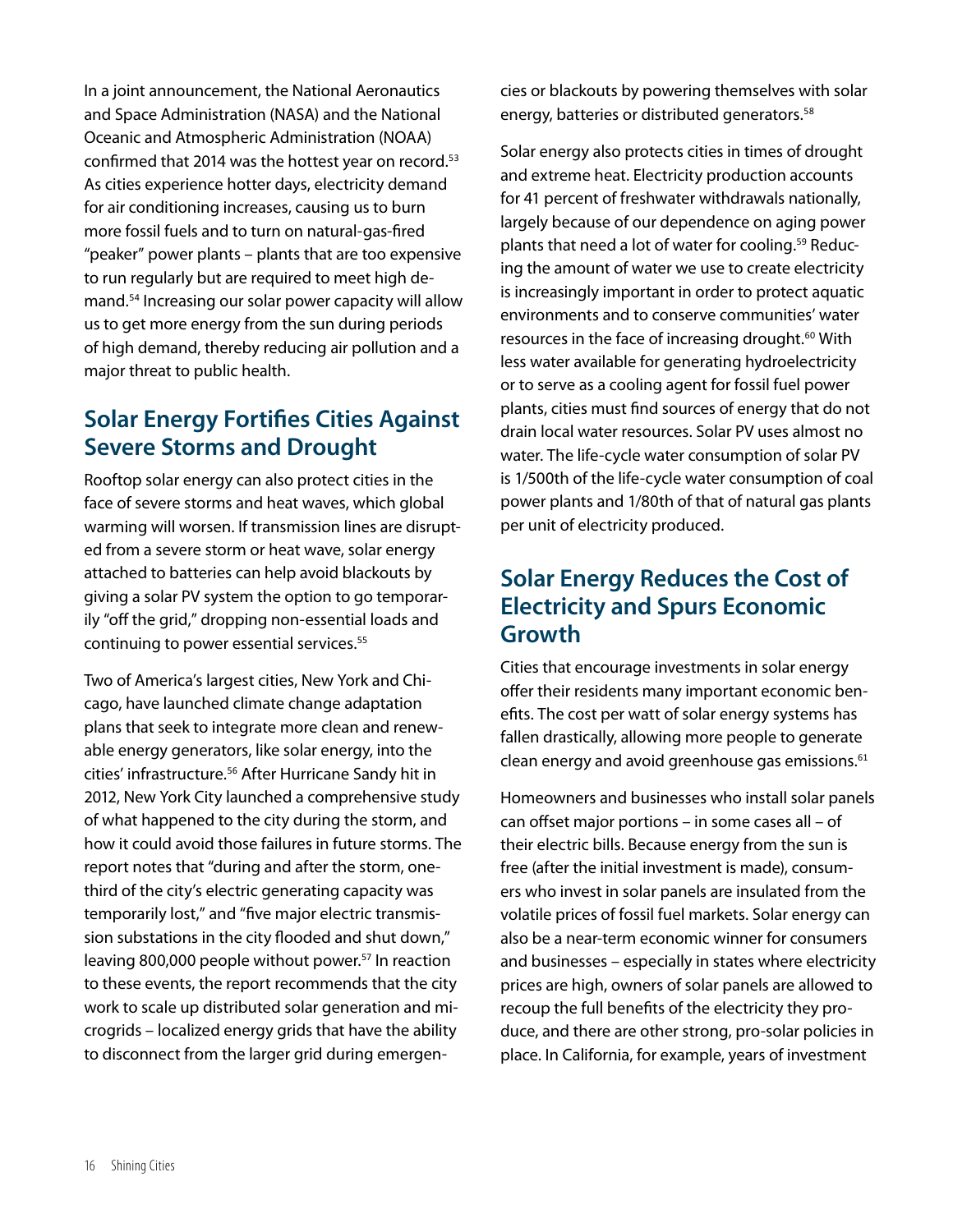In a joint announcement, the National Aeronautics and Space Administration (NASA) and the National Oceanic and Atmospheric Administration (NOAA) confirmed that 2014 was the hottest year on record.[53] As cities experience hotter days, electricity demand for air conditioning increases, causing us to burn more fossil fuels and to turn on natural-gas-fired "peaker" power plants – plants that are too expensive to run regularly but are required to meet high demand.[54] Increasing our solar power capacity will allow us to get more energy from the sun during periods of high demand, thereby reducing air pollution and a major threat to public health.

## Solar Energy Fortifies Cities Against Severe Storms and Drought

Rooftop solar energy can also protect cities in the face of severe storms and heat waves, which global warming will worsen. If transmission lines are disrupted from a severe storm or heat wave, solar energy attached to batteries can help avoid blackouts by giving a solar PV system the option to go temporarily "off the grid," dropping non-essential loads and continuing to power essential services.[55]

Two of America's largest cities, New York and Chicago, have launched climate change adaptation plans that seek to integrate more clean and renewable energy generators, like solar energy, into the cities' infrastructure.[56] After Hurricane Sandy hit in 2012, New York City launched a comprehensive study of what happened to the city during the storm, and how it could avoid those failures in future storms. The report notes that "during and after the storm, one-third of the city's electric generating capacity was temporarily lost," and "five major electric transmission substations in the city flooded and shut down," leaving 800,000 people without power.[57] In reaction to these events, the report recommends that the city work to scale up distributed solar generation and microgrids – localized energy grids that have the ability to disconnect from the larger grid during emergencies or blackouts by powering themselves with solar energy, batteries or distributed generators.[58]

Solar energy also protects cities in times of drought and extreme heat. Electricity production accounts for 41 percent of freshwater withdrawals nationally, largely because of our dependence on aging power plants that need a lot of water for cooling.[59] Reducing the amount of water we use to create electricity is increasingly important in order to protect aquatic environments and to conserve communities' water resources in the face of increasing drought.[60] With less water available for generating hydroelectricity or to serve as a cooling agent for fossil fuel power plants, cities must find sources of energy that do not drain local water resources. Solar PV uses almost no water. The life-cycle water consumption of solar PV is 1/500th of the life-cycle water consumption of coal power plants and 1/80th of that of natural gas plants per unit of electricity produced.

## Solar Energy Reduces the Cost of Electricity and Spurs Economic Growth

Cities that encourage investments in solar energy offer their residents many important economic benefits. The cost per watt of solar energy systems has fallen drastically, allowing more people to generate clean energy and avoid greenhouse gas emissions.[61]

Homeowners and businesses who install solar panels can offset major portions – in some cases all – of their electric bills. Because energy from the sun is free (after the initial investment is made), consumers who invest in solar panels are insulated from the volatile prices of fossil fuel markets. Solar energy can also be a near-term economic winner for consumers and businesses – especially in states where electricity prices are high, owners of solar panels are allowed to recoup the full benefits of the electricity they produce, and there are other strong, pro-solar policies in place. In California, for example, years of investment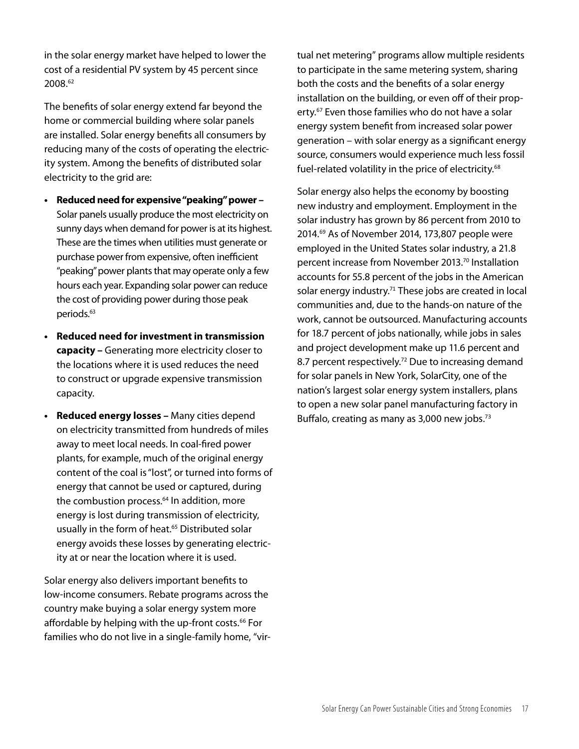in the solar energy market have helped to lower the cost of a residential PV system by 45 percent since 2008.[62]

The benefits of solar energy extend far beyond the home or commercial building where solar panels are installed. Solar energy benefits all consumers by reducing many of the costs of operating the electricity system. Among the benefits of distributed solar electricity to the grid are:

- **Reduced need for expensive "peaking" power –** Solar panels usually produce the most electricity on sunny days when demand for power is at its highest. These are the times when utilities must generate or purchase power from expensive, often inefficient "peaking" power plants that may operate only a few hours each year. Expanding solar power can reduce the cost of providing power during those peak periods.[63]
- **Reduced need for investment in transmission capacity –** Generating more electricity closer to the locations where it is used reduces the need to construct or upgrade expensive transmission capacity.
- **Reduced energy losses –** Many cities depend on electricity transmitted from hundreds of miles away to meet local needs. In coal-fired power plants, for example, much of the original energy content of the coal is "lost", or turned into forms of energy that cannot be used or captured, during the combustion process.[64] In addition, more energy is lost during transmission of electricity, usually in the form of heat.[65] Distributed solar energy avoids these losses by generating electricity at or near the location where it is used.

Solar energy also delivers important benefits to low-income consumers. Rebate programs across the country make buying a solar energy system more affordable by helping with the up-front costs.[66] For families who do not live in a single-family home, "virtual net metering" programs allow multiple residents to participate in the same metering system, sharing both the costs and the benefits of a solar energy installation on the building, or even off of their property.[67] Even those families who do not have a solar energy system benefit from increased solar power generation – with solar energy as a significant energy source, consumers would experience much less fossil fuel-related volatility in the price of electricity.[68]

Solar energy also helps the economy by boosting new industry and employment. Employment in the solar industry has grown by 86 percent from 2010 to 2014.[69] As of November 2014, 173,807 people were employed in the United States solar industry, a 21.8 percent increase from November 2013.[70] Installation accounts for 55.8 percent of the jobs in the American solar energy industry.[71] These jobs are created in local communities and, due to the hands-on nature of the work, cannot be outsourced. Manufacturing accounts for 18.7 percent of jobs nationally, while jobs in sales and project development make up 11.6 percent and 8.7 percent respectively.[72] Due to increasing demand for solar panels in New York, SolarCity, one of the nation's largest solar energy system installers, plans to open a new solar panel manufacturing factory in Buffalo, creating as many as 3,000 new jobs.[73]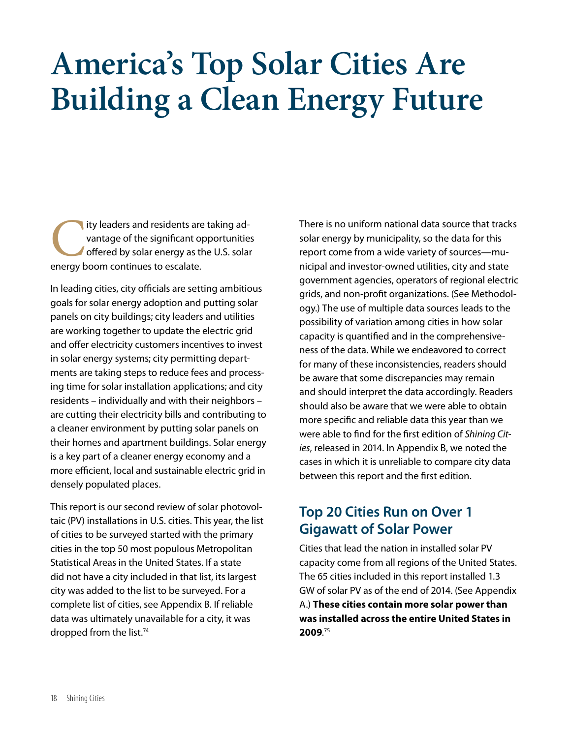# America's Top Solar Cities Are Building a Clean Energy Future

City leaders and residents are taking advantage of the significant opportunities offered by solar energy as the U.S. solar energy boom continues to escalate.

In leading cities, city officials are setting ambitious goals for solar energy adoption and putting solar panels on city buildings; city leaders and utilities are working together to update the electric grid and offer electricity customers incentives to invest in solar energy systems; city permitting departments are taking steps to reduce fees and processing time for solar installation applications; and city residents – individually and with their neighbors – are cutting their electricity bills and contributing to a cleaner environment by putting solar panels on their homes and apartment buildings. Solar energy is a key part of a cleaner energy economy and a more efficient, local and sustainable electric grid in densely populated places.

This report is our second review of solar photovoltaic (PV) installations in U.S. cities. This year, the list of cities to be surveyed started with the primary cities in the top 50 most populous Metropolitan Statistical Areas in the United States. If a state did not have a city included in that list, its largest city was added to the list to be surveyed. For a complete list of cities, see Appendix B. If reliable data was ultimately unavailable for a city, it was dropped from the list.[74]

There is no uniform national data source that tracks solar energy by municipality, so the data for this report come from a wide variety of sources—municipal and investor-owned utilities, city and state government agencies, operators of regional electric grids, and non-profit organizations. (See Methodology.) The use of multiple data sources leads to the possibility of variation among cities in how solar capacity is quantified and in the comprehensiveness of the data. While we endeavored to correct for many of these inconsistencies, readers should be aware that some discrepancies may remain and should interpret the data accordingly. Readers should also be aware that we were able to obtain more specific and reliable data this year than we were able to find for the first edition of *Shining Cities*, released in 2014. In Appendix B, we noted the cases in which it is unreliable to compare city data between this report and the first edition.

## Top 20 Cities Run on Over 1 Gigawatt of Solar Power

Cities that lead the nation in installed solar PV capacity come from all regions of the United States. The 65 cities included in this report installed 1.3 GW of solar PV as of the end of 2014. (See Appendix A.) **These cities contain more solar power than was installed across the entire United States in 2009**.[75]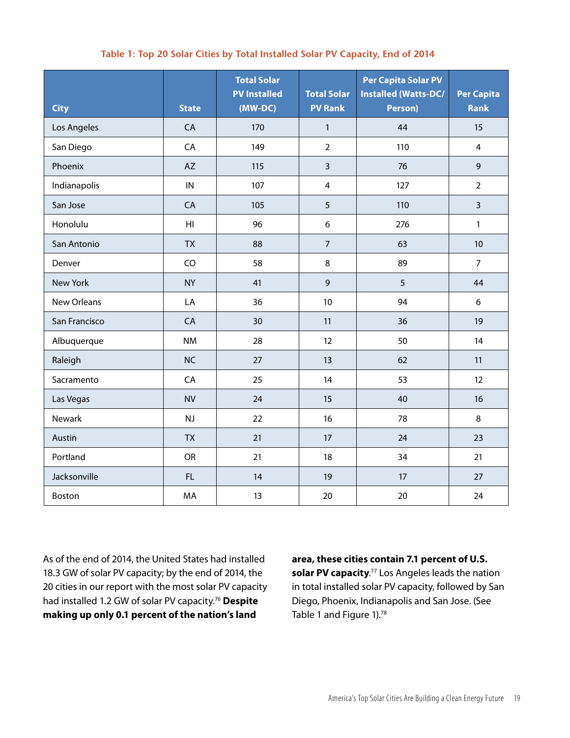**Table 1: Top 20 Solar Cities by Total Installed Solar PV Capacity, End of 2014**

| City | State | Total Solar PV Installed (MW-DC) | Total Solar PV Rank | Per Capita Solar PV Installed (Watts-DC/ Person) | Per Capita Rank |
|---|---|---|---|---|---|
| Los Angeles | CA | 170 | 1 | 44 | 15 |
| San Diego | CA | 149 | 2 | 110 | 4 |
| Phoenix | AZ | 115 | 3 | 76 | 9 |
| Indianapolis | IN | 107 | 4 | 127 | 2 |
| San Jose | CA | 105 | 5 | 110 | 3 |
| Honolulu | HI | 96 | 6 | 276 | 1 |
| San Antonio | TX | 88 | 7 | 63 | 10 |
| Denver | CO | 58 | 8 | 89 | 7 |
| New York | NY | 41 | 9 | 5 | 44 |
| New Orleans | LA | 36 | 10 | 94 | 6 |
| San Francisco | CA | 30 | 11 | 36 | 19 |
| Albuquerque | NM | 28 | 12 | 50 | 14 |
| Raleigh | NC | 27 | 13 | 62 | 11 |
| Sacramento | CA | 25 | 14 | 53 | 12 |
| Las Vegas | NV | 24 | 15 | 40 | 16 |
| Newark | NJ | 22 | 16 | 78 | 8 |
| Austin | TX | 21 | 17 | 24 | 23 |
| Portland | OR | 21 | 18 | 34 | 21 |
| Jacksonville | FL | 14 | 19 | 17 | 27 |
| Boston | MA | 13 | 20 | 20 | 24 |

As of the end of 2014, the United States had installed 18.3 GW of solar PV capacity; by the end of 2014, the 20 cities in our report with the most solar PV capacity had installed 1.2 GW of solar PV capacity.[76] **Despite making up only 0.1 percent of the nation's land area, these cities contain 7.1 percent of U.S. solar PV capacity**.[77] Los Angeles leads the nation in total installed solar PV capacity, followed by San Diego, Phoenix, Indianapolis and San Jose. (See Table 1 and Figure 1).[78]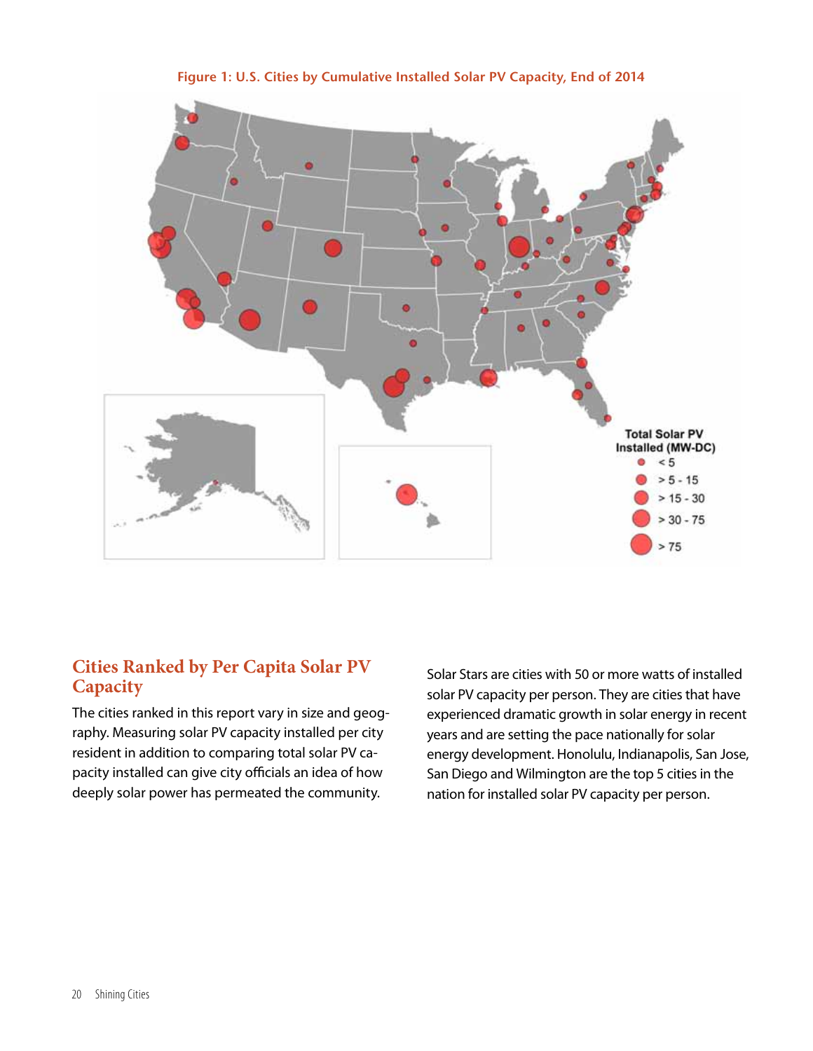**Figure 1: U.S. Cities by Cumulative Installed Solar PV Capacity, End of 2014**

## Cities Ranked by Per Capita Solar PV Capacity

The cities ranked in this report vary in size and geography. Measuring solar PV capacity installed per city resident in addition to comparing total solar PV capacity installed can give city officials an idea of how deeply solar power has permeated the community.

Solar Stars are cities with 50 or more watts of installed solar PV capacity per person. They are cities that have experienced dramatic growth in solar energy in recent years and are setting the pace nationally for solar energy development. Honolulu, Indianapolis, San Jose, San Diego and Wilmington are the top 5 cities in the nation for installed solar PV capacity per person.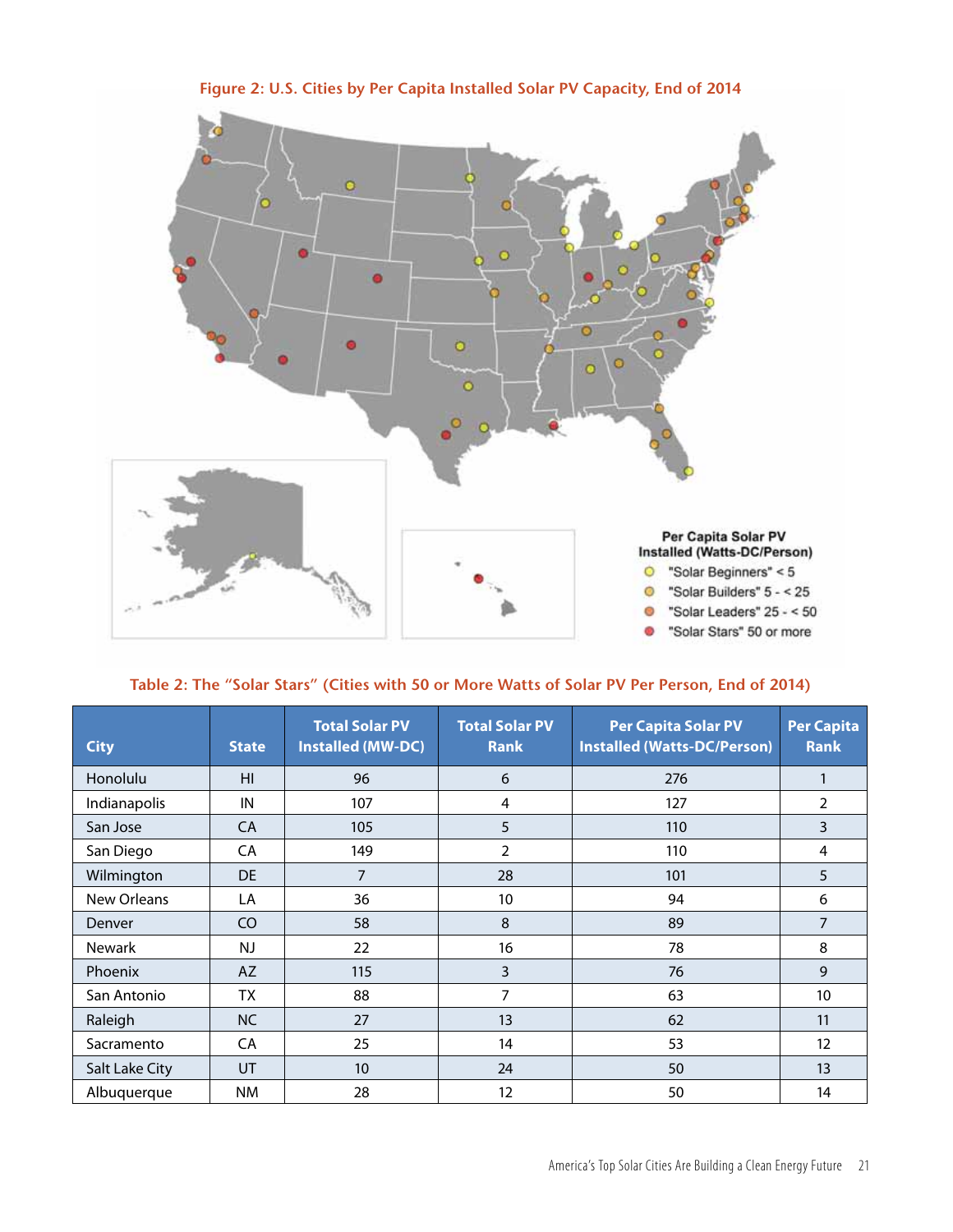**Figure 2: U.S. Cities by Per Capita Installed Solar PV Capacity, End of 2014**

Per Capita Solar PV Installed (Watts-DC/Person)

- "Solar Beginners" < 5
- "Solar Builders" 5 - < 25
- "Solar Leaders" 25 - < 50
- "Solar Stars" 50 or more

**Table 2: The "Solar Stars" (Cities with 50 or More Watts of Solar PV Per Person, End of 2014)**

| City | State | Total Solar PV Installed (MW-DC) | Total Solar PV Rank | Per Capita Solar PV Installed (Watts-DC/Person) | Per Capita Rank |
|---|---|---|---|---|---|
| Honolulu | HI | 96 | 6 | 276 | 1 |
| Indianapolis | IN | 107 | 4 | 127 | 2 |
| San Jose | CA | 105 | 5 | 110 | 3 |
| San Diego | CA | 149 | 2 | 110 | 4 |
| Wilmington | DE | 7 | 28 | 101 | 5 |
| New Orleans | LA | 36 | 10 | 94 | 6 |
| Denver | CO | 58 | 8 | 89 | 7 |
| Newark | NJ | 22 | 16 | 78 | 8 |
| Phoenix | AZ | 115 | 3 | 76 | 9 |
| San Antonio | TX | 88 | 7 | 63 | 10 |
| Raleigh | NC | 27 | 13 | 62 | 11 |
| Sacramento | CA | 25 | 14 | 53 | 12 |
| Salt Lake City | UT | 10 | 24 | 50 | 13 |
| Albuquerque | NM | 28 | 12 | 50 | 14 |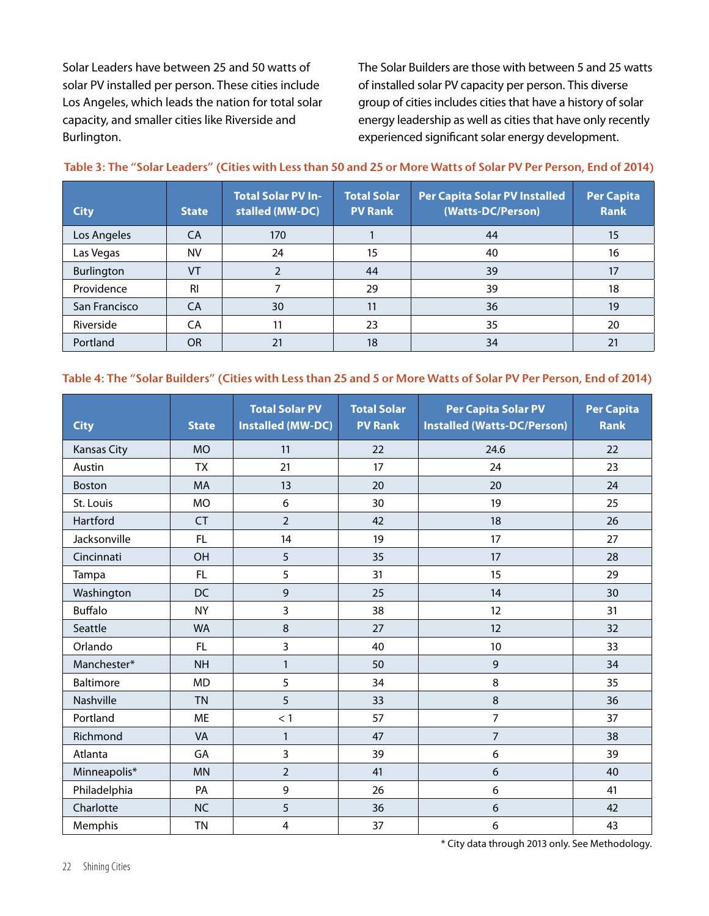Solar Leaders have between 25 and 50 watts of solar PV installed per person. These cities include Los Angeles, which leads the nation for total solar capacity, and smaller cities like Riverside and Burlington.

The Solar Builders are those with between 5 and 25 watts of installed solar PV capacity per person. This diverse group of cities includes cities that have a history of solar energy leadership as well as cities that have only recently experienced significant solar energy development.

**Table 3: The "Solar Leaders" (Cities with Less than 50 and 25 or More Watts of Solar PV Per Person, End of 2014)**

| City | State | Total Solar PV Installed (MW-DC) | Total Solar PV Rank | Per Capita Solar PV Installed (Watts-DC/Person) | Per Capita Rank |
|---|---|---|---|---|---|
| Los Angeles | CA | 170 | 1 | 44 | 15 |
| Las Vegas | NV | 24 | 15 | 40 | 16 |
| Burlington | VT | 2 | 44 | 39 | 17 |
| Providence | RI | 7 | 29 | 39 | 18 |
| San Francisco | CA | 30 | 11 | 36 | 19 |
| Riverside | CA | 11 | 23 | 35 | 20 |
| Portland | OR | 21 | 18 | 34 | 21 |

**Table 4: The "Solar Builders" (Cities with Less than 25 and 5 or More Watts of Solar PV Per Person, End of 2014)**

| City | State | Total Solar PV Installed (MW-DC) | Total Solar PV Rank | Per Capita Solar PV Installed (Watts-DC/Person) | Per Capita Rank |
|---|---|---|---|---|---|
| Kansas City | MO | 11 | 22 | 24.6 | 22 |
| Austin | TX | 21 | 17 | 24 | 23 |
| Boston | MA | 13 | 20 | 20 | 24 |
| St. Louis | MO | 6 | 30 | 19 | 25 |
| Hartford | CT | 2 | 42 | 18 | 26 |
| Jacksonville | FL | 14 | 19 | 17 | 27 |
| Cincinnati | OH | 5 | 35 | 17 | 28 |
| Tampa | FL | 5 | 31 | 15 | 29 |
| Washington | DC | 9 | 25 | 14 | 30 |
| Buffalo | NY | 3 | 38 | 12 | 31 |
| Seattle | WA | 8 | 27 | 12 | 32 |
| Orlando | FL | 3 | 40 | 10 | 33 |
| Manchester* | NH | 1 | 50 | 9 | 34 |
| Baltimore | MD | 5 | 34 | 8 | 35 |
| Nashville | TN | 5 | 33 | 8 | 36 |
| Portland | ME | < 1 | 57 | 7 | 37 |
| Richmond | VA | 1 | 47 | 7 | 38 |
| Atlanta | GA | 3 | 39 | 6 | 39 |
| Minneapolis* | MN | 2 | 41 | 6 | 40 |
| Philadelphia | PA | 9 | 26 | 6 | 41 |
| Charlotte | NC | 5 | 36 | 6 | 42 |
| Memphis | TN | 4 | 37 | 6 | 43 |

* City data through 2013 only. See Methodology.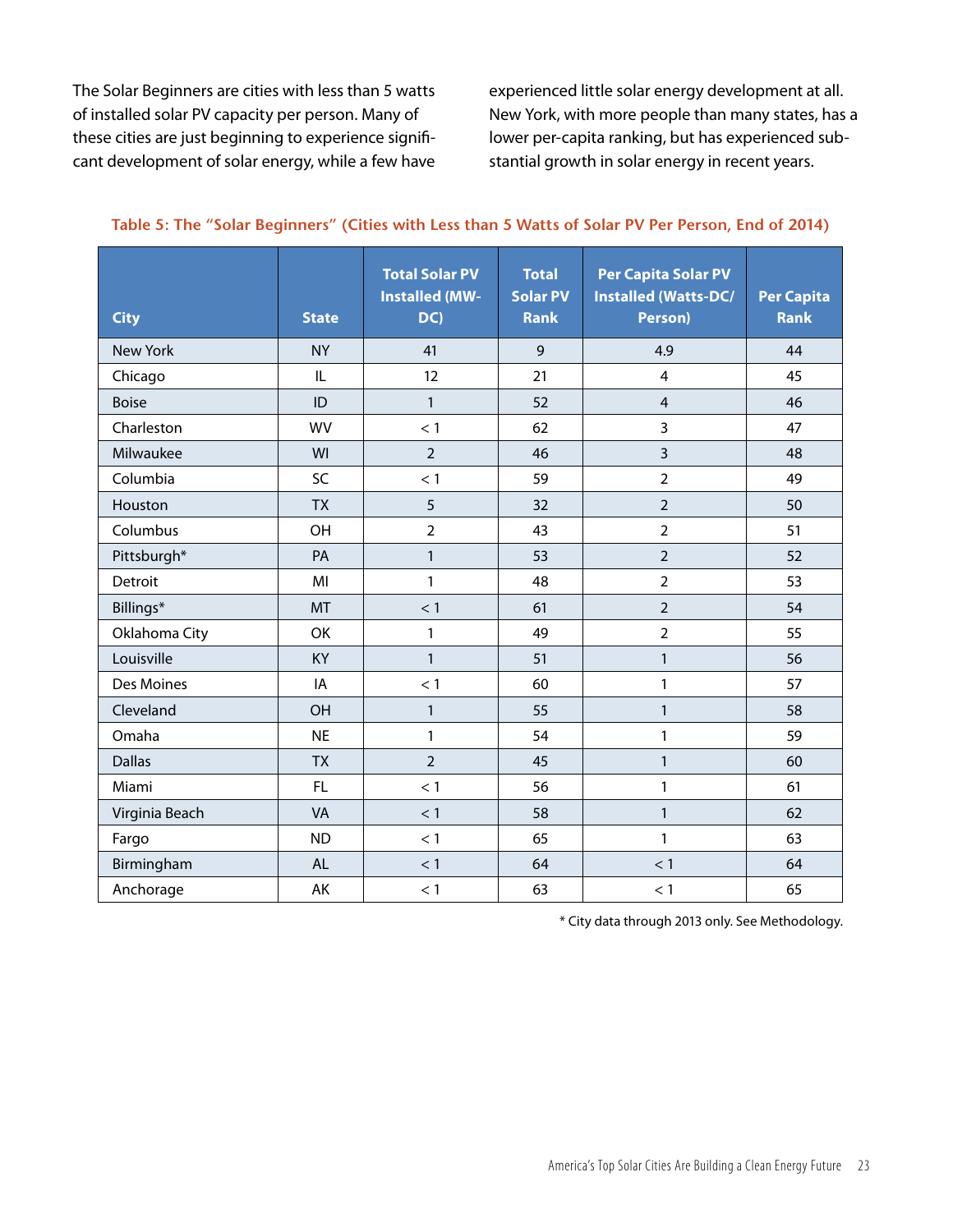The Solar Beginners are cities with less than 5 watts of installed solar PV capacity per person. Many of these cities are just beginning to experience significant development of solar energy, while a few have experienced little solar energy development at all. New York, with more people than many states, has a lower per-capita ranking, but has experienced substantial growth in solar energy in recent years.

**Table 5: The "Solar Beginners" (Cities with Less than 5 Watts of Solar PV Per Person, End of 2014)**

| City | State | Total Solar PV Installed (MW-DC) | Total Solar PV Rank | Per Capita Solar PV Installed (Watts-DC/ Person) | Per Capita Rank |
|---|---|---|---|---|---|
| New York | NY | 41 | 9 | 4.9 | 44 |
| Chicago | IL | 12 | 21 | 4 | 45 |
| Boise | ID | 1 | 52 | 4 | 46 |
| Charleston | WV | < 1 | 62 | 3 | 47 |
| Milwaukee | WI | 2 | 46 | 3 | 48 |
| Columbia | SC | < 1 | 59 | 2 | 49 |
| Houston | TX | 5 | 32 | 2 | 50 |
| Columbus | OH | 2 | 43 | 2 | 51 |
| Pittsburgh* | PA | 1 | 53 | 2 | 52 |
| Detroit | MI | 1 | 48 | 2 | 53 |
| Billings* | MT | < 1 | 61 | 2 | 54 |
| Oklahoma City | OK | 1 | 49 | 2 | 55 |
| Louisville | KY | 1 | 51 | 1 | 56 |
| Des Moines | IA | < 1 | 60 | 1 | 57 |
| Cleveland | OH | 1 | 55 | 1 | 58 |
| Omaha | NE | 1 | 54 | 1 | 59 |
| Dallas | TX | 2 | 45 | 1 | 60 |
| Miami | FL | < 1 | 56 | 1 | 61 |
| Virginia Beach | VA | < 1 | 58 | 1 | 62 |
| Fargo | ND | < 1 | 65 | 1 | 63 |
| Birmingham | AL | < 1 | 64 | < 1 | 64 |
| Anchorage | AK | < 1 | 63 | < 1 | 65 |

\* City data through 2013 only. See Methodology.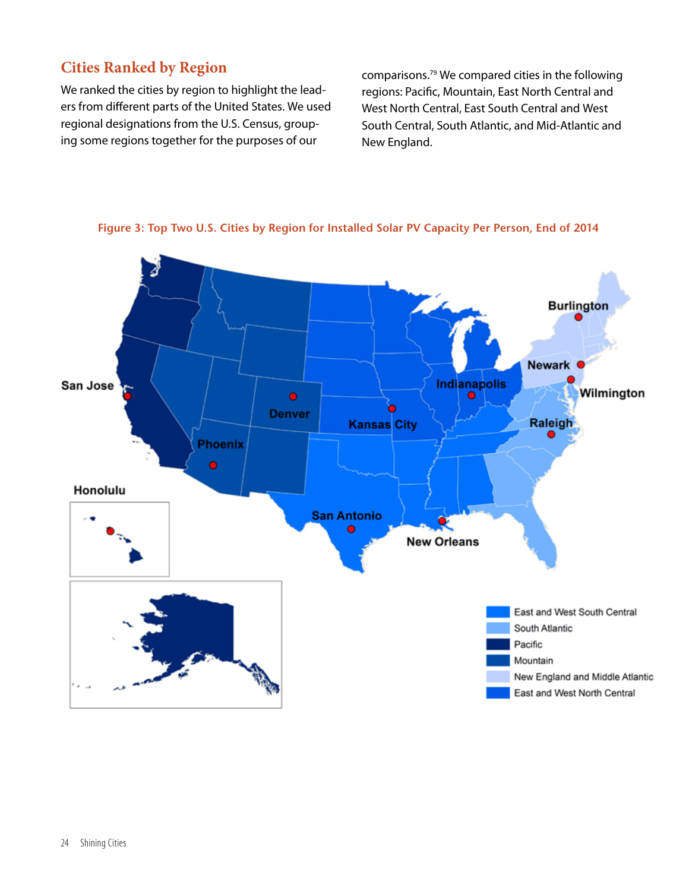## Cities Ranked by Region

We ranked the cities by region to highlight the leaders from different parts of the United States. We used regional designations from the U.S. Census, grouping some regions together for the purposes of our comparisons.[79] We compared cities in the following regions: Pacific, Mountain, East North Central and West North Central, East South Central and West South Central, South Atlantic, and Mid-Atlantic and New England.

**Figure 3: Top Two U.S. Cities by Region for Installed Solar PV Capacity Per Person, End of 2014**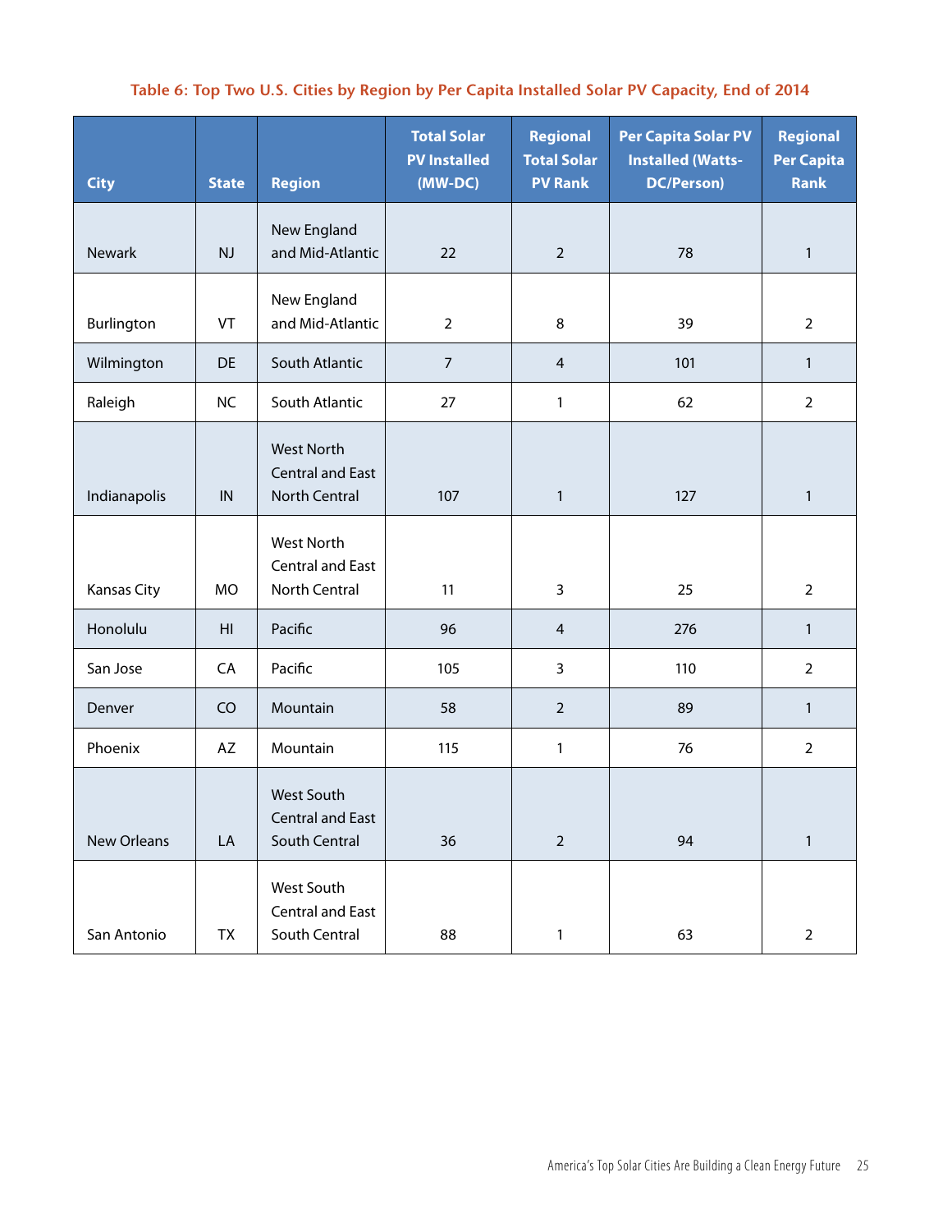**Table 6: Top Two U.S. Cities by Region by Per Capita Installed Solar PV Capacity, End of 2014**

| City | State | Region | Total Solar PV Installed (MW-DC) | Regional Total Solar PV Rank | Per Capita Solar PV Installed (Watts-DC/Person) | Regional Per Capita Rank |
|---|---|---|---|---|---|---|
| Newark | NJ | New England and Mid-Atlantic | 22 | 2 | 78 | 1 |
| Burlington | VT | New England and Mid-Atlantic | 2 | 8 | 39 | 2 |
| Wilmington | DE | South Atlantic | 7 | 4 | 101 | 1 |
| Raleigh | NC | South Atlantic | 27 | 1 | 62 | 2 |
| Indianapolis | IN | West North Central and East North Central | 107 | 1 | 127 | 1 |
| Kansas City | MO | West North Central and East North Central | 11 | 3 | 25 | 2 |
| Honolulu | HI | Pacific | 96 | 4 | 276 | 1 |
| San Jose | CA | Pacific | 105 | 3 | 110 | 2 |
| Denver | CO | Mountain | 58 | 2 | 89 | 1 |
| Phoenix | AZ | Mountain | 115 | 1 | 76 | 2 |
| New Orleans | LA | West South Central and East South Central | 36 | 2 | 94 | 1 |
| San Antonio | TX | West South Central and East South Central | 88 | 1 | 63 | 2 |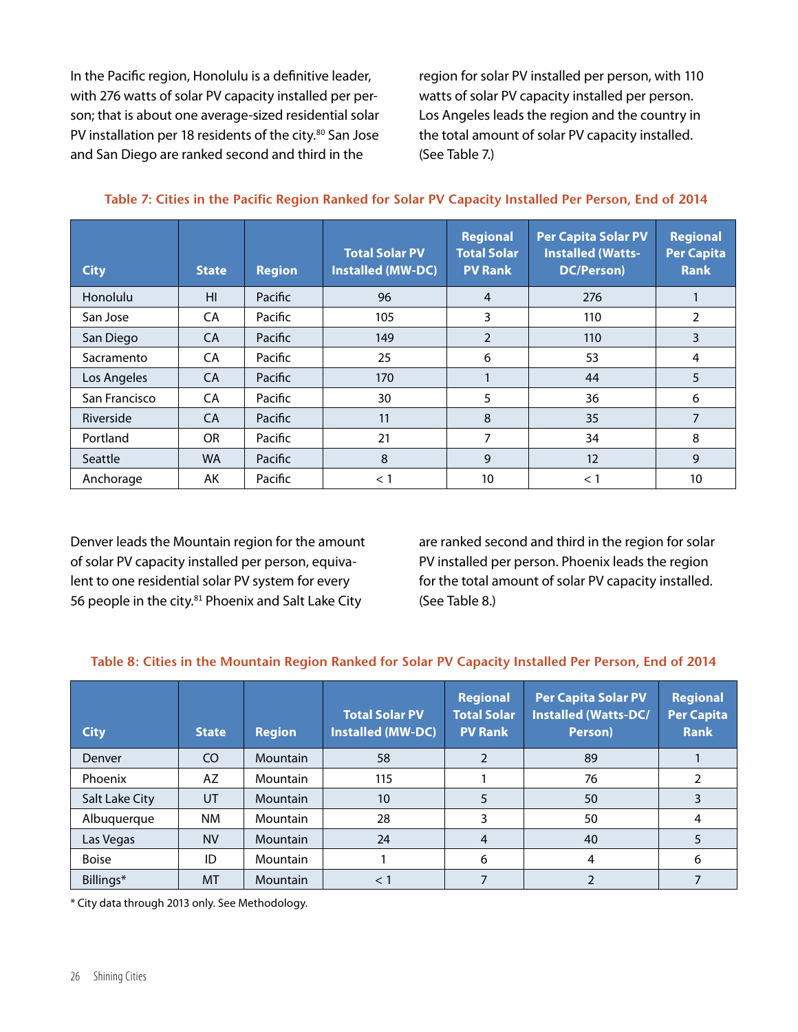In the Pacific region, Honolulu is a definitive leader, with 276 watts of solar PV capacity installed per person; that is about one average-sized residential solar PV installation per 18 residents of the city.[80] San Jose and San Diego are ranked second and third in the region for solar PV installed per person, with 110 watts of solar PV capacity installed per person. Los Angeles leads the region and the country in the total amount of solar PV capacity installed. (See Table 7.)

**Table 7: Cities in the Pacific Region Ranked for Solar PV Capacity Installed Per Person, End of 2014**

| City | State | Region | Total Solar PV Installed (MW-DC) | Regional Total Solar PV Rank | Per Capita Solar PV Installed (Watts-DC/Person) | Regional Per Capita Rank |
|---|---|---|---|---|---|---|
| Honolulu | HI | Pacific | 96 | 4 | 276 | 1 |
| San Jose | CA | Pacific | 105 | 3 | 110 | 2 |
| San Diego | CA | Pacific | 149 | 2 | 110 | 3 |
| Sacramento | CA | Pacific | 25 | 6 | 53 | 4 |
| Los Angeles | CA | Pacific | 170 | 1 | 44 | 5 |
| San Francisco | CA | Pacific | 30 | 5 | 36 | 6 |
| Riverside | CA | Pacific | 11 | 8 | 35 | 7 |
| Portland | OR | Pacific | 21 | 7 | 34 | 8 |
| Seattle | WA | Pacific | 8 | 9 | 12 | 9 |
| Anchorage | AK | Pacific | < 1 | 10 | < 1 | 10 |

Denver leads the Mountain region for the amount of solar PV capacity installed per person, equivalent to one residential solar PV system for every 56 people in the city.[81] Phoenix and Salt Lake City are ranked second and third in the region for solar PV installed per person. Phoenix leads the region for the total amount of solar PV capacity installed. (See Table 8.)

**Table 8: Cities in the Mountain Region Ranked for Solar PV Capacity Installed Per Person, End of 2014**

| City | State | Region | Total Solar PV Installed (MW-DC) | Regional Total Solar PV Rank | Per Capita Solar PV Installed (Watts-DC/Person) | Regional Per Capita Rank |
|---|---|---|---|---|---|---|
| Denver | CO | Mountain | 58 | 2 | 89 | 1 |
| Phoenix | AZ | Mountain | 115 | 1 | 76 | 2 |
| Salt Lake City | UT | Mountain | 10 | 5 | 50 | 3 |
| Albuquerque | NM | Mountain | 28 | 3 | 50 | 4 |
| Las Vegas | NV | Mountain | 24 | 4 | 40 | 5 |
| Boise | ID | Mountain | 1 | 6 | 4 | 6 |
| Billings* | MT | Mountain | < 1 | 7 | 2 | 7 |

* City data through 2013 only. See Methodology.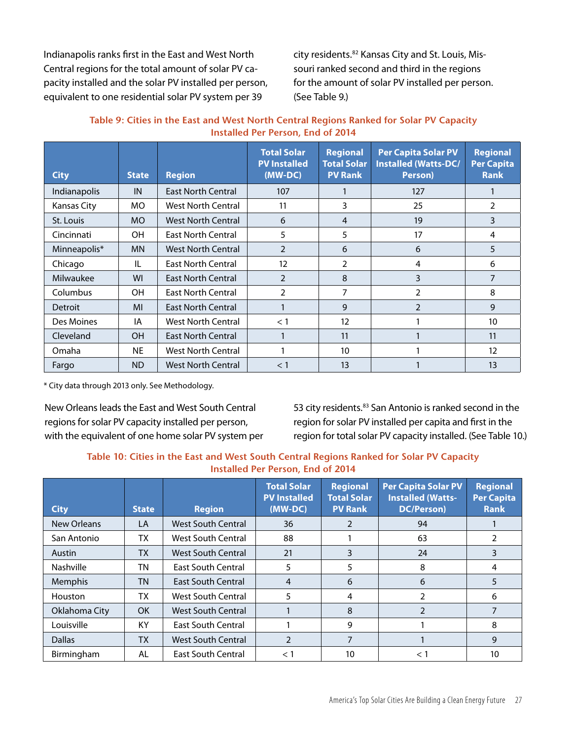Indianapolis ranks first in the East and West North Central regions for the total amount of solar PV capacity installed and the solar PV installed per person, equivalent to one residential solar PV system per 39 city residents.[82] Kansas City and St. Louis, Missouri ranked second and third in the regions for the amount of solar PV installed per person. (See Table 9.)

**Table 9: Cities in the East and West North Central Regions Ranked for Solar PV Capacity Installed Per Person, End of 2014**

| City | State | Region | Total Solar PV Installed (MW-DC) | Regional Total Solar PV Rank | Per Capita Solar PV Installed (Watts-DC/Person) | Regional Per Capita Rank |
|---|---|---|---|---|---|---|
| Indianapolis | IN | East North Central | 107 | 1 | 127 | 1 |
| Kansas City | MO | West North Central | 11 | 3 | 25 | 2 |
| St. Louis | MO | West North Central | 6 | 4 | 19 | 3 |
| Cincinnati | OH | East North Central | 5 | 5 | 17 | 4 |
| Minneapolis* | MN | West North Central | 2 | 6 | 6 | 5 |
| Chicago | IL | East North Central | 12 | 2 | 4 | 6 |
| Milwaukee | WI | East North Central | 2 | 8 | 3 | 7 |
| Columbus | OH | East North Central | 2 | 7 | 2 | 8 |
| Detroit | MI | East North Central | 1 | 9 | 2 | 9 |
| Des Moines | IA | West North Central | < 1 | 12 | 1 | 10 |
| Cleveland | OH | East North Central | 1 | 11 | 1 | 11 |
| Omaha | NE | West North Central | 1 | 10 | 1 | 12 |
| Fargo | ND | West North Central | < 1 | 13 | 1 | 13 |

* City data through 2013 only. See Methodology.

New Orleans leads the East and West South Central regions for solar PV capacity installed per person, with the equivalent of one home solar PV system per 53 city residents.[83] San Antonio is ranked second in the region for solar PV installed per capita and first in the region for total solar PV capacity installed. (See Table 10.)

**Table 10: Cities in the East and West South Central Regions Ranked for Solar PV Capacity Installed Per Person, End of 2014**

| City | State | Region | Total Solar PV Installed (MW-DC) | Regional Total Solar PV Rank | Per Capita Solar PV Installed (Watts-DC/Person) | Regional Per Capita Rank |
|---|---|---|---|---|---|---|
| New Orleans | LA | West South Central | 36 | 2 | 94 | 1 |
| San Antonio | TX | West South Central | 88 | 1 | 63 | 2 |
| Austin | TX | West South Central | 21 | 3 | 24 | 3 |
| Nashville | TN | East South Central | 5 | 5 | 8 | 4 |
| Memphis | TN | East South Central | 4 | 6 | 6 | 5 |
| Houston | TX | West South Central | 5 | 4 | 2 | 6 |
| Oklahoma City | OK | West South Central | 1 | 8 | 2 | 7 |
| Louisville | KY | East South Central | 1 | 9 | 1 | 8 |
| Dallas | TX | West South Central | 2 | 7 | 1 | 9 |
| Birmingham | AL | East South Central | < 1 | 10 | < 1 | 10 |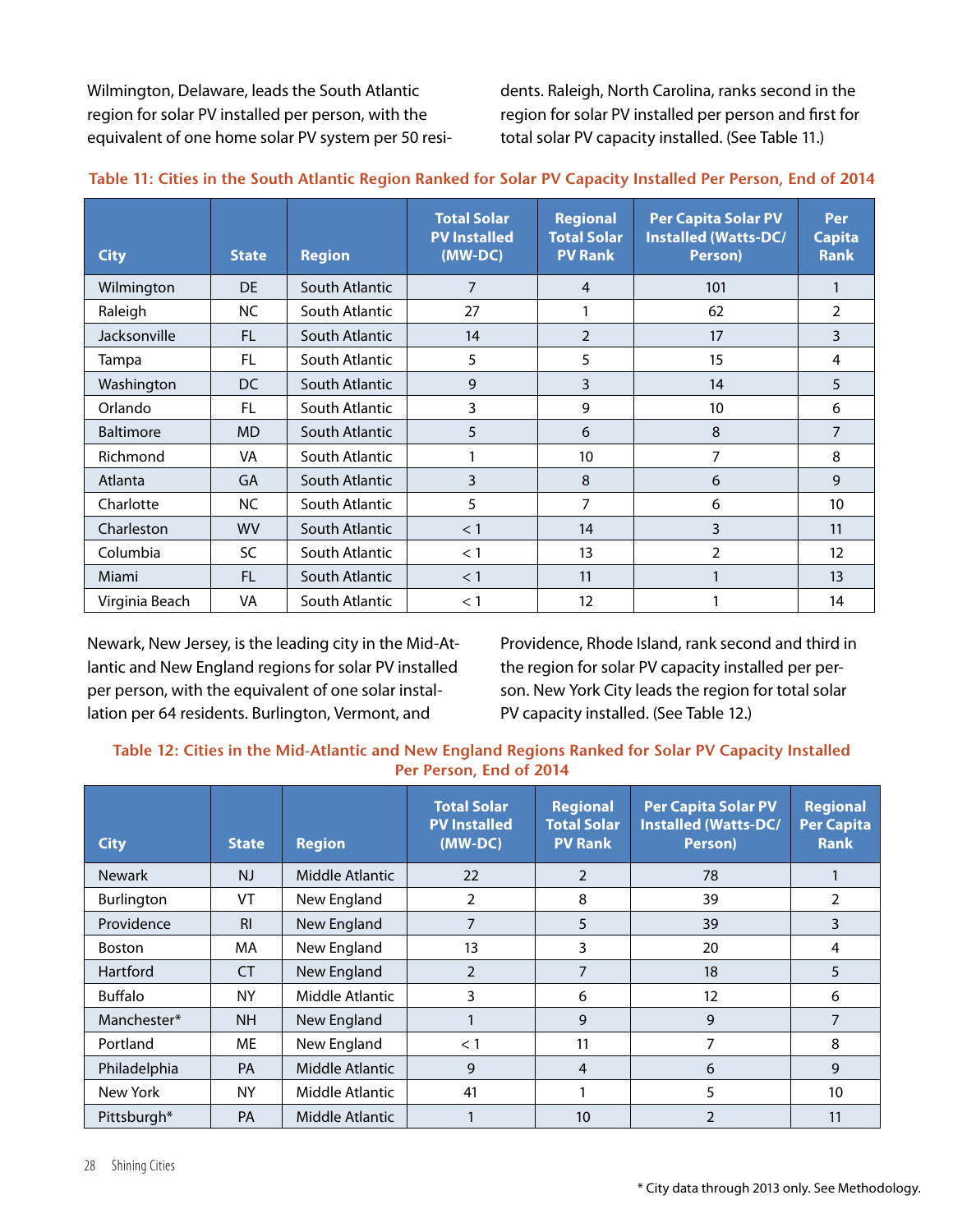Wilmington, Delaware, leads the South Atlantic region for solar PV installed per person, with the equivalent of one home solar PV system per 50 residents. Raleigh, North Carolina, ranks second in the region for solar PV installed per person and first for total solar PV capacity installed. (See Table 11.)

**Table 11: Cities in the South Atlantic Region Ranked for Solar PV Capacity Installed Per Person, End of 2014**

| City | State | Region | Total Solar PV Installed (MW-DC) | Regional Total Solar PV Rank | Per Capita Solar PV Installed (Watts-DC/ Person) | Per Capita Rank |
|---|---|---|---|---|---|---|
| Wilmington | DE | South Atlantic | 7 | 4 | 101 | 1 |
| Raleigh | NC | South Atlantic | 27 | 1 | 62 | 2 |
| Jacksonville | FL | South Atlantic | 14 | 2 | 17 | 3 |
| Tampa | FL | South Atlantic | 5 | 5 | 15 | 4 |
| Washington | DC | South Atlantic | 9 | 3 | 14 | 5 |
| Orlando | FL | South Atlantic | 3 | 9 | 10 | 6 |
| Baltimore | MD | South Atlantic | 5 | 6 | 8 | 7 |
| Richmond | VA | South Atlantic | 1 | 10 | 7 | 8 |
| Atlanta | GA | South Atlantic | 3 | 8 | 6 | 9 |
| Charlotte | NC | South Atlantic | 5 | 7 | 6 | 10 |
| Charleston | WV | South Atlantic | < 1 | 14 | 3 | 11 |
| Columbia | SC | South Atlantic | < 1 | 13 | 2 | 12 |
| Miami | FL | South Atlantic | < 1 | 11 | 1 | 13 |
| Virginia Beach | VA | South Atlantic | < 1 | 12 | 1 | 14 |

Newark, New Jersey, is the leading city in the Mid-Atlantic and New England regions for solar PV installed per person, with the equivalent of one solar installation per 64 residents. Burlington, Vermont, and Providence, Rhode Island, rank second and third in the region for solar PV capacity installed per person. New York City leads the region for total solar PV capacity installed. (See Table 12.)

**Table 12: Cities in the Mid-Atlantic and New England Regions Ranked for Solar PV Capacity Installed Per Person, End of 2014**

| City | State | Region | Total Solar PV Installed (MW-DC) | Regional Total Solar PV Rank | Per Capita Solar PV Installed (Watts-DC/ Person) | Regional Per Capita Rank |
|---|---|---|---|---|---|---|
| Newark | NJ | Middle Atlantic | 22 | 2 | 78 | 1 |
| Burlington | VT | New England | 2 | 8 | 39 | 2 |
| Providence | RI | New England | 7 | 5 | 39 | 3 |
| Boston | MA | New England | 13 | 3 | 20 | 4 |
| Hartford | CT | New England | 2 | 7 | 18 | 5 |
| Buffalo | NY | Middle Atlantic | 3 | 6 | 12 | 6 |
| Manchester* | NH | New England | 1 | 9 | 9 | 7 |
| Portland | ME | New England | < 1 | 11 | 7 | 8 |
| Philadelphia | PA | Middle Atlantic | 9 | 4 | 6 | 9 |
| New York | NY | Middle Atlantic | 41 | 1 | 5 | 10 |
| Pittsburgh* | PA | Middle Atlantic | 1 | 10 | 2 | 11 |

\* City data through 2013 only. See Methodology.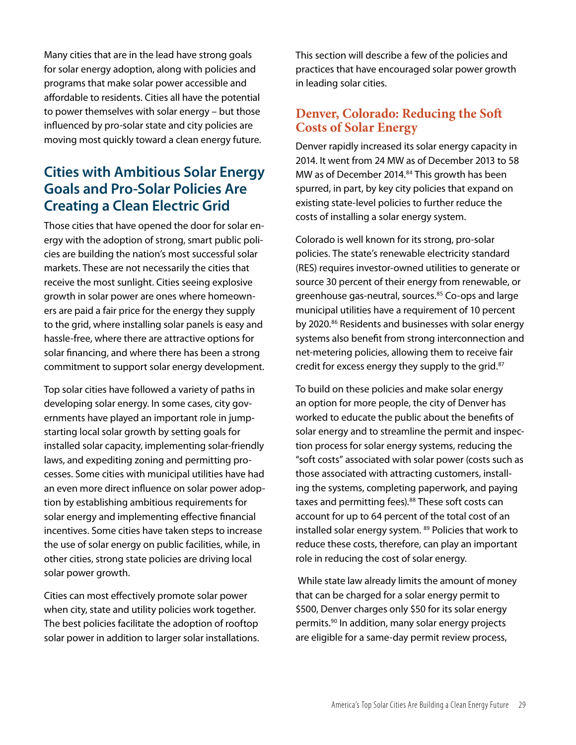Many cities that are in the lead have strong goals for solar energy adoption, along with policies and programs that make solar power accessible and affordable to residents. Cities all have the potential to power themselves with solar energy – but those influenced by pro-solar state and city policies are moving most quickly toward a clean energy future.

## Cities with Ambitious Solar Energy Goals and Pro-Solar Policies Are Creating a Clean Electric Grid

Those cities that have opened the door for solar energy with the adoption of strong, smart public policies are building the nation's most successful solar markets. These are not necessarily the cities that receive the most sunlight. Cities seeing explosive growth in solar power are ones where homeowners are paid a fair price for the energy they supply to the grid, where installing solar panels is easy and hassle-free, where there are attractive options for solar financing, and where there has been a strong commitment to support solar energy development.

Top solar cities have followed a variety of paths in developing solar energy. In some cases, city governments have played an important role in jumpstarting local solar growth by setting goals for installed solar capacity, implementing solar-friendly laws, and expediting zoning and permitting processes. Some cities with municipal utilities have had an even more direct influence on solar power adoption by establishing ambitious requirements for solar energy and implementing effective financial incentives. Some cities have taken steps to increase the use of solar energy on public facilities, while, in other cities, strong state policies are driving local solar power growth.

Cities can most effectively promote solar power when city, state and utility policies work together. The best policies facilitate the adoption of rooftop solar power in addition to larger solar installations.

This section will describe a few of the policies and practices that have encouraged solar power growth in leading solar cities.

### Denver, Colorado: Reducing the Soft Costs of Solar Energy

Denver rapidly increased its solar energy capacity in 2014. It went from 24 MW as of December 2013 to 58 MW as of December 2014.[84] This growth has been spurred, in part, by key city policies that expand on existing state-level policies to further reduce the costs of installing a solar energy system.

Colorado is well known for its strong, pro-solar policies. The state's renewable electricity standard (RES) requires investor-owned utilities to generate or source 30 percent of their energy from renewable, or greenhouse gas-neutral, sources.[85] Co-ops and large municipal utilities have a requirement of 10 percent by 2020.[86] Residents and businesses with solar energy systems also benefit from strong interconnection and net-metering policies, allowing them to receive fair credit for excess energy they supply to the grid.[87]

To build on these policies and make solar energy an option for more people, the city of Denver has worked to educate the public about the benefits of solar energy and to streamline the permit and inspection process for solar energy systems, reducing the "soft costs" associated with solar power (costs such as those associated with attracting customers, installing the systems, completing paperwork, and paying taxes and permitting fees).[88] These soft costs can account for up to 64 percent of the total cost of an installed solar energy system.[89] Policies that work to reduce these costs, therefore, can play an important role in reducing the cost of solar energy.

While state law already limits the amount of money that can be charged for a solar energy permit to $500, Denver charges only $50 for its solar energy permits.[90] In addition, many solar energy projects are eligible for a same-day permit review process,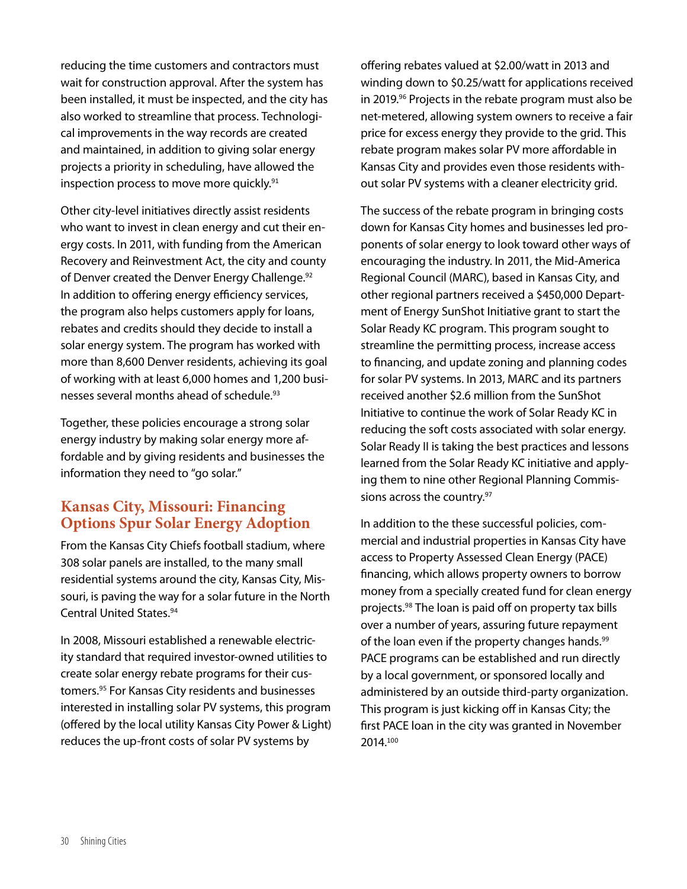reducing the time customers and contractors must wait for construction approval. After the system has been installed, it must be inspected, and the city has also worked to streamline that process. Technological improvements in the way records are created and maintained, in addition to giving solar energy projects a priority in scheduling, have allowed the inspection process to move more quickly.[91]

Other city-level initiatives directly assist residents who want to invest in clean energy and cut their energy costs. In 2011, with funding from the American Recovery and Reinvestment Act, the city and county of Denver created the Denver Energy Challenge.[92] In addition to offering energy efficiency services, the program also helps customers apply for loans, rebates and credits should they decide to install a solar energy system. The program has worked with more than 8,600 Denver residents, achieving its goal of working with at least 6,000 homes and 1,200 businesses several months ahead of schedule.[93]

Together, these policies encourage a strong solar energy industry by making solar energy more affordable and by giving residents and businesses the information they need to "go solar."

## Kansas City, Missouri: Financing Options Spur Solar Energy Adoption

From the Kansas City Chiefs football stadium, where 308 solar panels are installed, to the many small residential systems around the city, Kansas City, Missouri, is paving the way for a solar future in the North Central United States.[94]

In 2008, Missouri established a renewable electricity standard that required investor-owned utilities to create solar energy rebate programs for their customers.[95] For Kansas City residents and businesses interested in installing solar PV systems, this program (offered by the local utility Kansas City Power & Light) reduces the up-front costs of solar PV systems by offering rebates valued at $2.00/watt in 2013 and winding down to $0.25/watt for applications received in 2019.[96] Projects in the rebate program must also be net-metered, allowing system owners to receive a fair price for excess energy they provide to the grid. This rebate program makes solar PV more affordable in Kansas City and provides even those residents without solar PV systems with a cleaner electricity grid.

The success of the rebate program in bringing costs down for Kansas City homes and businesses led proponents of solar energy to look toward other ways of encouraging the industry. In 2011, the Mid-America Regional Council (MARC), based in Kansas City, and other regional partners received a $450,000 Department of Energy SunShot Initiative grant to start the Solar Ready KC program. This program sought to streamline the permitting process, increase access to financing, and update zoning and planning codes for solar PV systems. In 2013, MARC and its partners received another $2.6 million from the SunShot Initiative to continue the work of Solar Ready KC in reducing the soft costs associated with solar energy. Solar Ready II is taking the best practices and lessons learned from the Solar Ready KC initiative and applying them to nine other Regional Planning Commissions across the country.[97]

In addition to the these successful policies, commercial and industrial properties in Kansas City have access to Property Assessed Clean Energy (PACE) financing, which allows property owners to borrow money from a specially created fund for clean energy projects.[98] The loan is paid off on property tax bills over a number of years, assuring future repayment of the loan even if the property changes hands.[99] PACE programs can be established and run directly by a local government, or sponsored locally and administered by an outside third-party organization. This program is just kicking off in Kansas City; the first PACE loan in the city was granted in November 2014.[100]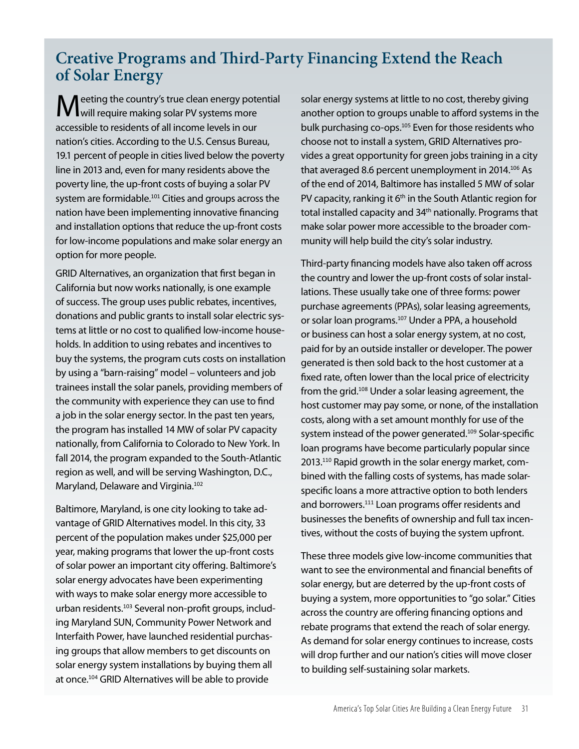## Creative Programs and Third-Party Financing Extend the Reach of Solar Energy

Meeting the country's true clean energy potential will require making solar PV systems more accessible to residents of all income levels in our nation's cities. According to the U.S. Census Bureau, 19.1 percent of people in cities lived below the poverty line in 2013 and, even for many residents above the poverty line, the up-front costs of buying a solar PV system are formidable.[101] Cities and groups across the nation have been implementing innovative financing and installation options that reduce the up-front costs for low-income populations and make solar energy an option for more people.

GRID Alternatives, an organization that first began in California but now works nationally, is one example of success. The group uses public rebates, incentives, donations and public grants to install solar electric systems at little or no cost to qualified low-income households. In addition to using rebates and incentives to buy the systems, the program cuts costs on installation by using a "barn-raising" model – volunteers and job trainees install the solar panels, providing members of the community with experience they can use to find a job in the solar energy sector. In the past ten years, the program has installed 14 MW of solar PV capacity nationally, from California to Colorado to New York. In fall 2014, the program expanded to the South-Atlantic region as well, and will be serving Washington, D.C., Maryland, Delaware and Virginia.[102]

Baltimore, Maryland, is one city looking to take advantage of GRID Alternatives model. In this city, 33 percent of the population makes under $25,000 per year, making programs that lower the up-front costs of solar power an important city offering. Baltimore's solar energy advocates have been experimenting with ways to make solar energy more accessible to urban residents.[103] Several non-profit groups, including Maryland SUN, Community Power Network and Interfaith Power, have launched residential purchasing groups that allow members to get discounts on solar energy system installations by buying them all at once.[104] GRID Alternatives will be able to provide solar energy systems at little to no cost, thereby giving another option to groups unable to afford systems in the bulk purchasing co-ops.[105] Even for those residents who choose not to install a system, GRID Alternatives provides a great opportunity for green jobs training in a city that averaged 8.6 percent unemployment in 2014.[106] As of the end of 2014, Baltimore has installed 5 MW of solar PV capacity, ranking it 6th in the South Atlantic region for total installed capacity and 34th nationally. Programs that make solar power more accessible to the broader community will help build the city's solar industry.

Third-party financing models have also taken off across the country and lower the up-front costs of solar installations. These usually take one of three forms: power purchase agreements (PPAs), solar leasing agreements, or solar loan programs.[107] Under a PPA, a household or business can host a solar energy system, at no cost, paid for by an outside installer or developer. The power generated is then sold back to the host customer at a fixed rate, often lower than the local price of electricity from the grid.[108] Under a solar leasing agreement, the host customer may pay some, or none, of the installation costs, along with a set amount monthly for use of the system instead of the power generated.[109] Solar-specific loan programs have become particularly popular since 2013.[110] Rapid growth in the solar energy market, combined with the falling costs of systems, has made solar-specific loans a more attractive option to both lenders and borrowers.[111] Loan programs offer residents and businesses the benefits of ownership and full tax incentives, without the costs of buying the system upfront.

These three models give low-income communities that want to see the environmental and financial benefits of solar energy, but are deterred by the up-front costs of buying a system, more opportunities to "go solar." Cities across the country are offering financing options and rebate programs that extend the reach of solar energy. As demand for solar energy continues to increase, costs will drop further and our nation's cities will move closer to building self-sustaining solar markets.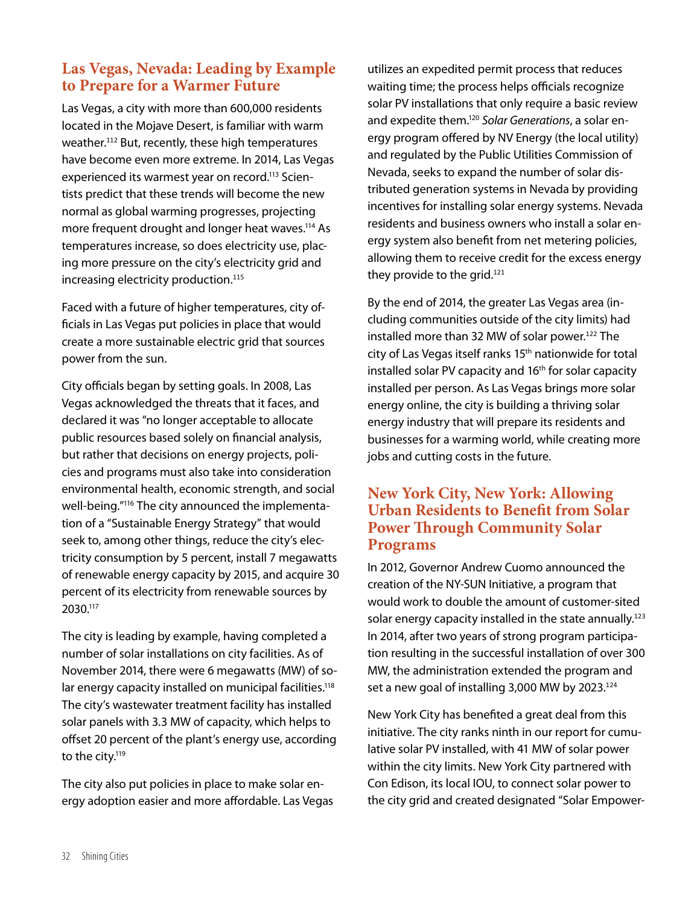## Las Vegas, Nevada: Leading by Example to Prepare for a Warmer Future

Las Vegas, a city with more than 600,000 residents located in the Mojave Desert, is familiar with warm weather.[112] But, recently, these high temperatures have become even more extreme. In 2014, Las Vegas experienced its warmest year on record.[113] Scientists predict that these trends will become the new normal as global warming progresses, projecting more frequent drought and longer heat waves.[114] As temperatures increase, so does electricity use, placing more pressure on the city's electricity grid and increasing electricity production.[115]

Faced with a future of higher temperatures, city officials in Las Vegas put policies in place that would create a more sustainable electric grid that sources power from the sun.

City officials began by setting goals. In 2008, Las Vegas acknowledged the threats that it faces, and declared it was "no longer acceptable to allocate public resources based solely on financial analysis, but rather that decisions on energy projects, policies and programs must also take into consideration environmental health, economic strength, and social well-being."[116] The city announced the implementation of a "Sustainable Energy Strategy" that would seek to, among other things, reduce the city's electricity consumption by 5 percent, install 7 megawatts of renewable energy capacity by 2015, and acquire 30 percent of its electricity from renewable sources by 2030.[117]

The city is leading by example, having completed a number of solar installations on city facilities. As of November 2014, there were 6 megawatts (MW) of solar energy capacity installed on municipal facilities.[118] The city's wastewater treatment facility has installed solar panels with 3.3 MW of capacity, which helps to offset 20 percent of the plant's energy use, according to the city.[119]

The city also put policies in place to make solar energy adoption easier and more affordable. Las Vegas utilizes an expedited permit process that reduces waiting time; the process helps officials recognize solar PV installations that only require a basic review and expedite them.[120] *Solar Generations*, a solar energy program offered by NV Energy (the local utility) and regulated by the Public Utilities Commission of Nevada, seeks to expand the number of solar distributed generation systems in Nevada by providing incentives for installing solar energy systems. Nevada residents and business owners who install a solar energy system also benefit from net metering policies, allowing them to receive credit for the excess energy they provide to the grid.[121]

By the end of 2014, the greater Las Vegas area (including communities outside of the city limits) had installed more than 32 MW of solar power.[122] The city of Las Vegas itself ranks 15th nationwide for total installed solar PV capacity and 16th for solar capacity installed per person. As Las Vegas brings more solar energy online, the city is building a thriving solar energy industry that will prepare its residents and businesses for a warming world, while creating more jobs and cutting costs in the future.

## New York City, New York: Allowing Urban Residents to Benefit from Solar Power Through Community Solar Programs

In 2012, Governor Andrew Cuomo announced the creation of the NY-SUN Initiative, a program that would work to double the amount of customer-sited solar energy capacity installed in the state annually.[123] In 2014, after two years of strong program participation resulting in the successful installation of over 300 MW, the administration extended the program and set a new goal of installing 3,000 MW by 2023.[124]

New York City has benefited a great deal from this initiative. The city ranks ninth in our report for cumulative solar PV installed, with 41 MW of solar power within the city limits. New York City partnered with Con Edison, its local IOU, to connect solar power to the city grid and created designated "Solar Empower-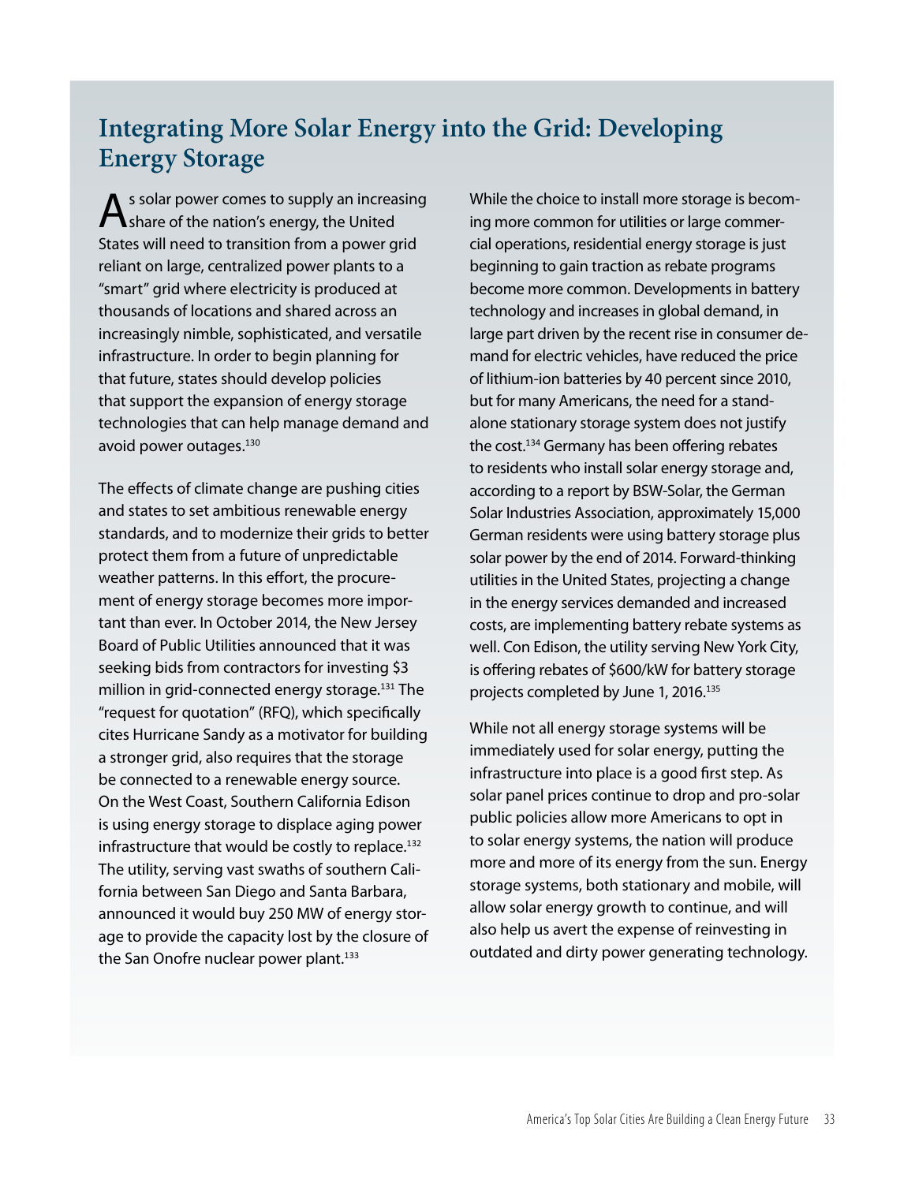## Integrating More Solar Energy into the Grid: Developing Energy Storage

As solar power comes to supply an increasing share of the nation's energy, the United States will need to transition from a power grid reliant on large, centralized power plants to a "smart" grid where electricity is produced at thousands of locations and shared across an increasingly nimble, sophisticated, and versatile infrastructure. In order to begin planning for that future, states should develop policies that support the expansion of energy storage technologies that can help manage demand and avoid power outages.[130]

The effects of climate change are pushing cities and states to set ambitious renewable energy standards, and to modernize their grids to better protect them from a future of unpredictable weather patterns. In this effort, the procurement of energy storage becomes more important than ever. In October 2014, the New Jersey Board of Public Utilities announced that it was seeking bids from contractors for investing $3 million in grid-connected energy storage.[131] The "request for quotation" (RFQ), which specifically cites Hurricane Sandy as a motivator for building a stronger grid, also requires that the storage be connected to a renewable energy source. On the West Coast, Southern California Edison is using energy storage to displace aging power infrastructure that would be costly to replace.[132] The utility, serving vast swaths of southern California between San Diego and Santa Barbara, announced it would buy 250 MW of energy storage to provide the capacity lost by the closure of the San Onofre nuclear power plant.[133]

While the choice to install more storage is becoming more common for utilities or large commercial operations, residential energy storage is just beginning to gain traction as rebate programs become more common. Developments in battery technology and increases in global demand, in large part driven by the recent rise in consumer demand for electric vehicles, have reduced the price of lithium-ion batteries by 40 percent since 2010, but for many Americans, the need for a standalone stationary storage system does not justify the cost.[134] Germany has been offering rebates to residents who install solar energy storage and, according to a report by BSW-Solar, the German Solar Industries Association, approximately 15,000 German residents were using battery storage plus solar power by the end of 2014. Forward-thinking utilities in the United States, projecting a change in the energy services demanded and increased costs, are implementing battery rebate systems as well. Con Edison, the utility serving New York City, is offering rebates of $600/kW for battery storage projects completed by June 1, 2016.[135]

While not all energy storage systems will be immediately used for solar energy, putting the infrastructure into place is a good first step. As solar panel prices continue to drop and pro-solar public policies allow more Americans to opt in to solar energy systems, the nation will produce more and more of its energy from the sun. Energy storage systems, both stationary and mobile, will allow solar energy growth to continue, and will also help us avert the expense of reinvesting in outdated and dirty power generating technology.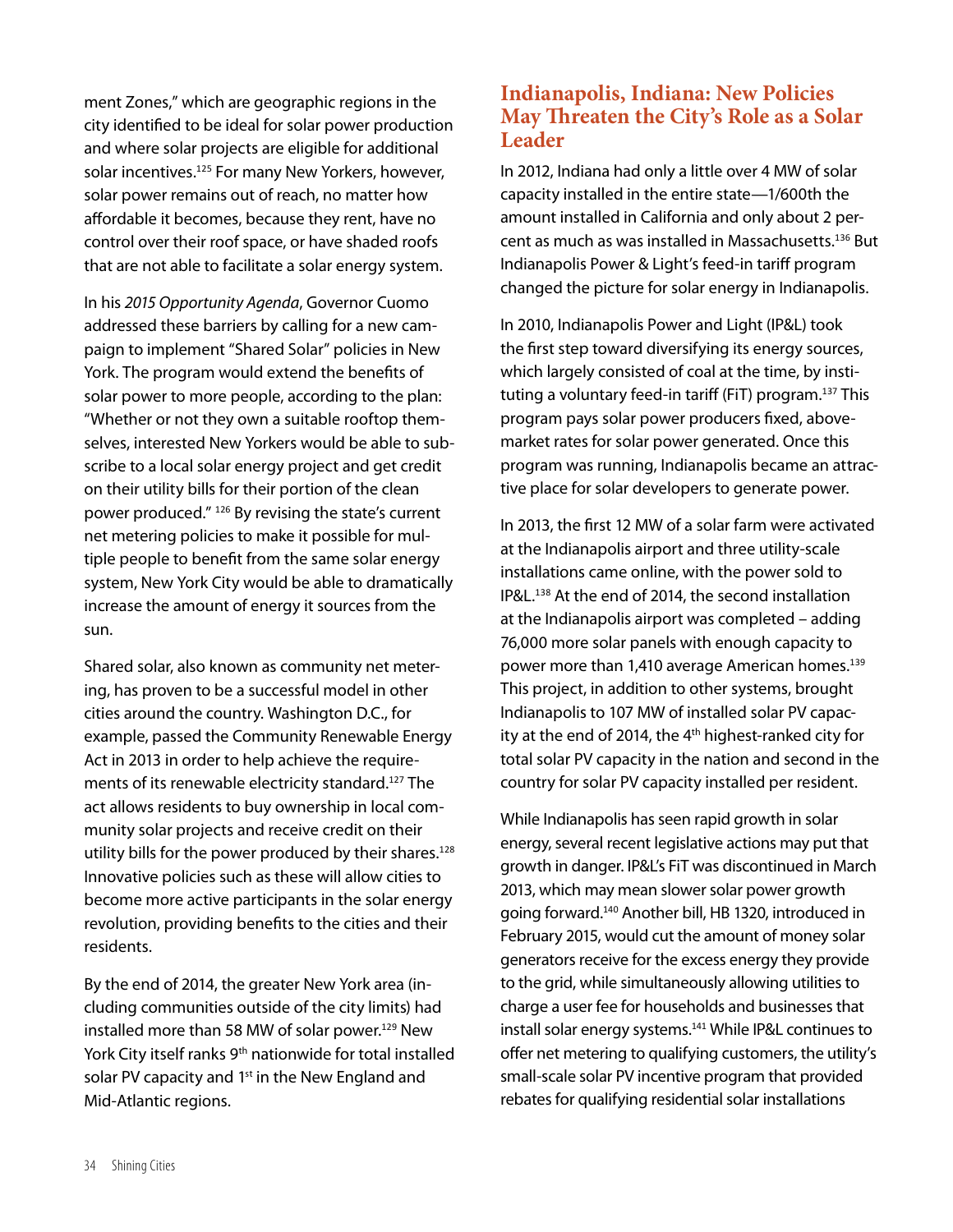ment Zones," which are geographic regions in the city identified to be ideal for solar power production and where solar projects are eligible for additional solar incentives.[125] For many New Yorkers, however, solar power remains out of reach, no matter how affordable it becomes, because they rent, have no control over their roof space, or have shaded roofs that are not able to facilitate a solar energy system.

In his *2015 Opportunity Agenda*, Governor Cuomo addressed these barriers by calling for a new campaign to implement "Shared Solar" policies in New York. The program would extend the benefits of solar power to more people, according to the plan: "Whether or not they own a suitable rooftop themselves, interested New Yorkers would be able to subscribe to a local solar energy project and get credit on their utility bills for their portion of the clean power produced." [126] By revising the state's current net metering policies to make it possible for multiple people to benefit from the same solar energy system, New York City would be able to dramatically increase the amount of energy it sources from the sun.

Shared solar, also known as community net metering, has proven to be a successful model in other cities around the country. Washington D.C., for example, passed the Community Renewable Energy Act in 2013 in order to help achieve the requirements of its renewable electricity standard.[127] The act allows residents to buy ownership in local community solar projects and receive credit on their utility bills for the power produced by their shares.[128] Innovative policies such as these will allow cities to become more active participants in the solar energy revolution, providing benefits to the cities and their residents.

By the end of 2014, the greater New York area (including communities outside of the city limits) had installed more than 58 MW of solar power.[129] New York City itself ranks 9th nationwide for total installed solar PV capacity and 1st in the New England and Mid-Atlantic regions.

## Indianapolis, Indiana: New Policies May Threaten the City's Role as a Solar Leader

In 2012, Indiana had only a little over 4 MW of solar capacity installed in the entire state—1/600th the amount installed in California and only about 2 percent as much as was installed in Massachusetts.[136] But Indianapolis Power & Light's feed-in tariff program changed the picture for solar energy in Indianapolis.

In 2010, Indianapolis Power and Light (IP&L) took the first step toward diversifying its energy sources, which largely consisted of coal at the time, by instituting a voluntary feed-in tariff (FiT) program.[137] This program pays solar power producers fixed, above-market rates for solar power generated. Once this program was running, Indianapolis became an attractive place for solar developers to generate power.

In 2013, the first 12 MW of a solar farm were activated at the Indianapolis airport and three utility-scale installations came online, with the power sold to IP&L.[138] At the end of 2014, the second installation at the Indianapolis airport was completed – adding 76,000 more solar panels with enough capacity to power more than 1,410 average American homes.[139] This project, in addition to other systems, brought Indianapolis to 107 MW of installed solar PV capacity at the end of 2014, the 4th highest-ranked city for total solar PV capacity in the nation and second in the country for solar PV capacity installed per resident.

While Indianapolis has seen rapid growth in solar energy, several recent legislative actions may put that growth in danger. IP&L's FiT was discontinued in March 2013, which may mean slower solar power growth going forward.[140] Another bill, HB 1320, introduced in February 2015, would cut the amount of money solar generators receive for the excess energy they provide to the grid, while simultaneously allowing utilities to charge a user fee for households and businesses that install solar energy systems.[141] While IP&L continues to offer net metering to qualifying customers, the utility's small-scale solar PV incentive program that provided rebates for qualifying residential solar installations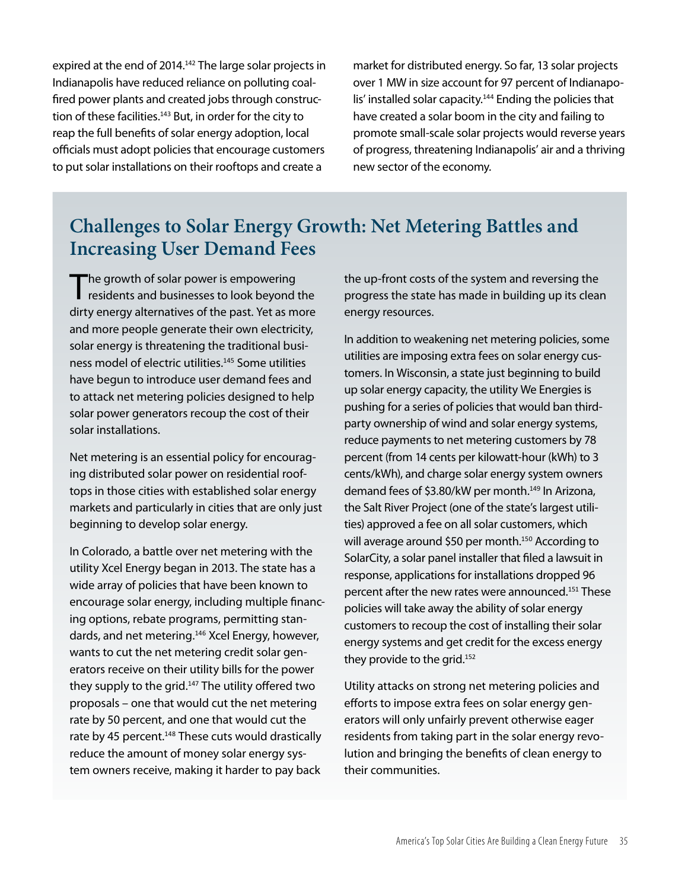expired at the end of 2014.[142] The large solar projects in Indianapolis have reduced reliance on polluting coal-fired power plants and created jobs through construction of these facilities.[143] But, in order for the city to reap the full benefits of solar energy adoption, local officials must adopt policies that encourage customers to put solar installations on their rooftops and create a market for distributed energy. So far, 13 solar projects over 1 MW in size account for 97 percent of Indianapolis' installed solar capacity.[144] Ending the policies that have created a solar boom in the city and failing to promote small-scale solar projects would reverse years of progress, threatening Indianapolis' air and a thriving new sector of the economy.

## Challenges to Solar Energy Growth: Net Metering Battles and Increasing User Demand Fees

The growth of solar power is empowering residents and businesses to look beyond the dirty energy alternatives of the past. Yet as more and more people generate their own electricity, solar energy is threatening the traditional business model of electric utilities.[145] Some utilities have begun to introduce user demand fees and to attack net metering policies designed to help solar power generators recoup the cost of their solar installations.

Net metering is an essential policy for encouraging distributed solar power on residential rooftops in those cities with established solar energy markets and particularly in cities that are only just beginning to develop solar energy.

In Colorado, a battle over net metering with the utility Xcel Energy began in 2013. The state has a wide array of policies that have been known to encourage solar energy, including multiple financing options, rebate programs, permitting standards, and net metering.[146] Xcel Energy, however, wants to cut the net metering credit solar generators receive on their utility bills for the power they supply to the grid.[147] The utility offered two proposals – one that would cut the net metering rate by 50 percent, and one that would cut the rate by 45 percent.[148] These cuts would drastically reduce the amount of money solar energy system owners receive, making it harder to pay back the up-front costs of the system and reversing the progress the state has made in building up its clean energy resources.

In addition to weakening net metering policies, some utilities are imposing extra fees on solar energy customers. In Wisconsin, a state just beginning to build up solar energy capacity, the utility We Energies is pushing for a series of policies that would ban third-party ownership of wind and solar energy systems, reduce payments to net metering customers by 78 percent (from 14 cents per kilowatt-hour (kWh) to 3 cents/kWh), and charge solar energy system owners demand fees of $3.80/kW per month.[149] In Arizona, the Salt River Project (one of the state's largest utilities) approved a fee on all solar customers, which will average around $50 per month.[150] According to SolarCity, a solar panel installer that filed a lawsuit in response, applications for installations dropped 96 percent after the new rates were announced.[151] These policies will take away the ability of solar energy customers to recoup the cost of installing their solar energy systems and get credit for the excess energy they provide to the grid.[152]

Utility attacks on strong net metering policies and efforts to impose extra fees on solar energy generators will only unfairly prevent otherwise eager residents from taking part in the solar energy revolution and bringing the benefits of clean energy to their communities.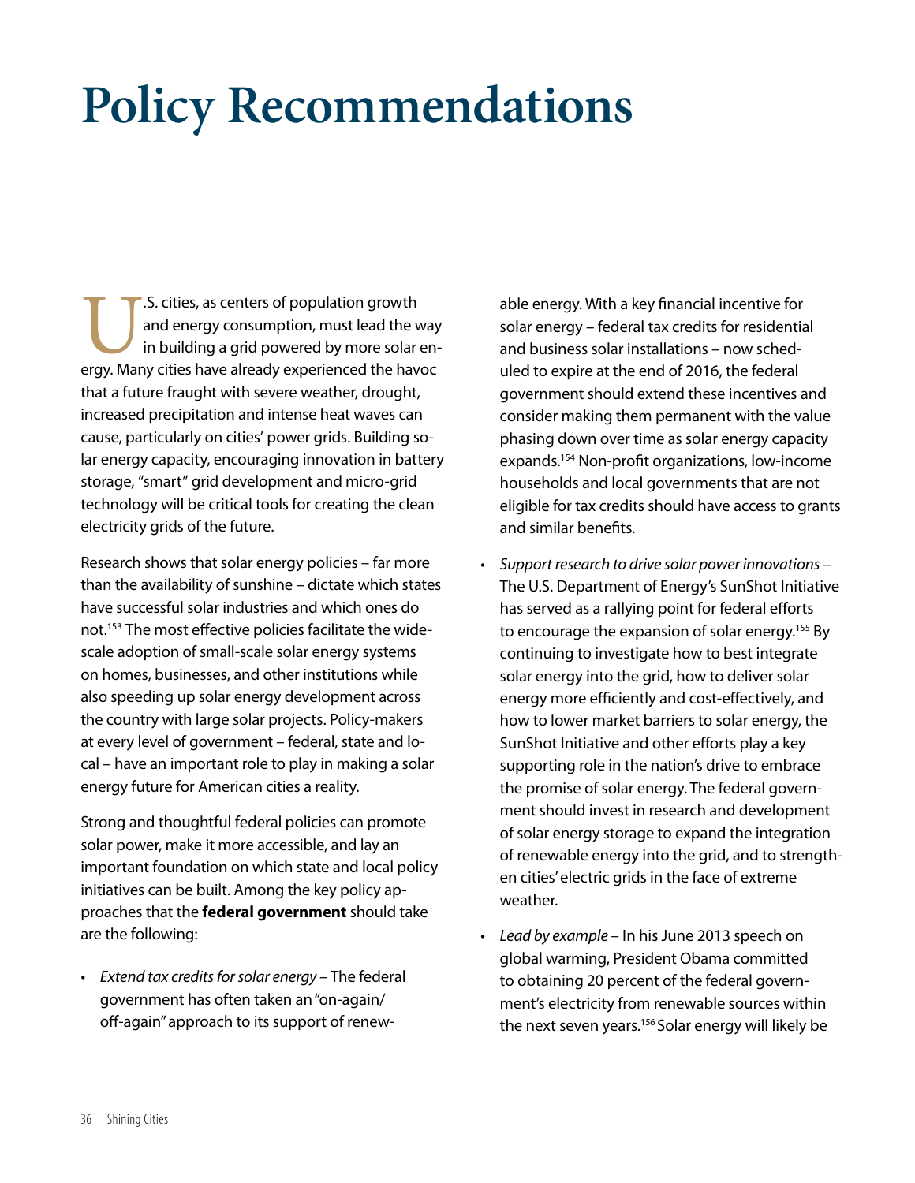# Policy Recommendations

U.S. cities, as centers of population growth and energy consumption, must lead the way in building a grid powered by more solar energy. Many cities have already experienced the havoc that a future fraught with severe weather, drought, increased precipitation and intense heat waves can cause, particularly on cities' power grids. Building solar energy capacity, encouraging innovation in battery storage, "smart" grid development and micro-grid technology will be critical tools for creating the clean electricity grids of the future.

Research shows that solar energy policies – far more than the availability of sunshine – dictate which states have successful solar industries and which ones do not.[153] The most effective policies facilitate the wide-scale adoption of small-scale solar energy systems on homes, businesses, and other institutions while also speeding up solar energy development across the country with large solar projects. Policy-makers at every level of government – federal, state and local – have an important role to play in making a solar energy future for American cities a reality.

Strong and thoughtful federal policies can promote solar power, make it more accessible, and lay an important foundation on which state and local policy initiatives can be built. Among the key policy approaches that the **federal government** should take are the following:

- *Extend tax credits for solar energy* – The federal government has often taken an "on-again/off-again" approach to its support of renewable energy. With a key financial incentive for solar energy – federal tax credits for residential and business solar installations – now scheduled to expire at the end of 2016, the federal government should extend these incentives and consider making them permanent with the value phasing down over time as solar energy capacity expands.[154] Non-profit organizations, low-income households and local governments that are not eligible for tax credits should have access to grants and similar benefits.

- *Support research to drive solar power innovations* – The U.S. Department of Energy's SunShot Initiative has served as a rallying point for federal efforts to encourage the expansion of solar energy.[155] By continuing to investigate how to best integrate solar energy into the grid, how to deliver solar energy more efficiently and cost-effectively, and how to lower market barriers to solar energy, the SunShot Initiative and other efforts play a key supporting role in the nation's drive to embrace the promise of solar energy. The federal government should invest in research and development of solar energy storage to expand the integration of renewable energy into the grid, and to strengthen cities' electric grids in the face of extreme weather.

- *Lead by example* – In his June 2013 speech on global warming, President Obama committed to obtaining 20 percent of the federal government's electricity from renewable sources within the next seven years.[156] Solar energy will likely be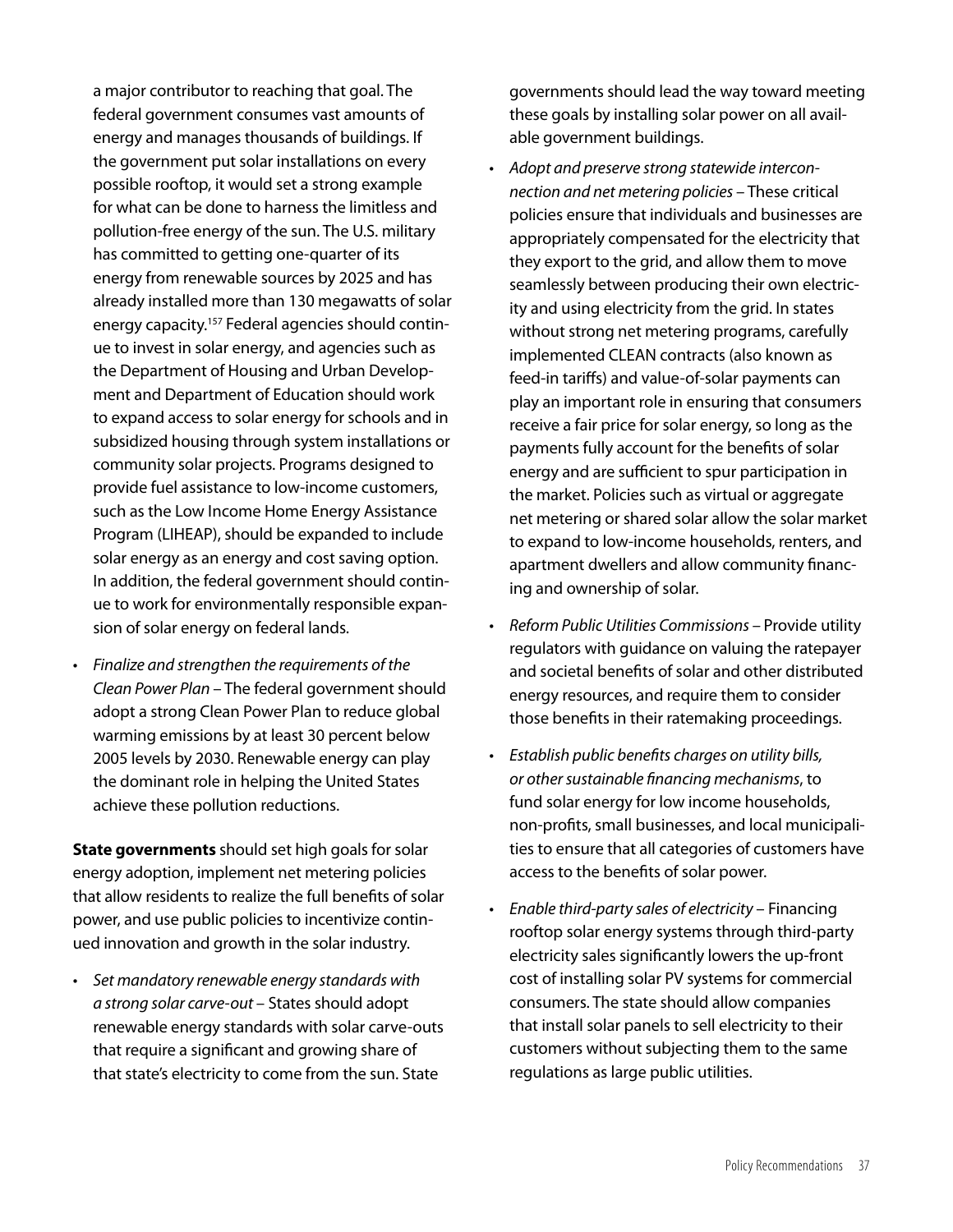a major contributor to reaching that goal. The federal government consumes vast amounts of energy and manages thousands of buildings. If the government put solar installations on every possible rooftop, it would set a strong example for what can be done to harness the limitless and pollution-free energy of the sun. The U.S. military has committed to getting one-quarter of its energy from renewable sources by 2025 and has already installed more than 130 megawatts of solar energy capacity.[157] Federal agencies should continue to invest in solar energy, and agencies such as the Department of Housing and Urban Development and Department of Education should work to expand access to solar energy for schools and in subsidized housing through system installations or community solar projects. Programs designed to provide fuel assistance to low-income customers, such as the Low Income Home Energy Assistance Program (LIHEAP), should be expanded to include solar energy as an energy and cost saving option. In addition, the federal government should continue to work for environmentally responsible expansion of solar energy on federal lands.

- *Finalize and strengthen the requirements of the Clean Power Plan* – The federal government should adopt a strong Clean Power Plan to reduce global warming emissions by at least 30 percent below 2005 levels by 2030. Renewable energy can play the dominant role in helping the United States achieve these pollution reductions.

**State governments** should set high goals for solar energy adoption, implement net metering policies that allow residents to realize the full benefits of solar power, and use public policies to incentivize continued innovation and growth in the solar industry.

- *Set mandatory renewable energy standards with a strong solar carve-out* – States should adopt renewable energy standards with solar carve-outs that require a significant and growing share of that state's electricity to come from the sun. State governments should lead the way toward meeting these goals by installing solar power on all available government buildings.
- *Adopt and preserve strong statewide interconnection and net metering policies* – These critical policies ensure that individuals and businesses are appropriately compensated for the electricity that they export to the grid, and allow them to move seamlessly between producing their own electricity and using electricity from the grid. In states without strong net metering programs, carefully implemented CLEAN contracts (also known as feed-in tariffs) and value-of-solar payments can play an important role in ensuring that consumers receive a fair price for solar energy, so long as the payments fully account for the benefits of solar energy and are sufficient to spur participation in the market. Policies such as virtual or aggregate net metering or shared solar allow the solar market to expand to low-income households, renters, and apartment dwellers and allow community financing and ownership of solar.
- *Reform Public Utilities Commissions* – Provide utility regulators with guidance on valuing the ratepayer and societal benefits of solar and other distributed energy resources, and require them to consider those benefits in their ratemaking proceedings.
- *Establish public benefits charges on utility bills, or other sustainable financing mechanisms*, to fund solar energy for low income households, non-profits, small businesses, and local municipalities to ensure that all categories of customers have access to the benefits of solar power.
- *Enable third-party sales of electricity* – Financing rooftop solar energy systems through third-party electricity sales significantly lowers the up-front cost of installing solar PV systems for commercial consumers. The state should allow companies that install solar panels to sell electricity to their customers without subjecting them to the same regulations as large public utilities.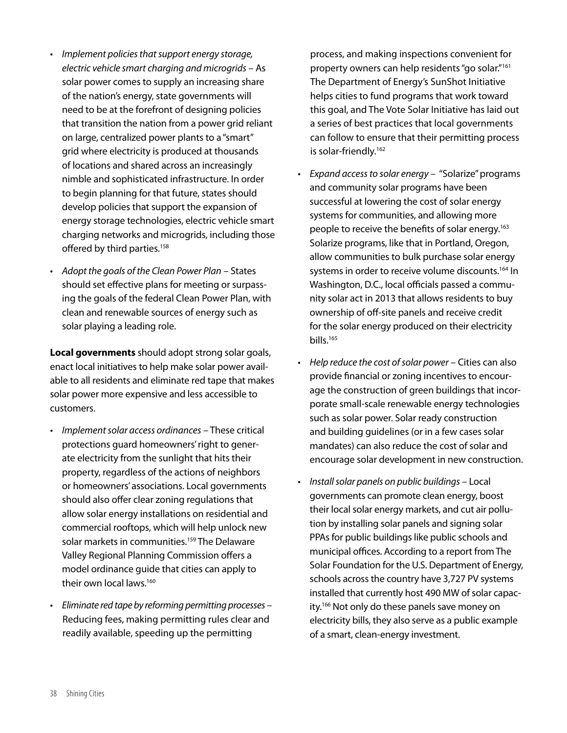- *Implement policies that support energy storage, electric vehicle smart charging and microgrids* – As solar power comes to supply an increasing share of the nation's energy, state governments will need to be at the forefront of designing policies that transition the nation from a power grid reliant on large, centralized power plants to a "smart" grid where electricity is produced at thousands of locations and shared across an increasingly nimble and sophisticated infrastructure. In order to begin planning for that future, states should develop policies that support the expansion of energy storage technologies, electric vehicle smart charging networks and microgrids, including those offered by third parties.[158]

- *Adopt the goals of the Clean Power Plan* – States should set effective plans for meeting or surpassing the goals of the federal Clean Power Plan, with clean and renewable sources of energy such as solar playing a leading role.

**Local governments** should adopt strong solar goals, enact local initiatives to help make solar power available to all residents and eliminate red tape that makes solar power more expensive and less accessible to customers.

- *Implement solar access ordinances* – These critical protections guard homeowners' right to generate electricity from the sunlight that hits their property, regardless of the actions of neighbors or homeowners' associations. Local governments should also offer clear zoning regulations that allow solar energy installations on residential and commercial rooftops, which will help unlock new solar markets in communities.[159] The Delaware Valley Regional Planning Commission offers a model ordinance guide that cities can apply to their own local laws.[160]

- *Eliminate red tape by reforming permitting processes* – Reducing fees, making permitting rules clear and readily available, speeding up the permitting process, and making inspections convenient for property owners can help residents "go solar."[161] The Department of Energy's SunShot Initiative helps cities to fund programs that work toward this goal, and The Vote Solar Initiative has laid out a series of best practices that local governments can follow to ensure that their permitting process is solar-friendly.[162]

- *Expand access to solar energy* – "Solarize" programs and community solar programs have been successful at lowering the cost of solar energy systems for communities, and allowing more people to receive the benefits of solar energy.[163] Solarize programs, like that in Portland, Oregon, allow communities to bulk purchase solar energy systems in order to receive volume discounts.[164] In Washington, D.C., local officials passed a community solar act in 2013 that allows residents to buy ownership of off-site panels and receive credit for the solar energy produced on their electricity bills.[165]

- *Help reduce the cost of solar power* – Cities can also provide financial or zoning incentives to encourage the construction of green buildings that incorporate small-scale renewable energy technologies such as solar power. Solar ready construction and building guidelines (or in a few cases solar mandates) can also reduce the cost of solar and encourage solar development in new construction.

- *Install solar panels on public buildings* – Local governments can promote clean energy, boost their local solar energy markets, and cut air pollution by installing solar panels and signing solar PPAs for public buildings like public schools and municipal offices. According to a report from The Solar Foundation for the U.S. Department of Energy, schools across the country have 3,727 PV systems installed that currently host 490 MW of solar capacity.[166] Not only do these panels save money on electricity bills, they also serve as a public example of a smart, clean-energy investment.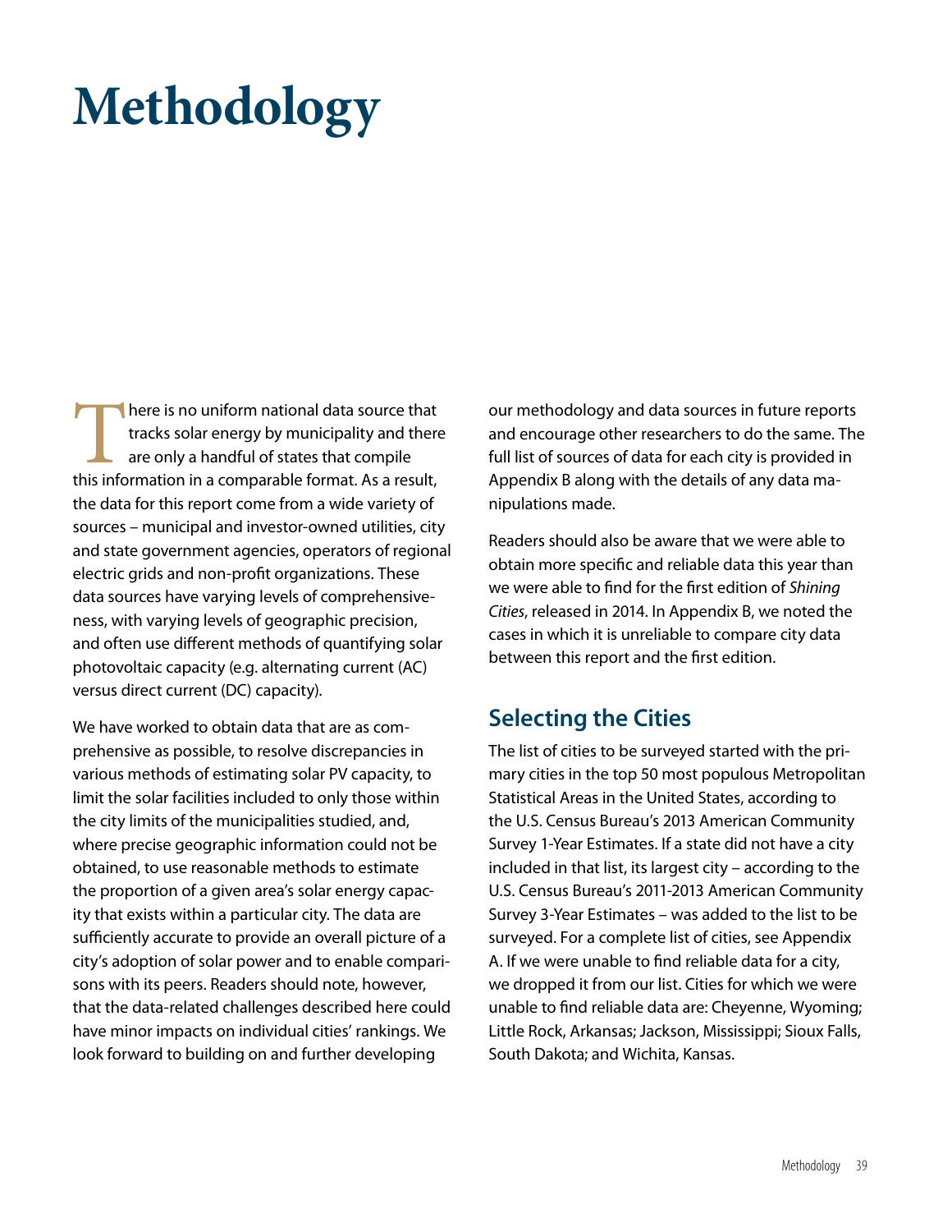# Methodology

There is no uniform national data source that tracks solar energy by municipality and there are only a handful of states that compile this information in a comparable format. As a result, the data for this report come from a wide variety of sources – municipal and investor-owned utilities, city and state government agencies, operators of regional electric grids and non-profit organizations. These data sources have varying levels of comprehensiveness, with varying levels of geographic precision, and often use different methods of quantifying solar photovoltaic capacity (e.g. alternating current (AC) versus direct current (DC) capacity).

We have worked to obtain data that are as comprehensive as possible, to resolve discrepancies in various methods of estimating solar PV capacity, to limit the solar facilities included to only those within the city limits of the municipalities studied, and, where precise geographic information could not be obtained, to use reasonable methods to estimate the proportion of a given area's solar energy capacity that exists within a particular city. The data are sufficiently accurate to provide an overall picture of a city's adoption of solar power and to enable comparisons with its peers. Readers should note, however, that the data-related challenges described here could have minor impacts on individual cities' rankings. We look forward to building on and further developing our methodology and data sources in future reports and encourage other researchers to do the same. The full list of sources of data for each city is provided in Appendix B along with the details of any data manipulations made.

Readers should also be aware that we were able to obtain more specific and reliable data this year than we were able to find for the first edition of *Shining Cities*, released in 2014. In Appendix B, we noted the cases in which it is unreliable to compare city data between this report and the first edition.

## Selecting the Cities

The list of cities to be surveyed started with the primary cities in the top 50 most populous Metropolitan Statistical Areas in the United States, according to the U.S. Census Bureau's 2013 American Community Survey 1-Year Estimates. If a state did not have a city included in that list, its largest city – according to the U.S. Census Bureau's 2011-2013 American Community Survey 3-Year Estimates – was added to the list to be surveyed. For a complete list of cities, see Appendix A. If we were unable to find reliable data for a city, we dropped it from our list. Cities for which we were unable to find reliable data are: Cheyenne, Wyoming; Little Rock, Arkansas; Jackson, Mississippi; Sioux Falls, South Dakota; and Wichita, Kansas.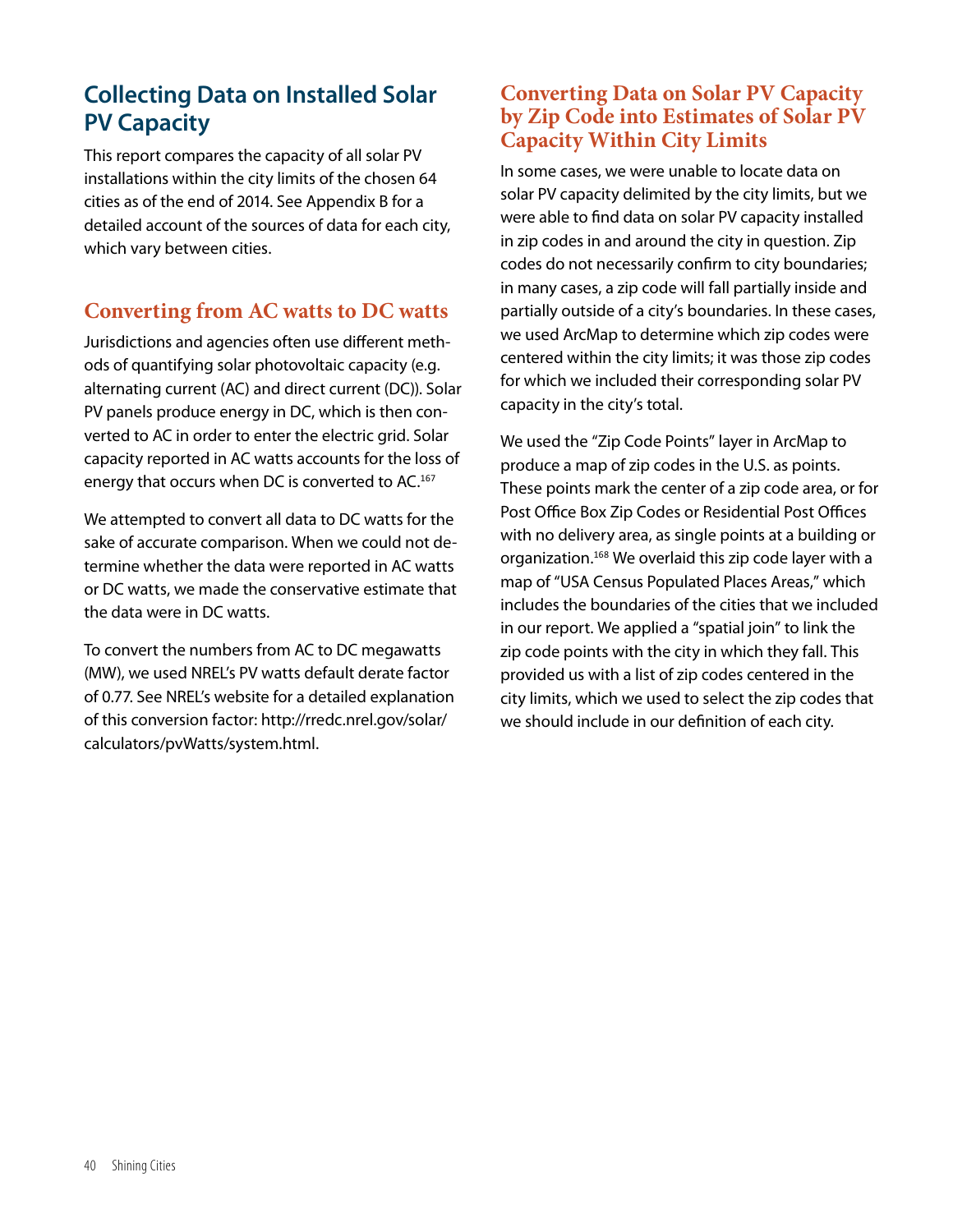## Collecting Data on Installed Solar PV Capacity

This report compares the capacity of all solar PV installations within the city limits of the chosen 64 cities as of the end of 2014. See Appendix B for a detailed account of the sources of data for each city, which vary between cities.

### Converting from AC watts to DC watts

Jurisdictions and agencies often use different methods of quantifying solar photovoltaic capacity (e.g. alternating current (AC) and direct current (DC)). Solar PV panels produce energy in DC, which is then converted to AC in order to enter the electric grid. Solar capacity reported in AC watts accounts for the loss of energy that occurs when DC is converted to AC.[167]

We attempted to convert all data to DC watts for the sake of accurate comparison. When we could not determine whether the data were reported in AC watts or DC watts, we made the conservative estimate that the data were in DC watts.

To convert the numbers from AC to DC megawatts (MW), we used NREL's PV watts default derate factor of 0.77. See NREL's website for a detailed explanation of this conversion factor: http://rredc.nrel.gov/solar/calculators/pvWatts/system.html.

### Converting Data on Solar PV Capacity by Zip Code into Estimates of Solar PV Capacity Within City Limits

In some cases, we were unable to locate data on solar PV capacity delimited by the city limits, but we were able to find data on solar PV capacity installed in zip codes in and around the city in question. Zip codes do not necessarily confirm to city boundaries; in many cases, a zip code will fall partially inside and partially outside of a city's boundaries. In these cases, we used ArcMap to determine which zip codes were centered within the city limits; it was those zip codes for which we included their corresponding solar PV capacity in the city's total.

We used the "Zip Code Points" layer in ArcMap to produce a map of zip codes in the U.S. as points. These points mark the center of a zip code area, or for Post Office Box Zip Codes or Residential Post Offices with no delivery area, as single points at a building or organization.[168] We overlaid this zip code layer with a map of "USA Census Populated Places Areas," which includes the boundaries of the cities that we included in our report. We applied a "spatial join" to link the zip code points with the city in which they fall. This provided us with a list of zip codes centered in the city limits, which we used to select the zip codes that we should include in our definition of each city.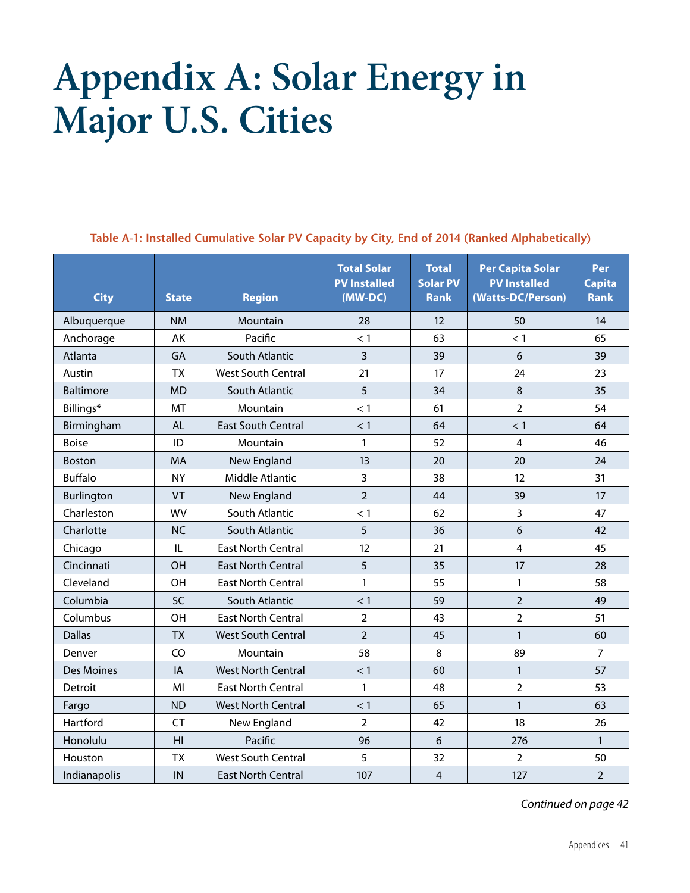# Appendix A: Solar Energy in Major U.S. Cities

**Table A-1: Installed Cumulative Solar PV Capacity by City, End of 2014 (Ranked Alphabetically)**

| City | State | Region | Total Solar PV Installed (MW-DC) | Total Solar PV Rank | Per Capita Solar PV Installed (Watts-DC/Person) | Per Capita Rank |
|---|---|---|---|---|---|---|
| Albuquerque | NM | Mountain | 28 | 12 | 50 | 14 |
| Anchorage | AK | Pacific | < 1 | 63 | < 1 | 65 |
| Atlanta | GA | South Atlantic | 3 | 39 | 6 | 39 |
| Austin | TX | West South Central | 21 | 17 | 24 | 23 |
| Baltimore | MD | South Atlantic | 5 | 34 | 8 | 35 |
| Billings* | MT | Mountain | < 1 | 61 | 2 | 54 |
| Birmingham | AL | East South Central | < 1 | 64 | < 1 | 64 |
| Boise | ID | Mountain | 1 | 52 | 4 | 46 |
| Boston | MA | New England | 13 | 20 | 20 | 24 |
| Buffalo | NY | Middle Atlantic | 3 | 38 | 12 | 31 |
| Burlington | VT | New England | 2 | 44 | 39 | 17 |
| Charleston | WV | South Atlantic | < 1 | 62 | 3 | 47 |
| Charlotte | NC | South Atlantic | 5 | 36 | 6 | 42 |
| Chicago | IL | East North Central | 12 | 21 | 4 | 45 |
| Cincinnati | OH | East North Central | 5 | 35 | 17 | 28 |
| Cleveland | OH | East North Central | 1 | 55 | 1 | 58 |
| Columbia | SC | South Atlantic | < 1 | 59 | 2 | 49 |
| Columbus | OH | East North Central | 2 | 43 | 2 | 51 |
| Dallas | TX | West South Central | 2 | 45 | 1 | 60 |
| Denver | CO | Mountain | 58 | 8 | 89 | 7 |
| Des Moines | IA | West North Central | < 1 | 60 | 1 | 57 |
| Detroit | MI | East North Central | 1 | 48 | 2 | 53 |
| Fargo | ND | West North Central | < 1 | 65 | 1 | 63 |
| Hartford | CT | New England | 2 | 42 | 18 | 26 |
| Honolulu | HI | Pacific | 96 | 6 | 276 | 1 |
| Houston | TX | West South Central | 5 | 32 | 2 | 50 |
| Indianapolis | IN | East North Central | 107 | 4 | 127 | 2 |

*Continued on page 42*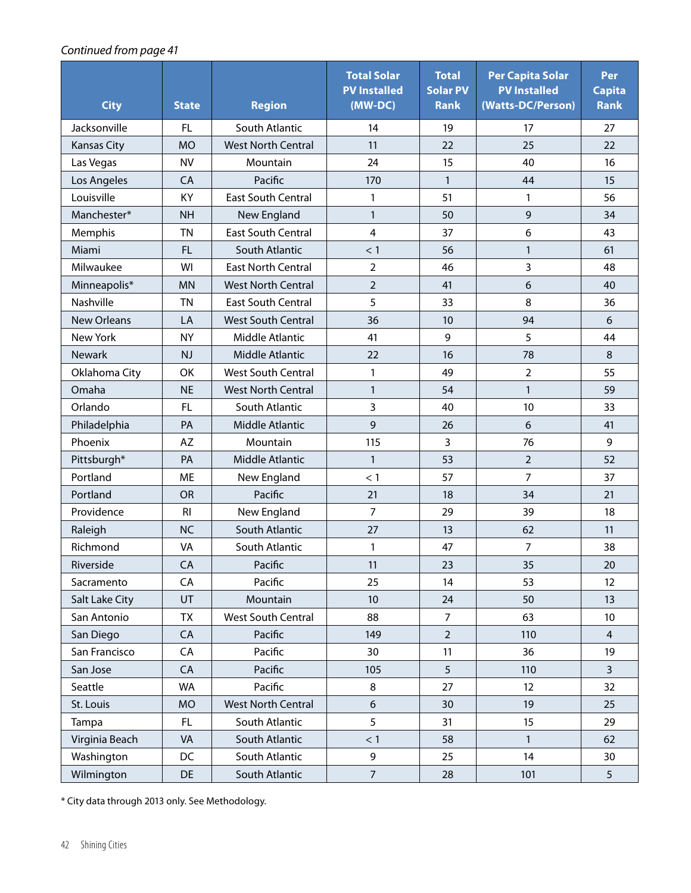*Continued from page 41*

| City | State | Region | Total Solar PV Installed (MW-DC) | Total Solar PV Rank | Per Capita Solar PV Installed (Watts-DC/Person) | Per Capita Rank |
|---|---|---|---|---|---|---|
| Jacksonville | FL | South Atlantic | 14 | 19 | 17 | 27 |
| Kansas City | MO | West North Central | 11 | 22 | 25 | 22 |
| Las Vegas | NV | Mountain | 24 | 15 | 40 | 16 |
| Los Angeles | CA | Pacific | 170 | 1 | 44 | 15 |
| Louisville | KY | East South Central | 1 | 51 | 1 | 56 |
| Manchester* | NH | New England | 1 | 50 | 9 | 34 |
| Memphis | TN | East South Central | 4 | 37 | 6 | 43 |
| Miami | FL | South Atlantic | < 1 | 56 | 1 | 61 |
| Milwaukee | WI | East North Central | 2 | 46 | 3 | 48 |
| Minneapolis* | MN | West North Central | 2 | 41 | 6 | 40 |
| Nashville | TN | East South Central | 5 | 33 | 8 | 36 |
| New Orleans | LA | West South Central | 36 | 10 | 94 | 6 |
| New York | NY | Middle Atlantic | 41 | 9 | 5 | 44 |
| Newark | NJ | Middle Atlantic | 22 | 16 | 78 | 8 |
| Oklahoma City | OK | West South Central | 1 | 49 | 2 | 55 |
| Omaha | NE | West North Central | 1 | 54 | 1 | 59 |
| Orlando | FL | South Atlantic | 3 | 40 | 10 | 33 |
| Philadelphia | PA | Middle Atlantic | 9 | 26 | 6 | 41 |
| Phoenix | AZ | Mountain | 115 | 3 | 76 | 9 |
| Pittsburgh* | PA | Middle Atlantic | 1 | 53 | 2 | 52 |
| Portland | ME | New England | < 1 | 57 | 7 | 37 |
| Portland | OR | Pacific | 21 | 18 | 34 | 21 |
| Providence | RI | New England | 7 | 29 | 39 | 18 |
| Raleigh | NC | South Atlantic | 27 | 13 | 62 | 11 |
| Richmond | VA | South Atlantic | 1 | 47 | 7 | 38 |
| Riverside | CA | Pacific | 11 | 23 | 35 | 20 |
| Sacramento | CA | Pacific | 25 | 14 | 53 | 12 |
| Salt Lake City | UT | Mountain | 10 | 24 | 50 | 13 |
| San Antonio | TX | West South Central | 88 | 7 | 63 | 10 |
| San Diego | CA | Pacific | 149 | 2 | 110 | 4 |
| San Francisco | CA | Pacific | 30 | 11 | 36 | 19 |
| San Jose | CA | Pacific | 105 | 5 | 110 | 3 |
| Seattle | WA | Pacific | 8 | 27 | 12 | 32 |
| St. Louis | MO | West North Central | 6 | 30 | 19 | 25 |
| Tampa | FL | South Atlantic | 5 | 31 | 15 | 29 |
| Virginia Beach | VA | South Atlantic | < 1 | 58 | 1 | 62 |
| Washington | DC | South Atlantic | 9 | 25 | 14 | 30 |
| Wilmington | DE | South Atlantic | 7 | 28 | 101 | 5 |

* City data through 2013 only. See Methodology.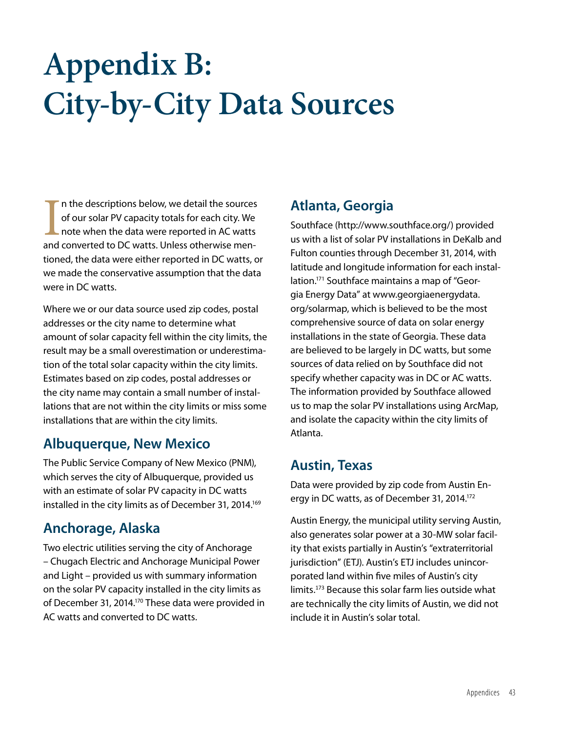# Appendix B: City-by-City Data Sources

In the descriptions below, we detail the sources of our solar PV capacity totals for each city. We note when the data were reported in AC watts and converted to DC watts. Unless otherwise mentioned, the data were either reported in DC watts, or we made the conservative assumption that the data were in DC watts.

Where we or our data source used zip codes, postal addresses or the city name to determine what amount of solar capacity fell within the city limits, the result may be a small overestimation or underestimation of the total solar capacity within the city limits. Estimates based on zip codes, postal addresses or the city name may contain a small number of installations that are not within the city limits or miss some installations that are within the city limits.

## Albuquerque, New Mexico

The Public Service Company of New Mexico (PNM), which serves the city of Albuquerque, provided us with an estimate of solar PV capacity in DC watts installed in the city limits as of December 31, 2014.[169]

## Anchorage, Alaska

Two electric utilities serving the city of Anchorage – Chugach Electric and Anchorage Municipal Power and Light – provided us with summary information on the solar PV capacity installed in the city limits as of December 31, 2014.[170] These data were provided in AC watts and converted to DC watts.

## Atlanta, Georgia

Southface (http://www.southface.org/) provided us with a list of solar PV installations in DeKalb and Fulton counties through December 31, 2014, with latitude and longitude information for each installation.[171] Southface maintains a map of "Georgia Energy Data" at www.georgiaenergydata.org/solarmap, which is believed to be the most comprehensive source of data on solar energy installations in the state of Georgia. These data are believed to be largely in DC watts, but some sources of data relied on by Southface did not specify whether capacity was in DC or AC watts. The information provided by Southface allowed us to map the solar PV installations using ArcMap, and isolate the capacity within the city limits of Atlanta.

## Austin, Texas

Data were provided by zip code from Austin Energy in DC watts, as of December 31, 2014.[172]

Austin Energy, the municipal utility serving Austin, also generates solar power at a 30-MW solar facility that exists partially in Austin's "extraterritorial jurisdiction" (ETJ). Austin's ETJ includes unincorporated land within five miles of Austin's city limits.[173] Because this solar farm lies outside what are technically the city limits of Austin, we did not include it in Austin's solar total.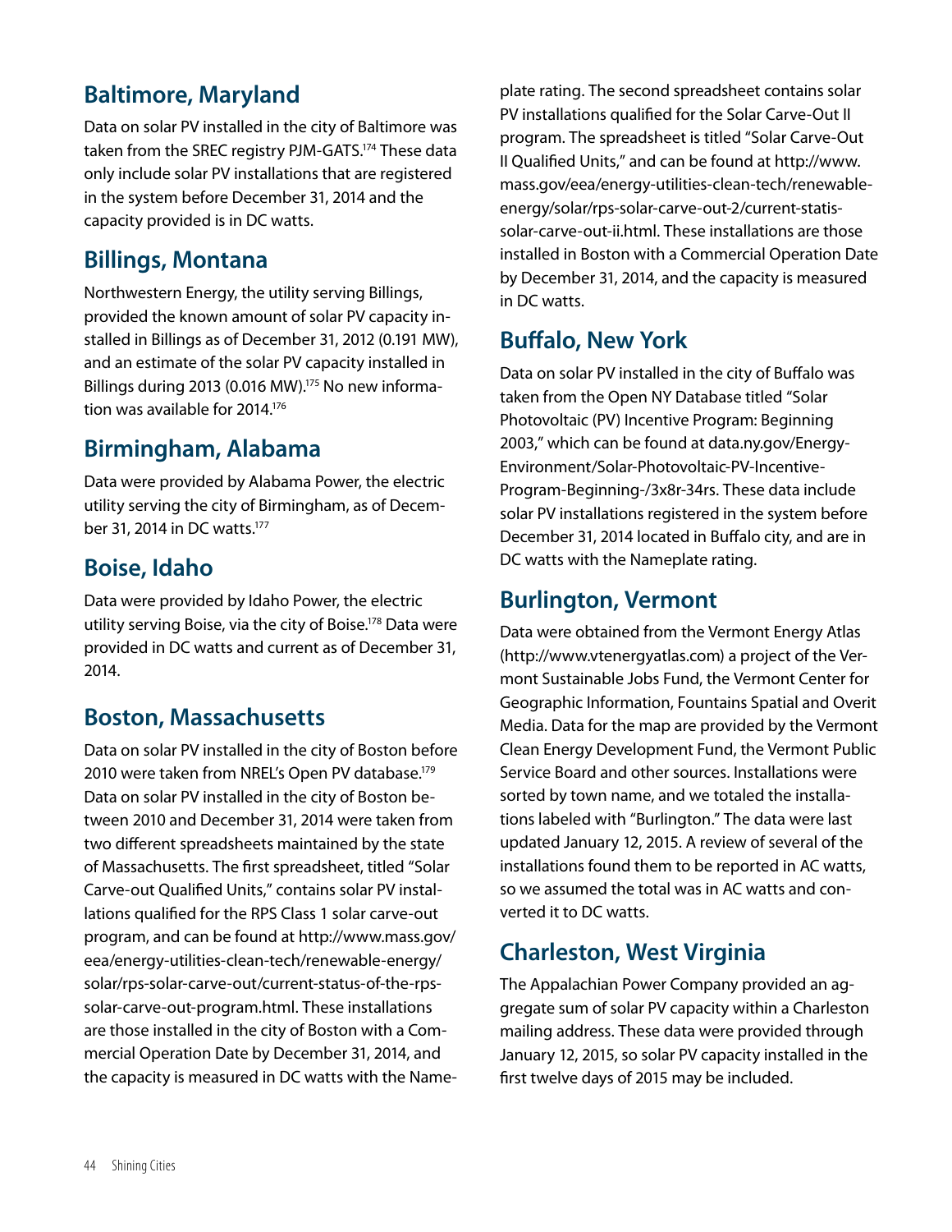## Baltimore, Maryland

Data on solar PV installed in the city of Baltimore was taken from the SREC registry PJM-GATS.[174] These data only include solar PV installations that are registered in the system before December 31, 2014 and the capacity provided is in DC watts.

## Billings, Montana

Northwestern Energy, the utility serving Billings, provided the known amount of solar PV capacity installed in Billings as of December 31, 2012 (0.191 MW), and an estimate of the solar PV capacity installed in Billings during 2013 (0.016 MW).[175] No new information was available for 2014.[176]

## Birmingham, Alabama

Data were provided by Alabama Power, the electric utility serving the city of Birmingham, as of December 31, 2014 in DC watts.[177]

## Boise, Idaho

Data were provided by Idaho Power, the electric utility serving Boise, via the city of Boise.[178] Data were provided in DC watts and current as of December 31, 2014.

## Boston, Massachusetts

Data on solar PV installed in the city of Boston before 2010 were taken from NREL's Open PV database.[179] Data on solar PV installed in the city of Boston between 2010 and December 31, 2014 were taken from two different spreadsheets maintained by the state of Massachusetts. The first spreadsheet, titled "Solar Carve-out Qualified Units," contains solar PV installations qualified for the RPS Class 1 solar carve-out program, and can be found at http://www.mass.gov/eea/energy-utilities-clean-tech/renewable-energy/solar/rps-solar-carve-out/current-status-of-the-rps-solar-carve-out-program.html. These installations are those installed in the city of Boston with a Commercial Operation Date by December 31, 2014, and the capacity is measured in DC watts with the Nameplate rating. The second spreadsheet contains solar PV installations qualified for the Solar Carve-Out II program. The spreadsheet is titled "Solar Carve-Out II Qualified Units," and can be found at http://www.mass.gov/eea/energy-utilities-clean-tech/renewable-energy/solar/rps-solar-carve-out-2/current-statis-solar-carve-out-ii.html. These installations are those installed in Boston with a Commercial Operation Date by December 31, 2014, and the capacity is measured in DC watts.

## Buffalo, New York

Data on solar PV installed in the city of Buffalo was taken from the Open NY Database titled "Solar Photovoltaic (PV) Incentive Program: Beginning 2003," which can be found at data.ny.gov/Energy-Environment/Solar-Photovoltaic-PV-Incentive-Program-Beginning-/3x8r-34rs. These data include solar PV installations registered in the system before December 31, 2014 located in Buffalo city, and are in DC watts with the Nameplate rating.

## Burlington, Vermont

Data were obtained from the Vermont Energy Atlas (http://www.vtenergyatlas.com) a project of the Vermont Sustainable Jobs Fund, the Vermont Center for Geographic Information, Fountains Spatial and Overit Media. Data for the map are provided by the Vermont Clean Energy Development Fund, the Vermont Public Service Board and other sources. Installations were sorted by town name, and we totaled the installations labeled with "Burlington." The data were last updated January 12, 2015. A review of several of the installations found them to be reported in AC watts, so we assumed the total was in AC watts and converted it to DC watts.

## Charleston, West Virginia

The Appalachian Power Company provided an aggregate sum of solar PV capacity within a Charleston mailing address. These data were provided through January 12, 2015, so solar PV capacity installed in the first twelve days of 2015 may be included.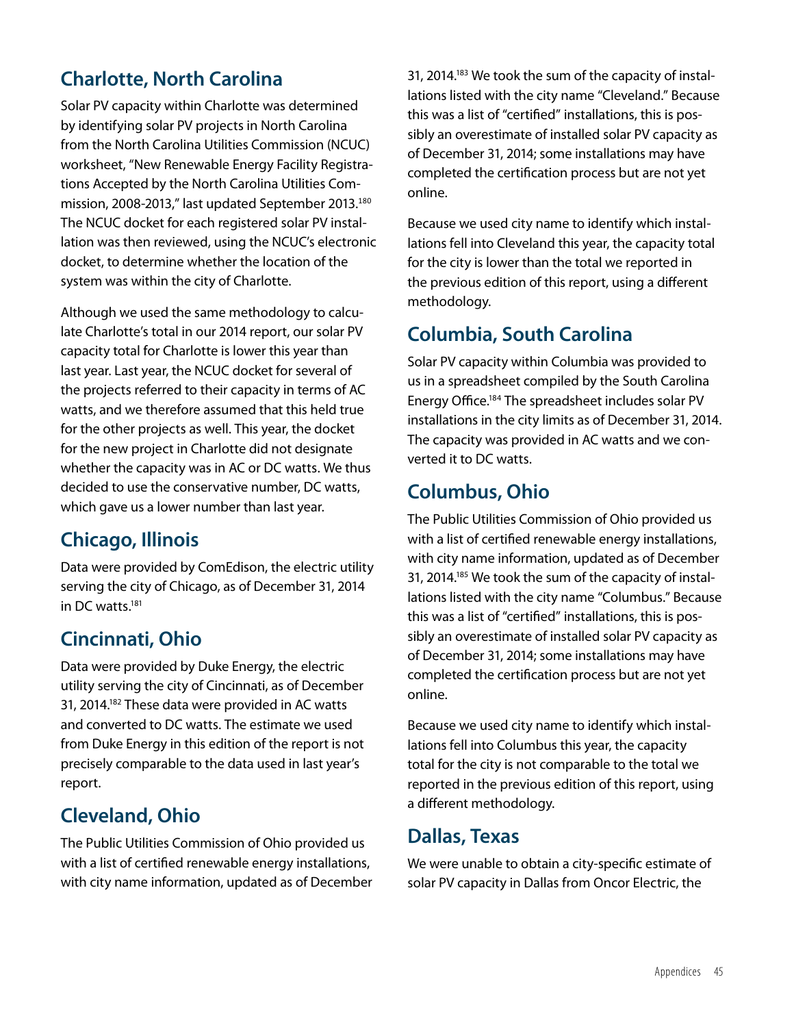## Charlotte, North Carolina

Solar PV capacity within Charlotte was determined by identifying solar PV projects in North Carolina from the North Carolina Utilities Commission (NCUC) worksheet, "New Renewable Energy Facility Registrations Accepted by the North Carolina Utilities Commission, 2008-2013," last updated September 2013.[180] The NCUC docket for each registered solar PV installation was then reviewed, using the NCUC's electronic docket, to determine whether the location of the system was within the city of Charlotte.

Although we used the same methodology to calculate Charlotte's total in our 2014 report, our solar PV capacity total for Charlotte is lower this year than last year. Last year, the NCUC docket for several of the projects referred to their capacity in terms of AC watts, and we therefore assumed that this held true for the other projects as well. This year, the docket for the new project in Charlotte did not designate whether the capacity was in AC or DC watts. We thus decided to use the conservative number, DC watts, which gave us a lower number than last year.

## Chicago, Illinois

Data were provided by ComEdison, the electric utility serving the city of Chicago, as of December 31, 2014 in DC watts.[181]

## Cincinnati, Ohio

Data were provided by Duke Energy, the electric utility serving the city of Cincinnati, as of December 31, 2014.[182] These data were provided in AC watts and converted to DC watts. The estimate we used from Duke Energy in this edition of the report is not precisely comparable to the data used in last year's report.

## Cleveland, Ohio

The Public Utilities Commission of Ohio provided us with a list of certified renewable energy installations, with city name information, updated as of December 31, 2014.[183] We took the sum of the capacity of installations listed with the city name "Cleveland." Because this was a list of "certified" installations, this is possibly an overestimate of installed solar PV capacity as of December 31, 2014; some installations may have completed the certification process but are not yet online.

Because we used city name to identify which installations fell into Cleveland this year, the capacity total for the city is lower than the total we reported in the previous edition of this report, using a different methodology.

## Columbia, South Carolina

Solar PV capacity within Columbia was provided to us in a spreadsheet compiled by the South Carolina Energy Office.[184] The spreadsheet includes solar PV installations in the city limits as of December 31, 2014. The capacity was provided in AC watts and we converted it to DC watts.

## Columbus, Ohio

The Public Utilities Commission of Ohio provided us with a list of certified renewable energy installations, with city name information, updated as of December 31, 2014.[185] We took the sum of the capacity of installations listed with the city name "Columbus." Because this was a list of "certified" installations, this is possibly an overestimate of installed solar PV capacity as of December 31, 2014; some installations may have completed the certification process but are not yet online.

Because we used city name to identify which installations fell into Columbus this year, the capacity total for the city is not comparable to the total we reported in the previous edition of this report, using a different methodology.

## Dallas, Texas

We were unable to obtain a city-specific estimate of solar PV capacity in Dallas from Oncor Electric, the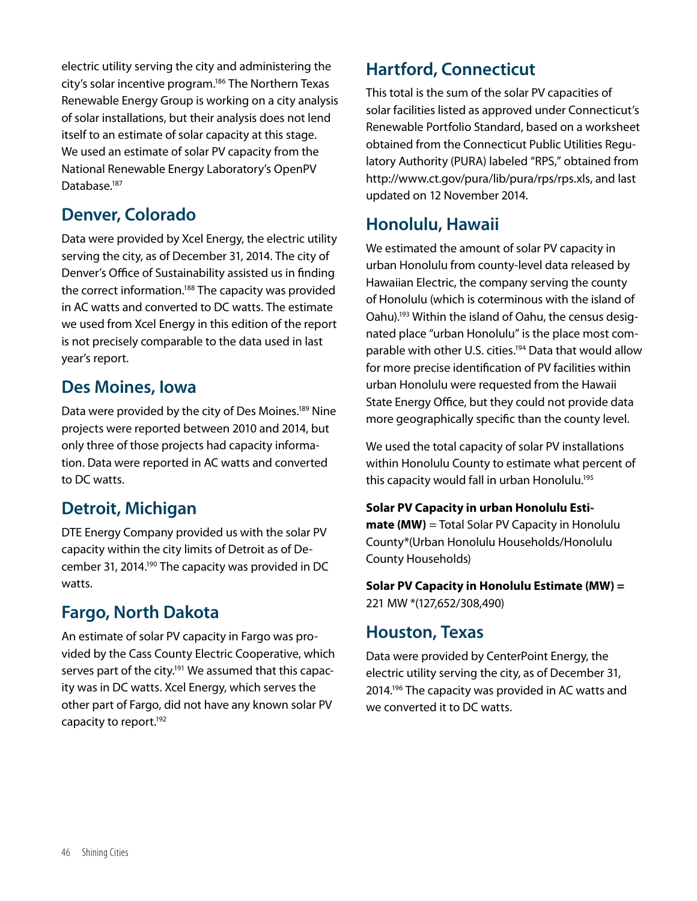electric utility serving the city and administering the city's solar incentive program.[186] The Northern Texas Renewable Energy Group is working on a city analysis of solar installations, but their analysis does not lend itself to an estimate of solar capacity at this stage. We used an estimate of solar PV capacity from the National Renewable Energy Laboratory's OpenPV Database.[187]

## Denver, Colorado

Data were provided by Xcel Energy, the electric utility serving the city, as of December 31, 2014. The city of Denver's Office of Sustainability assisted us in finding the correct information.[188] The capacity was provided in AC watts and converted to DC watts. The estimate we used from Xcel Energy in this edition of the report is not precisely comparable to the data used in last year's report.

## Des Moines, Iowa

Data were provided by the city of Des Moines.[189] Nine projects were reported between 2010 and 2014, but only three of those projects had capacity information. Data were reported in AC watts and converted to DC watts.

## Detroit, Michigan

DTE Energy Company provided us with the solar PV capacity within the city limits of Detroit as of December 31, 2014.[190] The capacity was provided in DC watts.

## Fargo, North Dakota

An estimate of solar PV capacity in Fargo was provided by the Cass County Electric Cooperative, which serves part of the city.[191] We assumed that this capacity was in DC watts. Xcel Energy, which serves the other part of Fargo, did not have any known solar PV capacity to report.[192]

## Hartford, Connecticut

This total is the sum of the solar PV capacities of solar facilities listed as approved under Connecticut's Renewable Portfolio Standard, based on a worksheet obtained from the Connecticut Public Utilities Regulatory Authority (PURA) labeled "RPS," obtained from http://www.ct.gov/pura/lib/pura/rps/rps.xls, and last updated on 12 November 2014.

## Honolulu, Hawaii

We estimated the amount of solar PV capacity in urban Honolulu from county-level data released by Hawaiian Electric, the company serving the county of Honolulu (which is coterminous with the island of Oahu).[193] Within the island of Oahu, the census designated place "urban Honolulu" is the place most comparable with other U.S. cities.[194] Data that would allow for more precise identification of PV facilities within urban Honolulu were requested from the Hawaii State Energy Office, but they could not provide data more geographically specific than the county level.

We used the total capacity of solar PV installations within Honolulu County to estimate what percent of this capacity would fall in urban Honolulu.[195]

**Solar PV Capacity in urban Honolulu Estimate (MW)** = Total Solar PV Capacity in Honolulu County*(Urban Honolulu Households/Honolulu County Households)

**Solar PV Capacity in Honolulu Estimate (MW) =** 221 MW *(127,652/308,490)

## Houston, Texas

Data were provided by CenterPoint Energy, the electric utility serving the city, as of December 31, 2014.[196] The capacity was provided in AC watts and we converted it to DC watts.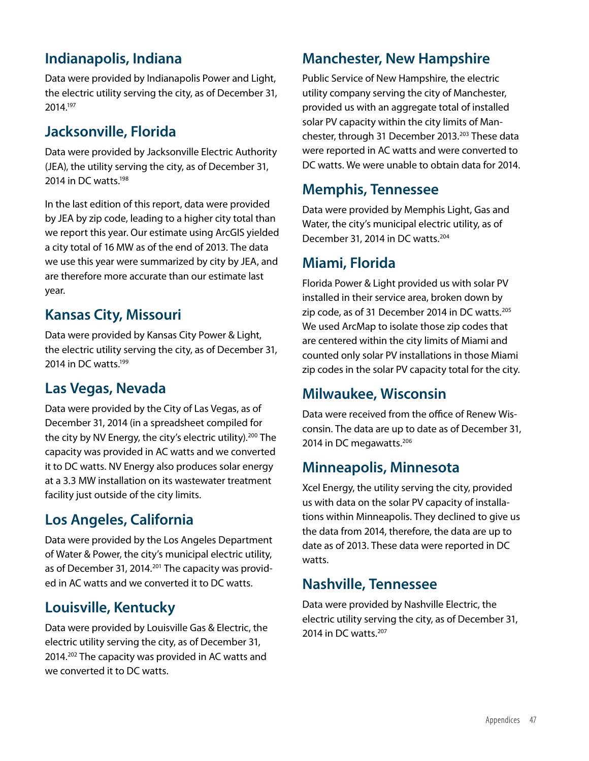## Indianapolis, Indiana

Data were provided by Indianapolis Power and Light, the electric utility serving the city, as of December 31, 2014.[197]

## Jacksonville, Florida

Data were provided by Jacksonville Electric Authority (JEA), the utility serving the city, as of December 31, 2014 in DC watts.[198]

In the last edition of this report, data were provided by JEA by zip code, leading to a higher city total than we report this year. Our estimate using ArcGIS yielded a city total of 16 MW as of the end of 2013. The data we use this year were summarized by city by JEA, and are therefore more accurate than our estimate last year.

## Kansas City, Missouri

Data were provided by Kansas City Power & Light, the electric utility serving the city, as of December 31, 2014 in DC watts.[199]

## Las Vegas, Nevada

Data were provided by the City of Las Vegas, as of December 31, 2014 (in a spreadsheet compiled for the city by NV Energy, the city's electric utility).[200] The capacity was provided in AC watts and we converted it to DC watts. NV Energy also produces solar energy at a 3.3 MW installation on its wastewater treatment facility just outside of the city limits.

## Los Angeles, California

Data were provided by the Los Angeles Department of Water & Power, the city's municipal electric utility, as of December 31, 2014.[201] The capacity was provided in AC watts and we converted it to DC watts.

## Louisville, Kentucky

Data were provided by Louisville Gas & Electric, the electric utility serving the city, as of December 31, 2014.[202] The capacity was provided in AC watts and we converted it to DC watts.

## Manchester, New Hampshire

Public Service of New Hampshire, the electric utility company serving the city of Manchester, provided us with an aggregate total of installed solar PV capacity within the city limits of Manchester, through 31 December 2013.[203] These data were reported in AC watts and were converted to DC watts. We were unable to obtain data for 2014.

## Memphis, Tennessee

Data were provided by Memphis Light, Gas and Water, the city's municipal electric utility, as of December 31, 2014 in DC watts.[204]

## Miami, Florida

Florida Power & Light provided us with solar PV installed in their service area, broken down by zip code, as of 31 December 2014 in DC watts.[205] We used ArcMap to isolate those zip codes that are centered within the city limits of Miami and counted only solar PV installations in those Miami zip codes in the solar PV capacity total for the city.

## Milwaukee, Wisconsin

Data were received from the office of Renew Wisconsin. The data are up to date as of December 31, 2014 in DC megawatts.[206]

## Minneapolis, Minnesota

Xcel Energy, the utility serving the city, provided us with data on the solar PV capacity of installations within Minneapolis. They declined to give us the data from 2014, therefore, the data are up to date as of 2013. These data were reported in DC watts.

## Nashville, Tennessee

Data were provided by Nashville Electric, the electric utility serving the city, as of December 31, 2014 in DC watts.[207]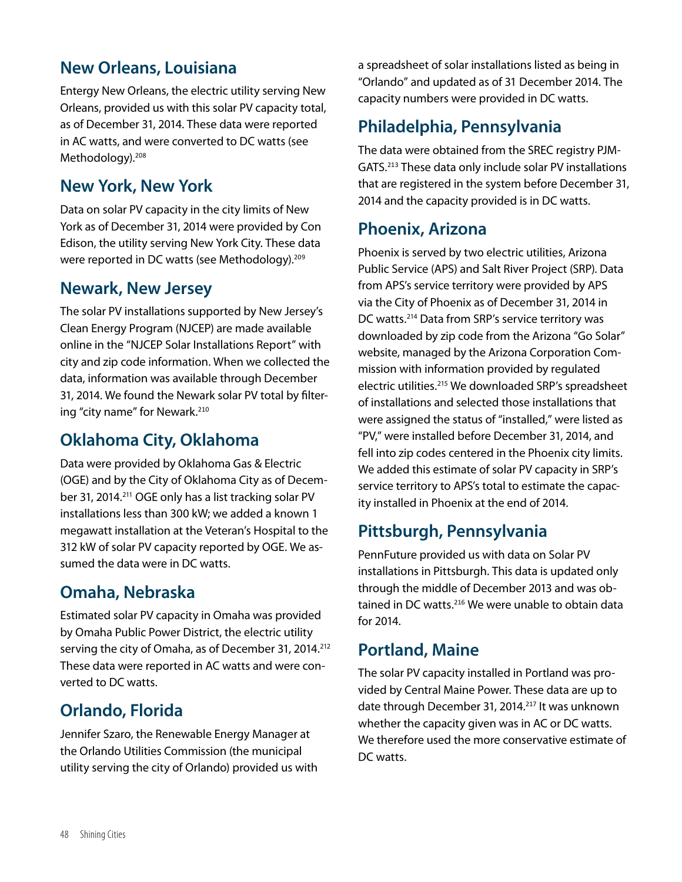## New Orleans, Louisiana

Entergy New Orleans, the electric utility serving New Orleans, provided us with this solar PV capacity total, as of December 31, 2014. These data were reported in AC watts, and were converted to DC watts (see Methodology).[208]

## New York, New York

Data on solar PV capacity in the city limits of New York as of December 31, 2014 were provided by Con Edison, the utility serving New York City. These data were reported in DC watts (see Methodology).[209]

## Newark, New Jersey

The solar PV installations supported by New Jersey's Clean Energy Program (NJCEP) are made available online in the "NJCEP Solar Installations Report" with city and zip code information. When we collected the data, information was available through December 31, 2014. We found the Newark solar PV total by filtering "city name" for Newark.[210]

## Oklahoma City, Oklahoma

Data were provided by Oklahoma Gas & Electric (OGE) and by the City of Oklahoma City as of December 31, 2014.[211] OGE only has a list tracking solar PV installations less than 300 kW; we added a known 1 megawatt installation at the Veteran's Hospital to the 312 kW of solar PV capacity reported by OGE. We assumed the data were in DC watts.

## Omaha, Nebraska

Estimated solar PV capacity in Omaha was provided by Omaha Public Power District, the electric utility serving the city of Omaha, as of December 31, 2014.[212] These data were reported in AC watts and were converted to DC watts.

## Orlando, Florida

Jennifer Szaro, the Renewable Energy Manager at the Orlando Utilities Commission (the municipal utility serving the city of Orlando) provided us with a spreadsheet of solar installations listed as being in "Orlando" and updated as of 31 December 2014. The capacity numbers were provided in DC watts.

## Philadelphia, Pennsylvania

The data were obtained from the SREC registry PJM-GATS.[213] These data only include solar PV installations that are registered in the system before December 31, 2014 and the capacity provided is in DC watts.

## Phoenix, Arizona

Phoenix is served by two electric utilities, Arizona Public Service (APS) and Salt River Project (SRP). Data from APS's service territory were provided by APS via the City of Phoenix as of December 31, 2014 in DC watts.[214] Data from SRP's service territory was downloaded by zip code from the Arizona "Go Solar" website, managed by the Arizona Corporation Commission with information provided by regulated electric utilities.[215] We downloaded SRP's spreadsheet of installations and selected those installations that were assigned the status of "installed," were listed as "PV," were installed before December 31, 2014, and fell into zip codes centered in the Phoenix city limits. We added this estimate of solar PV capacity in SRP's service territory to APS's total to estimate the capacity installed in Phoenix at the end of 2014.

## Pittsburgh, Pennsylvania

PennFuture provided us with data on Solar PV installations in Pittsburgh. This data is updated only through the middle of December 2013 and was obtained in DC watts.[216] We were unable to obtain data for 2014.

## Portland, Maine

The solar PV capacity installed in Portland was provided by Central Maine Power. These data are up to date through December 31, 2014.[217] It was unknown whether the capacity given was in AC or DC watts. We therefore used the more conservative estimate of DC watts.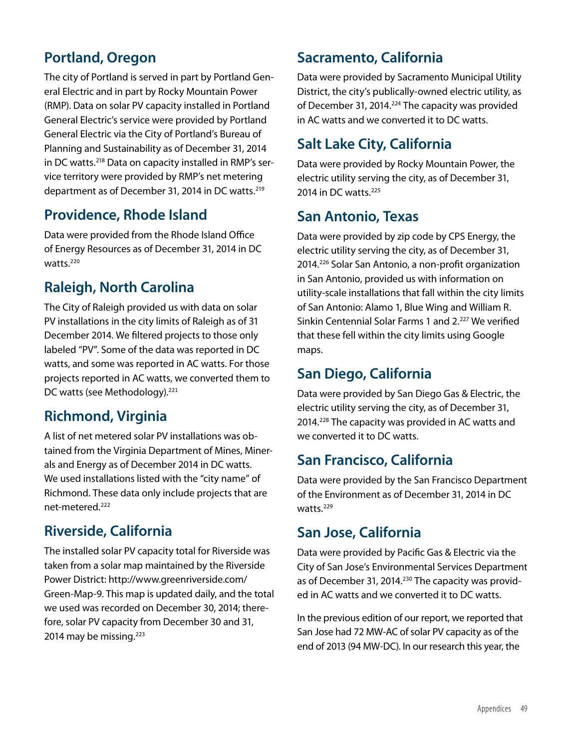## Portland, Oregon

The city of Portland is served in part by Portland General Electric and in part by Rocky Mountain Power (RMP). Data on solar PV capacity installed in Portland General Electric's service were provided by Portland General Electric via the City of Portland's Bureau of Planning and Sustainability as of December 31, 2014 in DC watts.[218] Data on capacity installed in RMP's service territory were provided by RMP's net metering department as of December 31, 2014 in DC watts.[219]

## Providence, Rhode Island

Data were provided from the Rhode Island Office of Energy Resources as of December 31, 2014 in DC watts.[220]

## Raleigh, North Carolina

The City of Raleigh provided us with data on solar PV installations in the city limits of Raleigh as of 31 December 2014. We filtered projects to those only labeled "PV". Some of the data was reported in DC watts, and some was reported in AC watts. For those projects reported in AC watts, we converted them to DC watts (see Methodology).[221]

## Richmond, Virginia

A list of net metered solar PV installations was obtained from the Virginia Department of Mines, Minerals and Energy as of December 2014 in DC watts. We used installations listed with the "city name" of Richmond. These data only include projects that are net-metered.[222]

## Riverside, California

The installed solar PV capacity total for Riverside was taken from a solar map maintained by the Riverside Power District: http://www.greenriverside.com/Green-Map-9. This map is updated daily, and the total we used was recorded on December 30, 2014; therefore, solar PV capacity from December 30 and 31, 2014 may be missing.[223]

## Sacramento, California

Data were provided by Sacramento Municipal Utility District, the city's publically-owned electric utility, as of December 31, 2014.[224] The capacity was provided in AC watts and we converted it to DC watts.

## Salt Lake City, California

Data were provided by Rocky Mountain Power, the electric utility serving the city, as of December 31, 2014 in DC watts.[225]

## San Antonio, Texas

Data were provided by zip code by CPS Energy, the electric utility serving the city, as of December 31, 2014.[226] Solar San Antonio, a non-profit organization in San Antonio, provided us with information on utility-scale installations that fall within the city limits of San Antonio: Alamo 1, Blue Wing and William R. Sinkin Centennial Solar Farms 1 and 2.[227] We verified that these fell within the city limits using Google maps.

## San Diego, California

Data were provided by San Diego Gas & Electric, the electric utility serving the city, as of December 31, 2014.[228] The capacity was provided in AC watts and we converted it to DC watts.

## San Francisco, California

Data were provided by the San Francisco Department of the Environment as of December 31, 2014 in DC watts.[229]

## San Jose, California

Data were provided by Pacific Gas & Electric via the City of San Jose's Environmental Services Department as of December 31, 2014.[230] The capacity was provided in AC watts and we converted it to DC watts.

In the previous edition of our report, we reported that San Jose had 72 MW-AC of solar PV capacity as of the end of 2013 (94 MW-DC). In our research this year, the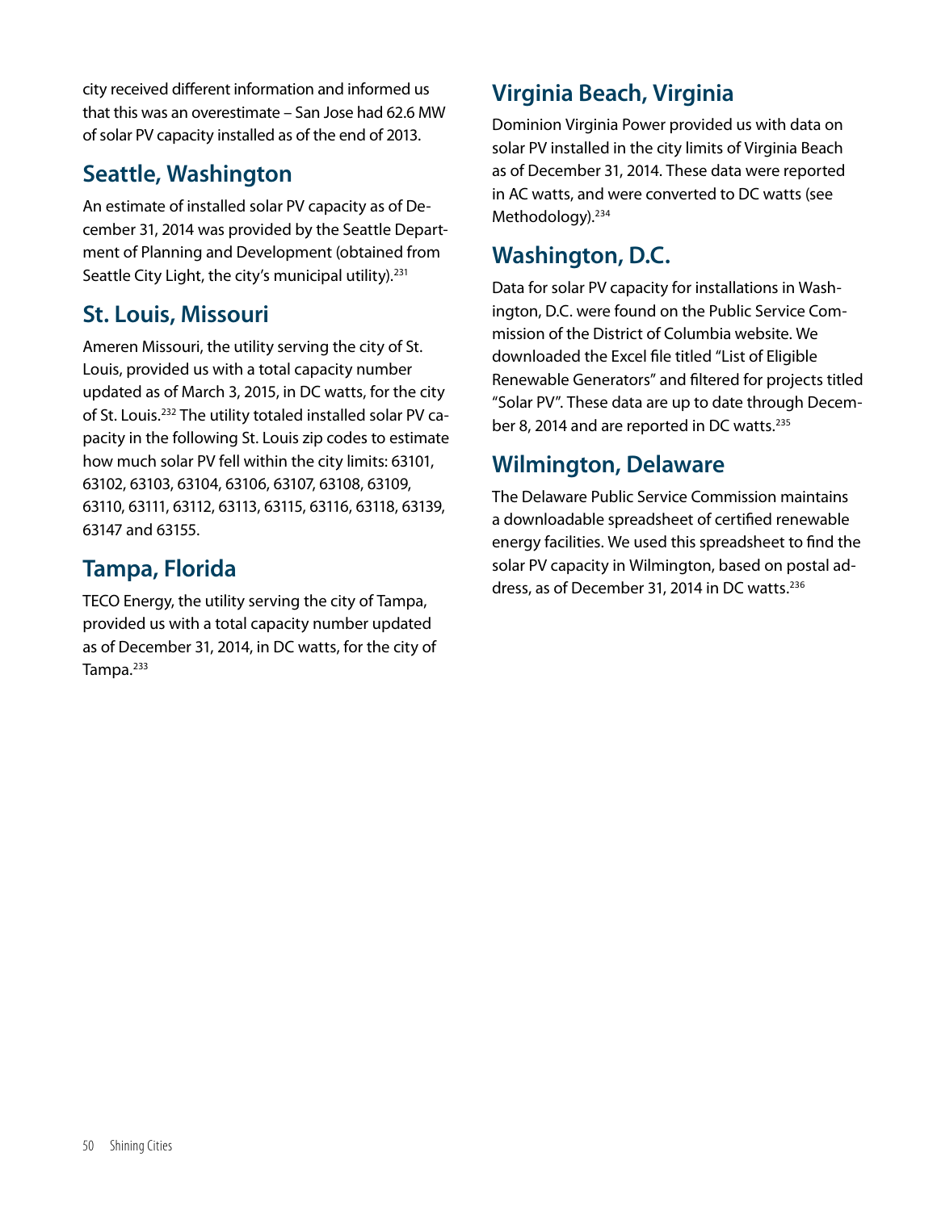city received different information and informed us that this was an overestimate – San Jose had 62.6 MW of solar PV capacity installed as of the end of 2013.

## Seattle, Washington

An estimate of installed solar PV capacity as of December 31, 2014 was provided by the Seattle Department of Planning and Development (obtained from Seattle City Light, the city's municipal utility).[231]

## St. Louis, Missouri

Ameren Missouri, the utility serving the city of St. Louis, provided us with a total capacity number updated as of March 3, 2015, in DC watts, for the city of St. Louis.[232] The utility totaled installed solar PV capacity in the following St. Louis zip codes to estimate how much solar PV fell within the city limits: 63101, 63102, 63103, 63104, 63106, 63107, 63108, 63109, 63110, 63111, 63112, 63113, 63115, 63116, 63118, 63139, 63147 and 63155.

## Tampa, Florida

TECO Energy, the utility serving the city of Tampa, provided us with a total capacity number updated as of December 31, 2014, in DC watts, for the city of Tampa.[233]

## Virginia Beach, Virginia

Dominion Virginia Power provided us with data on solar PV installed in the city limits of Virginia Beach as of December 31, 2014. These data were reported in AC watts, and were converted to DC watts (see Methodology).[234]

## Washington, D.C.

Data for solar PV capacity for installations in Washington, D.C. were found on the Public Service Commission of the District of Columbia website. We downloaded the Excel file titled "List of Eligible Renewable Generators" and filtered for projects titled "Solar PV". These data are up to date through December 8, 2014 and are reported in DC watts.[235]

## Wilmington, Delaware

The Delaware Public Service Commission maintains a downloadable spreadsheet of certified renewable energy facilities. We used this spreadsheet to find the solar PV capacity in Wilmington, based on postal address, as of December 31, 2014 in DC watts.[236]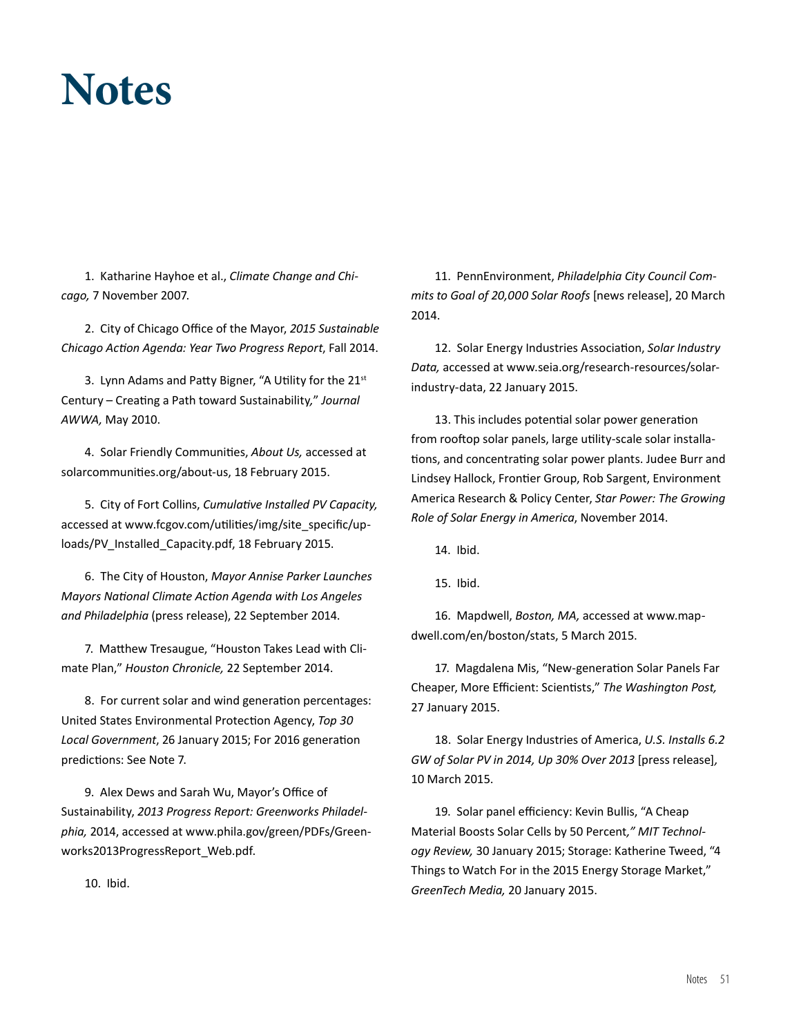# Notes

1. Katharine Hayhoe et al., *Climate Change and Chicago,* 7 November 2007.

2. City of Chicago Office of the Mayor, *2015 Sustainable Chicago Action Agenda: Year Two Progress Report*, Fall 2014.

3. Lynn Adams and Patty Bigner, "A Utility for the 21st Century – Creating a Path toward Sustainability," *Journal AWWA,* May 2010.

4. Solar Friendly Communities, *About Us,* accessed at solarcommunities.org/about-us, 18 February 2015.

5. City of Fort Collins, *Cumulative Installed PV Capacity,* accessed at www.fcgov.com/utilities/img/site_specific/uploads/PV_Installed_Capacity.pdf, 18 February 2015.

6. The City of Houston, *Mayor Annise Parker Launches Mayors National Climate Action Agenda with Los Angeles and Philadelphia* (press release), 22 September 2014.

7. Matthew Tresaugue, "Houston Takes Lead with Climate Plan," *Houston Chronicle,* 22 September 2014.

8. For current solar and wind generation percentages: United States Environmental Protection Agency, *Top 30 Local Government*, 26 January 2015; For 2016 generation predictions: See Note 7.

9. Alex Dews and Sarah Wu, Mayor's Office of Sustainability, *2013 Progress Report: Greenworks Philadelphia,* 2014, accessed at www.phila.gov/green/PDFs/Greenworks2013ProgressReport_Web.pdf.

10. Ibid.

11. PennEnvironment, *Philadelphia City Council Commits to Goal of 20,000 Solar Roofs* [news release], 20 March 2014.

12. Solar Energy Industries Association, *Solar Industry Data,* accessed at www.seia.org/research-resources/solar-industry-data, 22 January 2015.

13. This includes potential solar power generation from rooftop solar panels, large utility-scale solar installations, and concentrating solar power plants. Judee Burr and Lindsey Hallock, Frontier Group, Rob Sargent, Environment America Research & Policy Center, *Star Power: The Growing Role of Solar Energy in America*, November 2014.

14. Ibid.

15. Ibid.

16. Mapdwell, *Boston, MA,* accessed at www.mapdwell.com/en/boston/stats, 5 March 2015.

17. Magdalena Mis, "New-generation Solar Panels Far Cheaper, More Efficient: Scientists," *The Washington Post,* 27 January 2015.

18. Solar Energy Industries of America, *U.S. Installs 6.2 GW of Solar PV in 2014, Up 30% Over 2013* [press release], 10 March 2015.

19. Solar panel efficiency: Kevin Bullis, "A Cheap Material Boosts Solar Cells by 50 Percent," *MIT Technology Review,* 30 January 2015; Storage: Katherine Tweed, "4 Things to Watch For in the 2015 Energy Storage Market," *GreenTech Media,* 20 January 2015.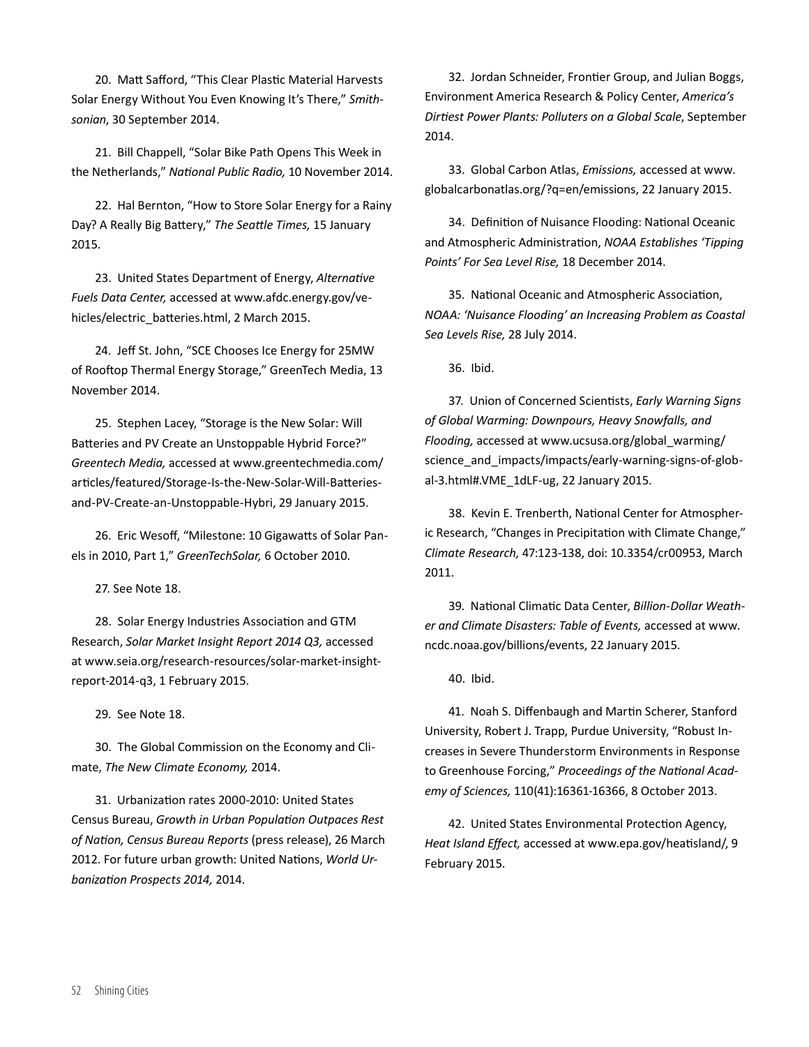20. Matt Safford, "This Clear Plastic Material Harvests Solar Energy Without You Even Knowing It's There," *Smithsonian*, 30 September 2014.

21. Bill Chappell, "Solar Bike Path Opens This Week in the Netherlands," *National Public Radio,* 10 November 2014.

22. Hal Bernton, "How to Store Solar Energy for a Rainy Day? A Really Big Battery," *The Seattle Times,* 15 January 2015.

23. United States Department of Energy, *Alternative Fuels Data Center,* accessed at www.afdc.energy.gov/vehicles/electric_batteries.html, 2 March 2015.

24. Jeff St. John, "SCE Chooses Ice Energy for 25MW of Rooftop Thermal Energy Storage," GreenTech Media, 13 November 2014.

25. Stephen Lacey, "Storage is the New Solar: Will Batteries and PV Create an Unstoppable Hybrid Force?" *Greentech Media,* accessed at www.greentechmedia.com/articles/featured/Storage-Is-the-New-Solar-Will-Batteries-and-PV-Create-an-Unstoppable-Hybri, 29 January 2015.

26. Eric Wesoff, "Milestone: 10 Gigawatts of Solar Panels in 2010, Part 1," *GreenTechSolar,* 6 October 2010.

27. See Note 18.

28. Solar Energy Industries Association and GTM Research, *Solar Market Insight Report 2014 Q3,* accessed at www.seia.org/research-resources/solar-market-insight-report-2014-q3, 1 February 2015.

29. See Note 18.

30. The Global Commission on the Economy and Climate, *The New Climate Economy,* 2014.

31. Urbanization rates 2000-2010: United States Census Bureau, *Growth in Urban Population Outpaces Rest of Nation, Census Bureau Reports* (press release), 26 March 2012. For future urban growth: United Nations, *World Urbanization Prospects 2014,* 2014.

32. Jordan Schneider, Frontier Group, and Julian Boggs, Environment America Research & Policy Center, *America's Dirtiest Power Plants: Polluters on a Global Scale*, September 2014.

33. Global Carbon Atlas, *Emissions,* accessed at www.globalcarbonatlas.org/?q=en/emissions, 22 January 2015.

34. Definition of Nuisance Flooding: National Oceanic and Atmospheric Administration, *NOAA Establishes 'Tipping Points' For Sea Level Rise,* 18 December 2014.

35. National Oceanic and Atmospheric Association, *NOAA: 'Nuisance Flooding' an Increasing Problem as Coastal Sea Levels Rise,* 28 July 2014.

36. Ibid.

37. Union of Concerned Scientists, *Early Warning Signs of Global Warming: Downpours, Heavy Snowfalls, and Flooding,* accessed at www.ucsusa.org/global_warming/science_and_impacts/impacts/early-warning-signs-of-global-3.html#.VME_1dLF-ug, 22 January 2015.

38. Kevin E. Trenberth, National Center for Atmospheric Research, "Changes in Precipitation with Climate Change," *Climate Research,* 47:123-138, doi: 10.3354/cr00953, March 2011.

39. National Climatic Data Center, *Billion-Dollar Weather and Climate Disasters: Table of Events,* accessed at www.ncdc.noaa.gov/billions/events, 22 January 2015.

40. Ibid.

41. Noah S. Diffenbaugh and Martin Scherer, Stanford University, Robert J. Trapp, Purdue University, "Robust Increases in Severe Thunderstorm Environments in Response to Greenhouse Forcing," *Proceedings of the National Academy of Sciences,* 110(41):16361-16366, 8 October 2013.

42. United States Environmental Protection Agency, *Heat Island Effect,* accessed at www.epa.gov/heatisland/, 9 February 2015.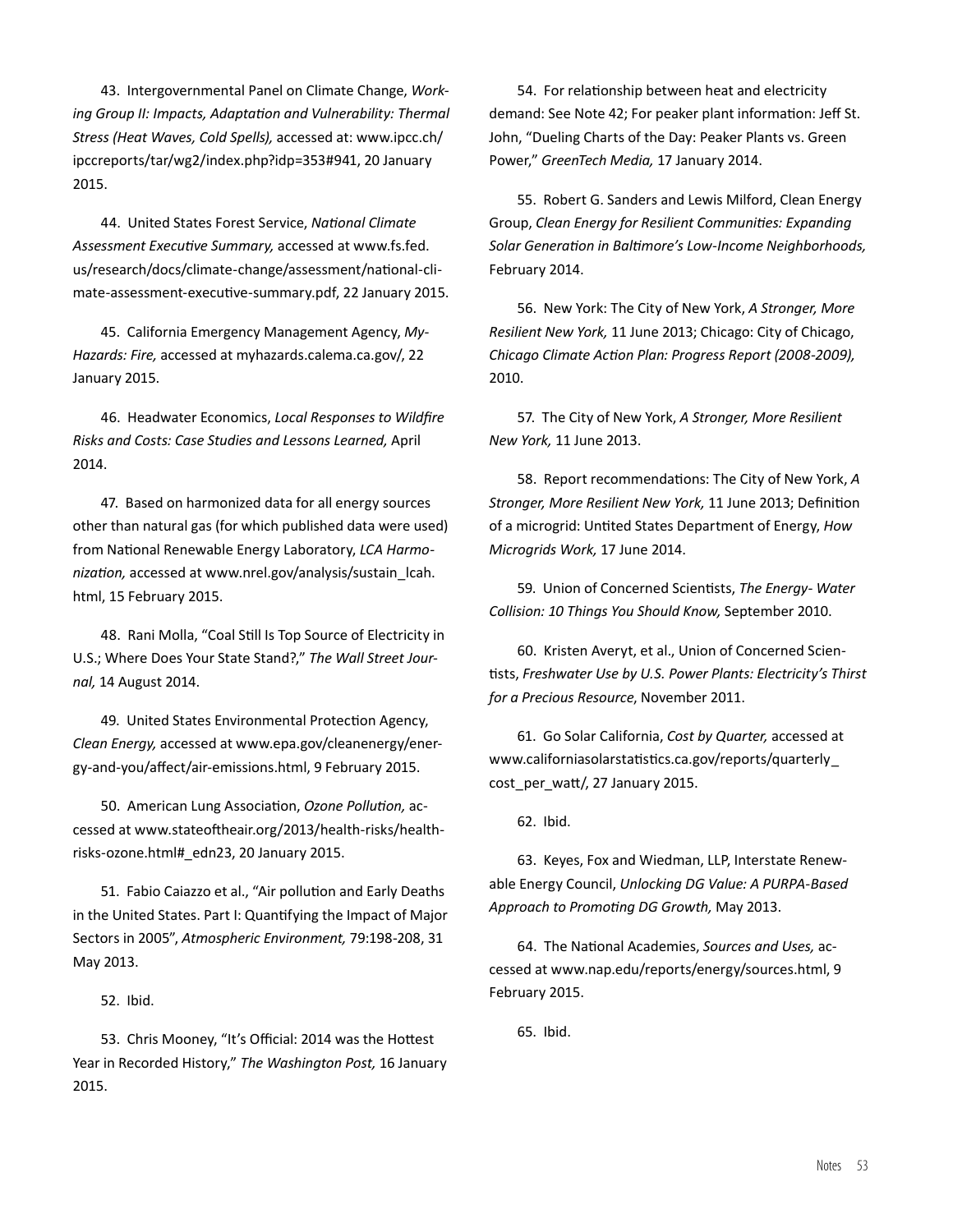43. Intergovernmental Panel on Climate Change, *Working Group II: Impacts, Adaptation and Vulnerability: Thermal Stress (Heat Waves, Cold Spells),* accessed at: www.ipcc.ch/ipccreports/tar/wg2/index.php?idp=353#941, 20 January 2015.

44. United States Forest Service, *National Climate Assessment Executive Summary,* accessed at www.fs.fed.us/research/docs/climate-change/assessment/national-climate-assessment-executive-summary.pdf, 22 January 2015.

45. California Emergency Management Agency, *My-Hazards: Fire,* accessed at myhazards.calema.ca.gov/, 22 January 2015.

46. Headwater Economics, *Local Responses to Wildfire Risks and Costs: Case Studies and Lessons Learned,* April 2014.

47. Based on harmonized data for all energy sources other than natural gas (for which published data were used) from National Renewable Energy Laboratory, *LCA Harmonization,* accessed at www.nrel.gov/analysis/sustain_lcah.html, 15 February 2015.

48. Rani Molla, "Coal Still Is Top Source of Electricity in U.S.; Where Does Your State Stand?," *The Wall Street Journal,* 14 August 2014.

49. United States Environmental Protection Agency, *Clean Energy,* accessed at www.epa.gov/cleanenergy/energy-and-you/affect/air-emissions.html, 9 February 2015.

50. American Lung Association, *Ozone Pollution,* accessed at www.stateoftheair.org/2013/health-risks/health-risks-ozone.html#_edn23, 20 January 2015.

51. Fabio Caiazzo et al., "Air pollution and Early Deaths in the United States. Part I: Quantifying the Impact of Major Sectors in 2005", *Atmospheric Environment,* 79:198-208, 31 May 2013.

52. Ibid.

53. Chris Mooney, "It's Official: 2014 was the Hottest Year in Recorded History," *The Washington Post,* 16 January 2015.

54. For relationship between heat and electricity demand: See Note 42; For peaker plant information: Jeff St. John, "Dueling Charts of the Day: Peaker Plants vs. Green Power," *GreenTech Media,* 17 January 2014.

55. Robert G. Sanders and Lewis Milford, Clean Energy Group, *Clean Energy for Resilient Communities: Expanding Solar Generation in Baltimore's Low-Income Neighborhoods,* February 2014.

56. New York: The City of New York, *A Stronger, More Resilient New York,* 11 June 2013; Chicago: City of Chicago, *Chicago Climate Action Plan: Progress Report (2008-2009),* 2010.

57. The City of New York, *A Stronger, More Resilient New York,* 11 June 2013.

58. Report recommendations: The City of New York, *A Stronger, More Resilient New York,* 11 June 2013; Definition of a microgrid: Untited States Department of Energy, *How Microgrids Work,* 17 June 2014.

59. Union of Concerned Scientists, *The Energy- Water Collision: 10 Things You Should Know,* September 2010.

60. Kristen Averyt, et al., Union of Concerned Scientists, *Freshwater Use by U.S. Power Plants: Electricity's Thirst for a Precious Resource*, November 2011.

61. Go Solar California, *Cost by Quarter,* accessed at www.californiasolarstatistics.ca.gov/reports/quarterly_cost_per_watt/, 27 January 2015.

62. Ibid.

63. Keyes, Fox and Wiedman, LLP, Interstate Renewable Energy Council, *Unlocking DG Value: A PURPA-Based Approach to Promoting DG Growth,* May 2013.

64. The National Academies, *Sources and Uses,* accessed at www.nap.edu/reports/energy/sources.html, 9 February 2015.

65. Ibid.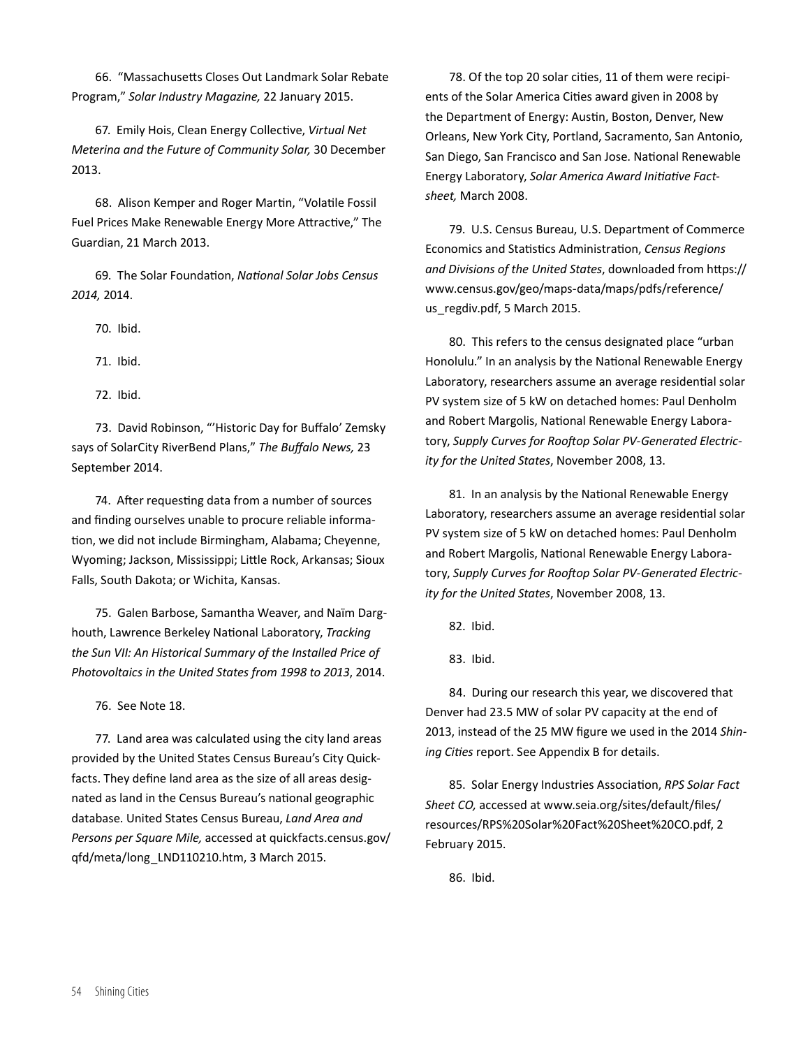66. "Massachusetts Closes Out Landmark Solar Rebate Program," *Solar Industry Magazine,* 22 January 2015.

67. Emily Hois, Clean Energy Collective, *Virtual Net Meterina and the Future of Community Solar,* 30 December 2013.

68. Alison Kemper and Roger Martin, "Volatile Fossil Fuel Prices Make Renewable Energy More Attractive," The Guardian, 21 March 2013.

69. The Solar Foundation, *National Solar Jobs Census 2014,* 2014.

70. Ibid.

71. Ibid.

72. Ibid.

73. David Robinson, "'Historic Day for Buffalo' Zemsky says of SolarCity RiverBend Plans," *The Buffalo News,* 23 September 2014.

74. After requesting data from a number of sources and finding ourselves unable to procure reliable information, we did not include Birmingham, Alabama; Cheyenne, Wyoming; Jackson, Mississippi; Little Rock, Arkansas; Sioux Falls, South Dakota; or Wichita, Kansas.

75. Galen Barbose, Samantha Weaver, and Naïm Darghouth, Lawrence Berkeley National Laboratory, *Tracking the Sun VII: An Historical Summary of the Installed Price of Photovoltaics in the United States from 1998 to 2013*, 2014.

76. See Note 18.

77. Land area was calculated using the city land areas provided by the United States Census Bureau's City Quickfacts. They define land area as the size of all areas designated as land in the Census Bureau's national geographic database. United States Census Bureau, *Land Area and Persons per Square Mile,* accessed at quickfacts.census.gov/qfd/meta/long_LND110210.htm, 3 March 2015.

78. Of the top 20 solar cities, 11 of them were recipients of the Solar America Cities award given in 2008 by the Department of Energy: Austin, Boston, Denver, New Orleans, New York City, Portland, Sacramento, San Antonio, San Diego, San Francisco and San Jose. National Renewable Energy Laboratory, *Solar America Award Initiative Factsheet,* March 2008.

79. U.S. Census Bureau, U.S. Department of Commerce Economics and Statistics Administration, *Census Regions and Divisions of the United States*, downloaded from https://www.census.gov/geo/maps-data/maps/pdfs/reference/us_regdiv.pdf, 5 March 2015.

80. This refers to the census designated place "urban Honolulu." In an analysis by the National Renewable Energy Laboratory, researchers assume an average residential solar PV system size of 5 kW on detached homes: Paul Denholm and Robert Margolis, National Renewable Energy Laboratory, *Supply Curves for Rooftop Solar PV-Generated Electricity for the United States*, November 2008, 13.

81. In an analysis by the National Renewable Energy Laboratory, researchers assume an average residential solar PV system size of 5 kW on detached homes: Paul Denholm and Robert Margolis, National Renewable Energy Laboratory, *Supply Curves for Rooftop Solar PV-Generated Electricity for the United States*, November 2008, 13.

82. Ibid.

83. Ibid.

84. During our research this year, we discovered that Denver had 23.5 MW of solar PV capacity at the end of 2013, instead of the 25 MW figure we used in the 2014 *Shining Cities* report. See Appendix B for details.

85. Solar Energy Industries Association, *RPS Solar Fact Sheet CO,* accessed at www.seia.org/sites/default/files/resources/RPS%20Solar%20Fact%20Sheet%20CO.pdf, 2 February 2015.

86. Ibid.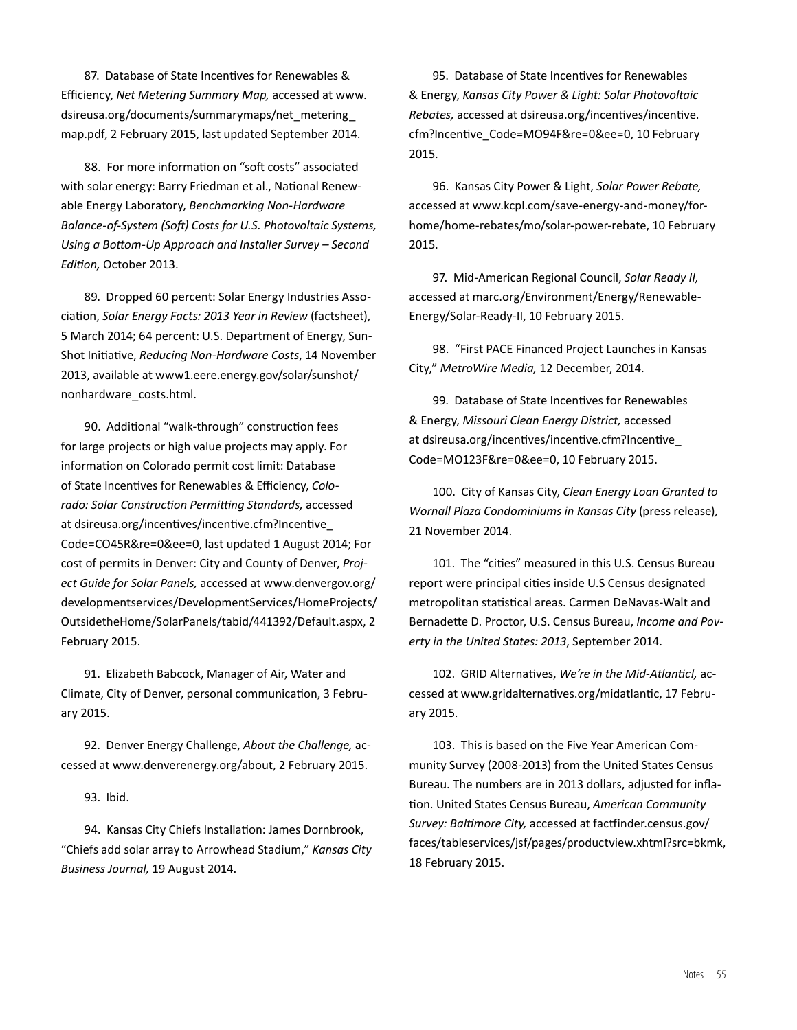87. Database of State Incentives for Renewables & Efficiency, *Net Metering Summary Map,* accessed at www.dsireusa.org/documents/summarymaps/net_metering_map.pdf, 2 February 2015, last updated September 2014.

88. For more information on "soft costs" associated with solar energy: Barry Friedman et al., National Renewable Energy Laboratory, *Benchmarking Non-Hardware Balance-of-System (Soft) Costs for U.S. Photovoltaic Systems, Using a Bottom-Up Approach and Installer Survey – Second Edition,* October 2013.

89. Dropped 60 percent: Solar Energy Industries Association, *Solar Energy Facts: 2013 Year in Review* (factsheet), 5 March 2014; 64 percent: U.S. Department of Energy, SunShot Initiative, *Reducing Non-Hardware Costs*, 14 November 2013, available at www1.eere.energy.gov/solar/sunshot/nonhardware_costs.html.

90. Additional "walk-through" construction fees for large projects or high value projects may apply. For information on Colorado permit cost limit: Database of State Incentives for Renewables & Efficiency, *Colorado: Solar Construction Permitting Standards,* accessed at dsireusa.org/incentives/incentive.cfm?Incentive_Code=CO45R&re=0&ee=0, last updated 1 August 2014; For cost of permits in Denver: City and County of Denver, *Project Guide for Solar Panels,* accessed at www.denvergov.org/developmentservices/DevelopmentServices/HomeProjects/OutsidetheHome/SolarPanels/tabid/441392/Default.aspx, 2 February 2015.

91. Elizabeth Babcock, Manager of Air, Water and Climate, City of Denver, personal communication, 3 February 2015.

92. Denver Energy Challenge, *About the Challenge,* accessed at www.denverenergy.org/about, 2 February 2015.

93. Ibid.

94. Kansas City Chiefs Installation: James Dornbrook, "Chiefs add solar array to Arrowhead Stadium," *Kansas City Business Journal,* 19 August 2014.

95. Database of State Incentives for Renewables & Energy, *Kansas City Power & Light: Solar Photovoltaic Rebates,* accessed at dsireusa.org/incentives/incentive.cfm?Incentive_Code=MO94F&re=0&ee=0, 10 February 2015.

96. Kansas City Power & Light, *Solar Power Rebate,* accessed at www.kcpl.com/save-energy-and-money/for-home/home-rebates/mo/solar-power-rebate, 10 February 2015.

97. Mid-American Regional Council, *Solar Ready II,* accessed at marc.org/Environment/Energy/Renewable-Energy/Solar-Ready-II, 10 February 2015.

98. "First PACE Financed Project Launches in Kansas City," *MetroWire Media,* 12 December, 2014.

99. Database of State Incentives for Renewables & Energy, *Missouri Clean Energy District,* accessed at dsireusa.org/incentives/incentive.cfm?Incentive_Code=MO123F&re=0&ee=0, 10 February 2015.

100. City of Kansas City, *Clean Energy Loan Granted to Wornall Plaza Condominiums in Kansas City* (press release)*,* 21 November 2014.

101. The "cities" measured in this U.S. Census Bureau report were principal cities inside U.S Census designated metropolitan statistical areas. Carmen DeNavas-Walt and Bernadette D. Proctor, U.S. Census Bureau, *Income and Poverty in the United States: 2013*, September 2014.

102. GRID Alternatives, *We're in the Mid-Atlantic!,* accessed at www.gridalternatives.org/midatlantic, 17 February 2015.

103. This is based on the Five Year American Community Survey (2008-2013) from the United States Census Bureau. The numbers are in 2013 dollars, adjusted for inflation. United States Census Bureau, *American Community Survey: Baltimore City,* accessed at factfinder.census.gov/faces/tableservices/jsf/pages/productview.xhtml?src=bkmk, 18 February 2015.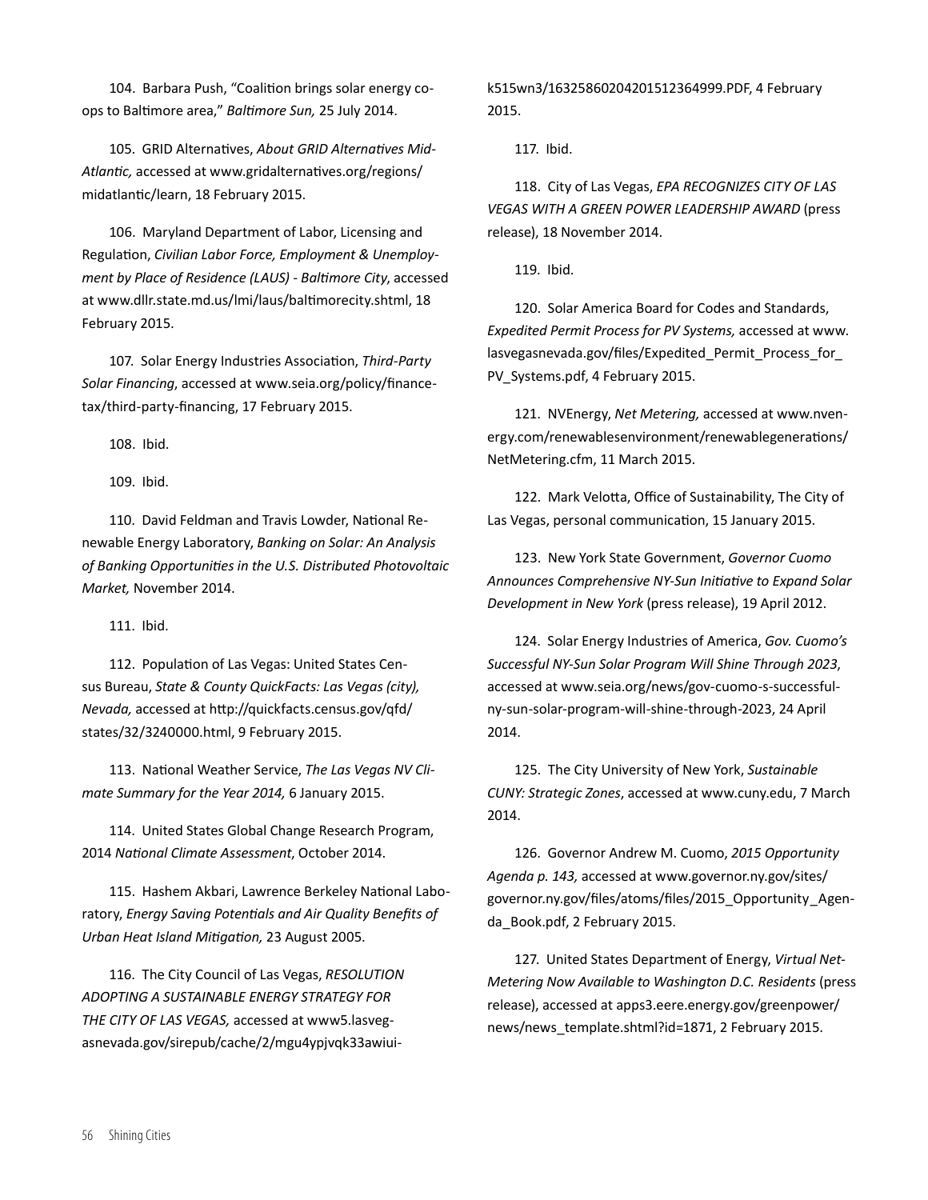104. Barbara Push, "Coalition brings solar energy co-ops to Baltimore area," *Baltimore Sun,* 25 July 2014.

105. GRID Alternatives, *About GRID Alternatives Mid-Atlantic,* accessed at www.gridalternatives.org/regions/midatlantic/learn, 18 February 2015.

106. Maryland Department of Labor, Licensing and Regulation, *Civilian Labor Force, Employment & Unemployment by Place of Residence (LAUS) - Baltimore City*, accessed at www.dllr.state.md.us/lmi/laus/baltimorecity.shtml, 18 February 2015.

107. Solar Energy Industries Association, *Third-Party Solar Financing*, accessed at www.seia.org/policy/finance-tax/third-party-financing, 17 February 2015.

108. Ibid.

109. Ibid.

110. David Feldman and Travis Lowder, National Renewable Energy Laboratory, *Banking on Solar: An Analysis of Banking Opportunities in the U.S. Distributed Photovoltaic Market,* November 2014.

111. Ibid.

112. Population of Las Vegas: United States Census Bureau, *State & County QuickFacts: Las Vegas (city), Nevada,* accessed at http://quickfacts.census.gov/qfd/states/32/3240000.html, 9 February 2015.

113. National Weather Service, *The Las Vegas NV Climate Summary for the Year 2014,* 6 January 2015.

114. United States Global Change Research Program, 2014 *National Climate Assessment*, October 2014.

115. Hashem Akbari, Lawrence Berkeley National Laboratory, *Energy Saving Potentials and Air Quality Benefits of Urban Heat Island Mitigation,* 23 August 2005.

116. The City Council of Las Vegas, *RESOLUTION ADOPTING A SUSTAINABLE ENERGY STRATEGY FOR THE CITY OF LAS VEGAS,* accessed at www5.lasvegasnevada.gov/sirepub/cache/2/mgu4ypjvqk33awiuik515wn3/16325860204201512364999.PDF, 4 February 2015.

117. Ibid.

118. City of Las Vegas, *EPA RECOGNIZES CITY OF LAS VEGAS WITH A GREEN POWER LEADERSHIP AWARD* (press release), 18 November 2014.

119. Ibid.

120. Solar America Board for Codes and Standards, *Expedited Permit Process for PV Systems,* accessed at www.lasvegasnevada.gov/files/Expedited_Permit_Process_for_PV_Systems.pdf, 4 February 2015.

121. NVEnergy, *Net Metering,* accessed at www.nvenergy.com/renewablesenvironment/renewablegenerations/NetMetering.cfm, 11 March 2015.

122. Mark Velotta, Office of Sustainability, The City of Las Vegas, personal communication, 15 January 2015.

123. New York State Government, *Governor Cuomo Announces Comprehensive NY-Sun Initiative to Expand Solar Development in New York* (press release), 19 April 2012.

124. Solar Energy Industries of America, *Gov. Cuomo's Successful NY-Sun Solar Program Will Shine Through 2023*, accessed at www.seia.org/news/gov-cuomo-s-successful-ny-sun-solar-program-will-shine-through-2023, 24 April 2014.

125. The City University of New York, *Sustainable CUNY: Strategic Zones*, accessed at www.cuny.edu, 7 March 2014.

126. Governor Andrew M. Cuomo, *2015 Opportunity Agenda p. 143,* accessed at www.governor.ny.gov/sites/governor.ny.gov/files/atoms/files/2015_Opportunity_Agenda_Book.pdf, 2 February 2015.

127. United States Department of Energy, *Virtual Net-Metering Now Available to Washington D.C. Residents* (press release), accessed at apps3.eere.energy.gov/greenpower/news/news_template.shtml?id=1871, 2 February 2015.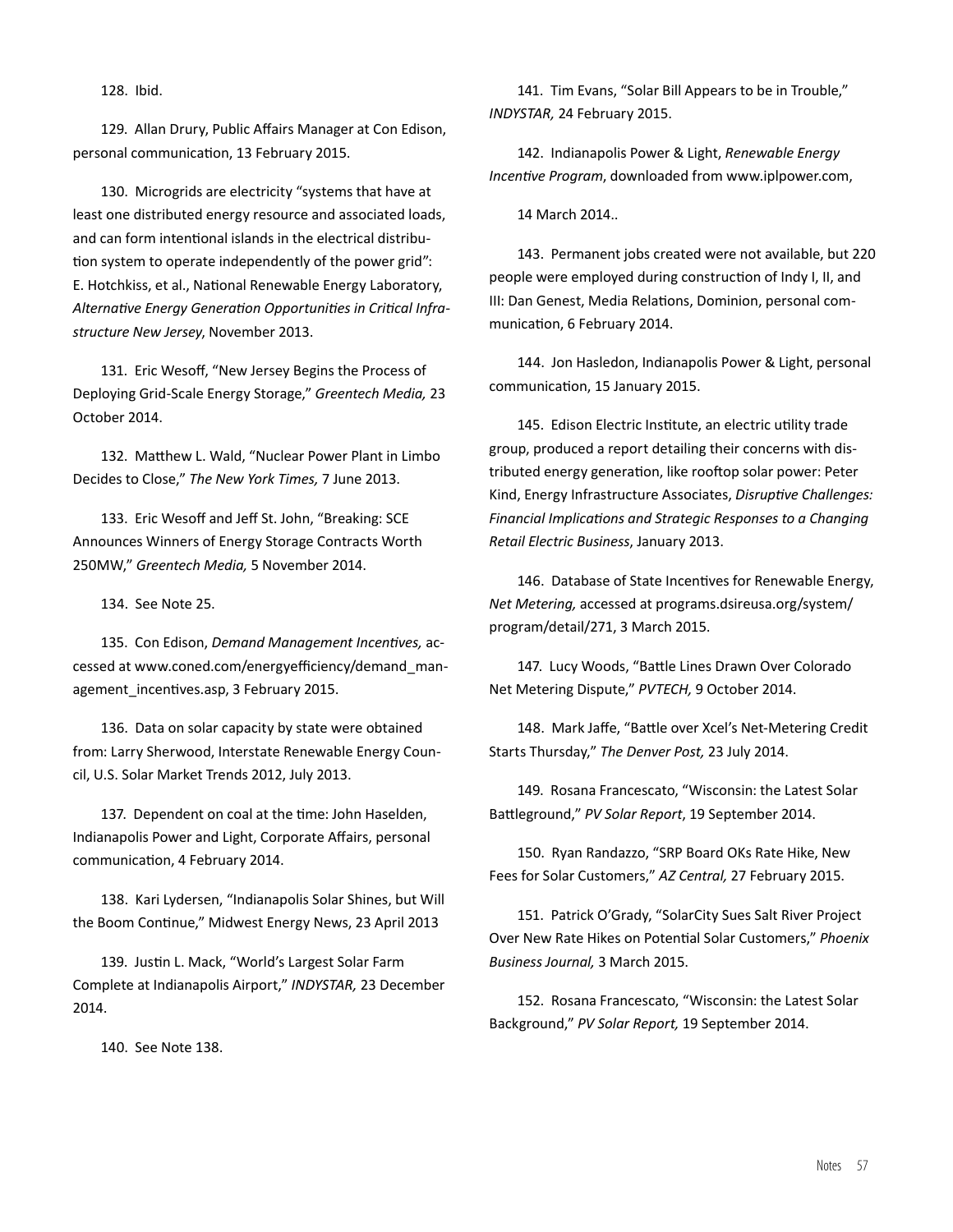128. Ibid.

129. Allan Drury, Public Affairs Manager at Con Edison, personal communication, 13 February 2015.

130. Microgrids are electricity "systems that have at least one distributed energy resource and associated loads, and can form intentional islands in the electrical distribution system to operate independently of the power grid": E. Hotchkiss, et al., National Renewable Energy Laboratory, *Alternative Energy Generation Opportunities in Critical Infrastructure New Jersey*, November 2013.

131. Eric Wesoff, "New Jersey Begins the Process of Deploying Grid-Scale Energy Storage," *Greentech Media,* 23 October 2014.

132. Matthew L. Wald, "Nuclear Power Plant in Limbo Decides to Close," *The New York Times,* 7 June 2013.

133. Eric Wesoff and Jeff St. John, "Breaking: SCE Announces Winners of Energy Storage Contracts Worth 250MW," *Greentech Media,* 5 November 2014.

134. See Note 25.

135. Con Edison, *Demand Management Incentives,* accessed at www.coned.com/energyefficiency/demand_management_incentives.asp, 3 February 2015.

136. Data on solar capacity by state were obtained from: Larry Sherwood, Interstate Renewable Energy Council, U.S. Solar Market Trends 2012, July 2013.

137. Dependent on coal at the time: John Haselden, Indianapolis Power and Light, Corporate Affairs, personal communication, 4 February 2014.

138. Kari Lydersen, "Indianapolis Solar Shines, but Will the Boom Continue," Midwest Energy News, 23 April 2013

139. Justin L. Mack, "World's Largest Solar Farm Complete at Indianapolis Airport," *INDYSTAR,* 23 December 2014.

140. See Note 138.

141. Tim Evans, "Solar Bill Appears to be in Trouble," *INDYSTAR,* 24 February 2015.

142. Indianapolis Power & Light, *Renewable Energy Incentive Program*, downloaded from www.iplpower.com,

14 March 2014..

143. Permanent jobs created were not available, but 220 people were employed during construction of Indy I, II, and III: Dan Genest, Media Relations, Dominion, personal communication, 6 February 2014.

144. Jon Hasledon, Indianapolis Power & Light, personal communication, 15 January 2015.

145. Edison Electric Institute, an electric utility trade group, produced a report detailing their concerns with distributed energy generation, like rooftop solar power: Peter Kind, Energy Infrastructure Associates, *Disruptive Challenges: Financial Implications and Strategic Responses to a Changing Retail Electric Business*, January 2013.

146. Database of State Incentives for Renewable Energy, *Net Metering,* accessed at programs.dsireusa.org/system/program/detail/271, 3 March 2015.

147. Lucy Woods, "Battle Lines Drawn Over Colorado Net Metering Dispute," *PVTECH,* 9 October 2014.

148. Mark Jaffe, "Battle over Xcel's Net-Metering Credit Starts Thursday," *The Denver Post,* 23 July 2014.

149. Rosana Francescato, "Wisconsin: the Latest Solar Battleground," *PV Solar Report*, 19 September 2014.

150. Ryan Randazzo, "SRP Board OKs Rate Hike, New Fees for Solar Customers," *AZ Central,* 27 February 2015.

151. Patrick O'Grady, "SolarCity Sues Salt River Project Over New Rate Hikes on Potential Solar Customers," *Phoenix Business Journal,* 3 March 2015.

152. Rosana Francescato, "Wisconsin: the Latest Solar Background," *PV Solar Report,* 19 September 2014.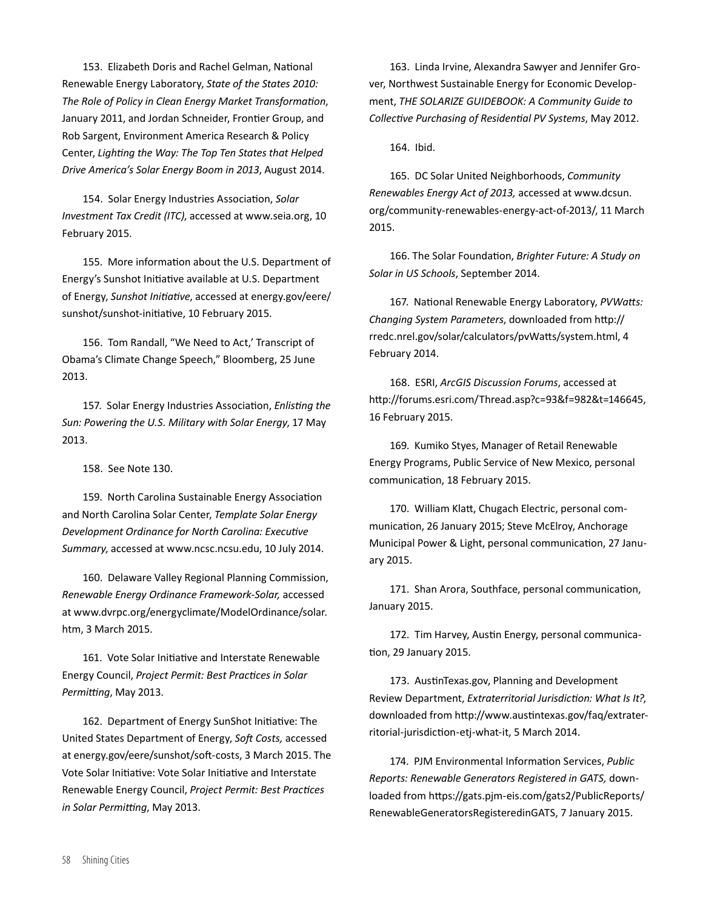153. Elizabeth Doris and Rachel Gelman, National Renewable Energy Laboratory, *State of the States 2010: The Role of Policy in Clean Energy Market Transformation*, January 2011, and Jordan Schneider, Frontier Group, and Rob Sargent, Environment America Research & Policy Center, *Lighting the Way: The Top Ten States that Helped Drive America's Solar Energy Boom in 2013*, August 2014.

154. Solar Energy Industries Association, *Solar Investment Tax Credit (ITC)*, accessed at www.seia.org, 10 February 2015.

155. More information about the U.S. Department of Energy's Sunshot Initiative available at U.S. Department of Energy, *Sunshot Initiative*, accessed at energy.gov/eere/sunshot/sunshot-initiative, 10 February 2015.

156. Tom Randall, "We Need to Act,' Transcript of Obama's Climate Change Speech," Bloomberg, 25 June 2013.

157. Solar Energy Industries Association, *Enlisting the Sun: Powering the U.S. Military with Solar Energy*, 17 May 2013.

158. See Note 130.

159. North Carolina Sustainable Energy Association and North Carolina Solar Center, *Template Solar Energy Development Ordinance for North Carolina: Executive Summary*, accessed at www.ncsc.ncsu.edu, 10 July 2014.

160. Delaware Valley Regional Planning Commission, *Renewable Energy Ordinance Framework-Solar,* accessed at www.dvrpc.org/energyclimate/ModelOrdinance/solar.htm, 3 March 2015.

161. Vote Solar Initiative and Interstate Renewable Energy Council, *Project Permit: Best Practices in Solar Permitting*, May 2013.

162. Department of Energy SunShot Initiative: The United States Department of Energy, *Soft Costs,* accessed at energy.gov/eere/sunshot/soft-costs, 3 March 2015. The Vote Solar Initiative: Vote Solar Initiative and Interstate Renewable Energy Council, *Project Permit: Best Practices in Solar Permitting*, May 2013.

163. Linda Irvine, Alexandra Sawyer and Jennifer Grover, Northwest Sustainable Energy for Economic Development, *THE SOLARIZE GUIDEBOOK: A Community Guide to Collective Purchasing of Residential PV Systems*, May 2012.

164. Ibid.

165. DC Solar United Neighborhoods, *Community Renewables Energy Act of 2013,* accessed at www.dcsun.org/community-renewables-energy-act-of-2013/, 11 March 2015.

166. The Solar Foundation, *Brighter Future: A Study on Solar in US Schools*, September 2014.

167. National Renewable Energy Laboratory, *PVWatts: Changing System Parameters*, downloaded from http://rredc.nrel.gov/solar/calculators/pvWatts/system.html, 4 February 2014.

168. ESRI, *ArcGIS Discussion Forums*, accessed at http://forums.esri.com/Thread.asp?c=93&f=982&t=146645, 16 February 2015.

169. Kumiko Styes, Manager of Retail Renewable Energy Programs, Public Service of New Mexico, personal communication, 18 February 2015.

170. William Klatt, Chugach Electric, personal communication, 26 January 2015; Steve McElroy, Anchorage Municipal Power & Light, personal communication, 27 January 2015.

171. Shan Arora, Southface, personal communication, January 2015.

172. Tim Harvey, Austin Energy, personal communication, 29 January 2015.

173. AustinTexas.gov, Planning and Development Review Department, *Extraterritorial Jurisdiction: What Is It?*, downloaded from http://www.austintexas.gov/faq/extraterritorial-jurisdiction-etj-what-it, 5 March 2014.

174. PJM Environmental Information Services, *Public Reports: Renewable Generators Registered in GATS,* downloaded from https://gats.pjm-eis.com/gats2/PublicReports/RenewableGeneratorsRegisteredinGATS, 7 January 2015.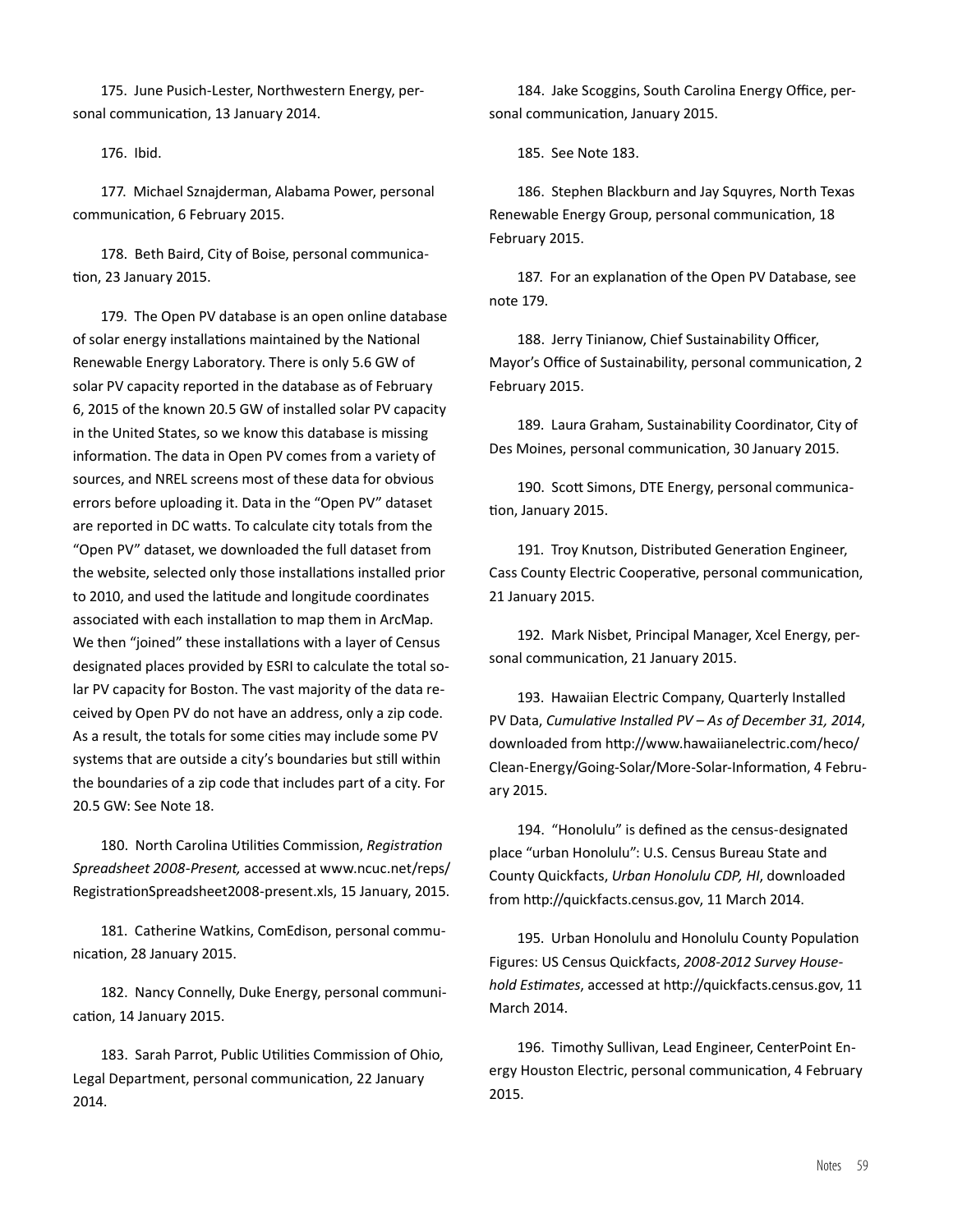175. June Pusich-Lester, Northwestern Energy, personal communication, 13 January 2014.

176. Ibid.

177. Michael Sznajderman, Alabama Power, personal communication, 6 February 2015.

178. Beth Baird, City of Boise, personal communication, 23 January 2015.

179. The Open PV database is an open online database of solar energy installations maintained by the National Renewable Energy Laboratory. There is only 5.6 GW of solar PV capacity reported in the database as of February 6, 2015 of the known 20.5 GW of installed solar PV capacity in the United States, so we know this database is missing information. The data in Open PV comes from a variety of sources, and NREL screens most of these data for obvious errors before uploading it. Data in the "Open PV" dataset are reported in DC watts. To calculate city totals from the "Open PV" dataset, we downloaded the full dataset from the website, selected only those installations installed prior to 2010, and used the latitude and longitude coordinates associated with each installation to map them in ArcMap. We then "joined" these installations with a layer of Census designated places provided by ESRI to calculate the total solar PV capacity for Boston. The vast majority of the data received by Open PV do not have an address, only a zip code. As a result, the totals for some cities may include some PV systems that are outside a city's boundaries but still within the boundaries of a zip code that includes part of a city. For 20.5 GW: See Note 18.

180. North Carolina Utilities Commission, *Registration Spreadsheet 2008-Present,* accessed at www.ncuc.net/reps/RegistrationSpreadsheet2008-present.xls, 15 January, 2015.

181. Catherine Watkins, ComEdison, personal communication, 28 January 2015.

182. Nancy Connelly, Duke Energy, personal communication, 14 January 2015.

183. Sarah Parrot, Public Utilities Commission of Ohio, Legal Department, personal communication, 22 January 2014.

184. Jake Scoggins, South Carolina Energy Office, personal communication, January 2015.

185. See Note 183.

186. Stephen Blackburn and Jay Squyres, North Texas Renewable Energy Group, personal communication, 18 February 2015.

187. For an explanation of the Open PV Database, see note 179.

188. Jerry Tinianow, Chief Sustainability Officer, Mayor's Office of Sustainability, personal communication, 2 February 2015.

189. Laura Graham, Sustainability Coordinator, City of Des Moines, personal communication, 30 January 2015.

190. Scott Simons, DTE Energy, personal communication, January 2015.

191. Troy Knutson, Distributed Generation Engineer, Cass County Electric Cooperative, personal communication, 21 January 2015.

192. Mark Nisbet, Principal Manager, Xcel Energy, personal communication, 21 January 2015.

193. Hawaiian Electric Company, Quarterly Installed PV Data, *Cumulative Installed PV – As of December 31, 2014*, downloaded from http://www.hawaiianelectric.com/heco/Clean-Energy/Going-Solar/More-Solar-Information, 4 February 2015.

194. "Honolulu" is defined as the census-designated place "urban Honolulu": U.S. Census Bureau State and County Quickfacts, *Urban Honolulu CDP, HI*, downloaded from http://quickfacts.census.gov, 11 March 2014.

195. Urban Honolulu and Honolulu County Population Figures: US Census Quickfacts, *2008-2012 Survey Household Estimates*, accessed at http://quickfacts.census.gov, 11 March 2014.

196. Timothy Sullivan, Lead Engineer, CenterPoint Energy Houston Electric, personal communication, 4 February 2015.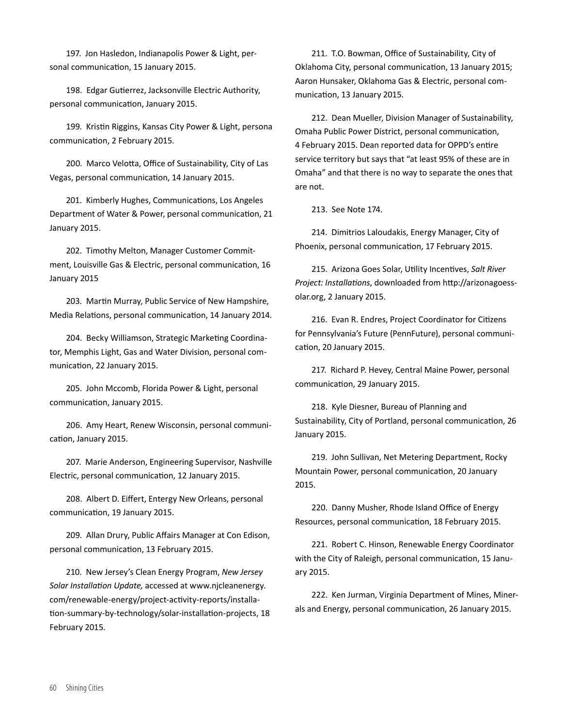197. Jon Hasledon, Indianapolis Power & Light, personal communication, 15 January 2015.

198. Edgar Gutierrez, Jacksonville Electric Authority, personal communication, January 2015.

199. Kristin Riggins, Kansas City Power & Light, persona communication, 2 February 2015.

200. Marco Velotta, Office of Sustainability, City of Las Vegas, personal communication, 14 January 2015.

201. Kimberly Hughes, Communications, Los Angeles Department of Water & Power, personal communication, 21 January 2015.

202. Timothy Melton, Manager Customer Commitment, Louisville Gas & Electric, personal communication, 16 January 2015

203. Martin Murray, Public Service of New Hampshire, Media Relations, personal communication, 14 January 2014.

204. Becky Williamson, Strategic Marketing Coordinator, Memphis Light, Gas and Water Division, personal communication, 22 January 2015.

205. John Mccomb, Florida Power & Light, personal communication, January 2015.

206. Amy Heart, Renew Wisconsin, personal communication, January 2015.

207. Marie Anderson, Engineering Supervisor, Nashville Electric, personal communication, 12 January 2015.

208. Albert D. Eiffert, Entergy New Orleans, personal communication, 19 January 2015.

209. Allan Drury, Public Affairs Manager at Con Edison, personal communication, 13 February 2015.

210. New Jersey's Clean Energy Program, *New Jersey Solar Installation Update,* accessed at www.njcleanenergy.com/renewable-energy/project-activity-reports/installation-summary-by-technology/solar-installation-projects, 18 February 2015.

211. T.O. Bowman, Office of Sustainability, City of Oklahoma City, personal communication, 13 January 2015; Aaron Hunsaker, Oklahoma Gas & Electric, personal communication, 13 January 2015.

212. Dean Mueller, Division Manager of Sustainability, Omaha Public Power District, personal communication, 4 February 2015. Dean reported data for OPPD's entire service territory but says that "at least 95% of these are in Omaha" and that there is no way to separate the ones that are not.

213. See Note 174.

214. Dimitrios Laloudakis, Energy Manager, City of Phoenix, personal communication, 17 February 2015.

215. Arizona Goes Solar, Utility Incentives, *Salt River Project: Installations*, downloaded from http://arizonagoessolar.org, 2 January 2015.

216. Evan R. Endres, Project Coordinator for Citizens for Pennsylvania's Future (PennFuture), personal communication, 20 January 2015.

217. Richard P. Hevey, Central Maine Power, personal communication, 29 January 2015.

218. Kyle Diesner, Bureau of Planning and Sustainability, City of Portland, personal communication, 26 January 2015.

219. John Sullivan, Net Metering Department, Rocky Mountain Power, personal communication, 20 January 2015.

220. Danny Musher, Rhode Island Office of Energy Resources, personal communication, 18 February 2015.

221. Robert C. Hinson, Renewable Energy Coordinator with the City of Raleigh, personal communication, 15 January 2015.

222. Ken Jurman, Virginia Department of Mines, Minerals and Energy, personal communication, 26 January 2015.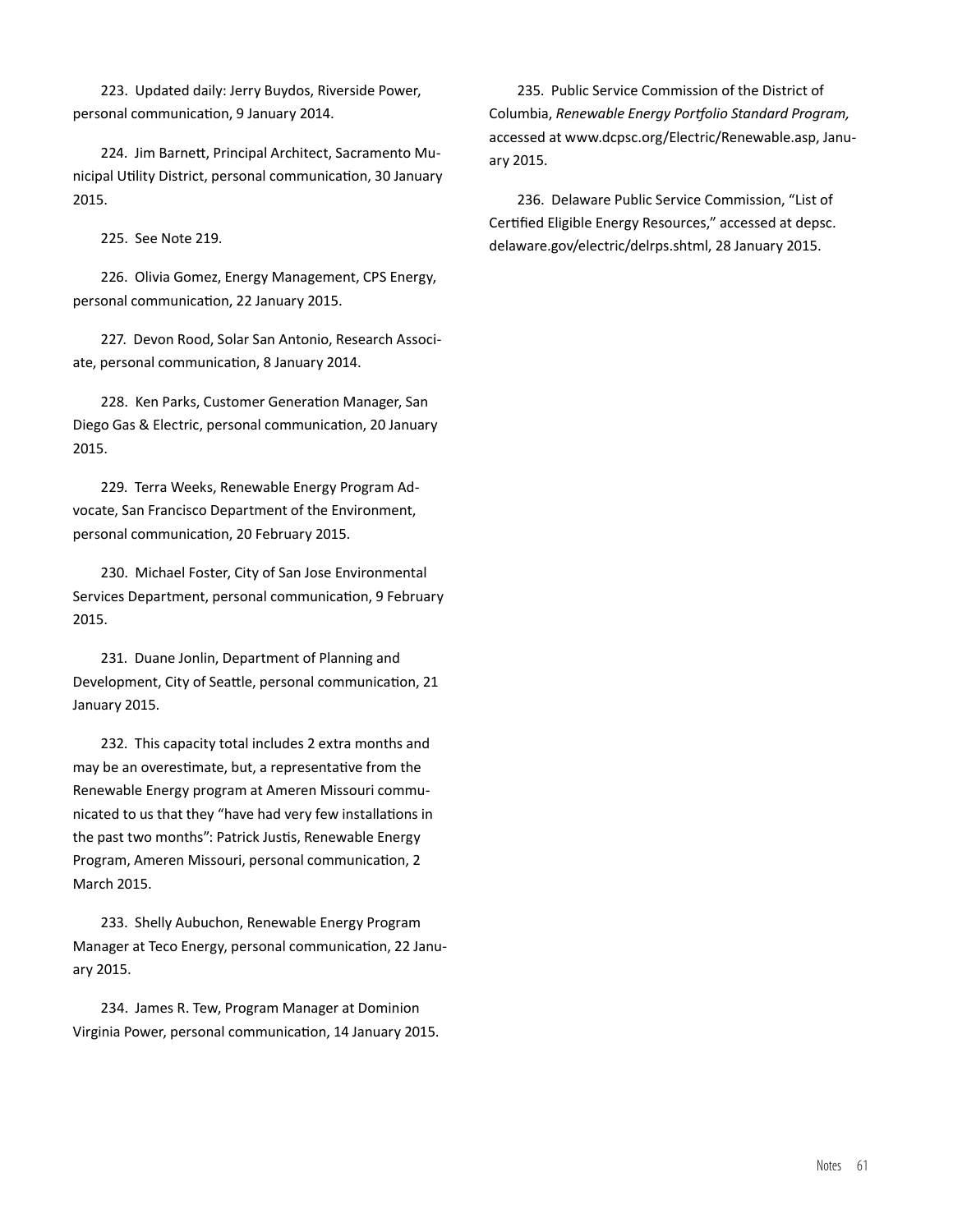223. Updated daily: Jerry Buydos, Riverside Power, personal communication, 9 January 2014.

224. Jim Barnett, Principal Architect, Sacramento Municipal Utility District, personal communication, 30 January 2015.

225. See Note 219.

226. Olivia Gomez, Energy Management, CPS Energy, personal communication, 22 January 2015.

227. Devon Rood, Solar San Antonio, Research Associate, personal communication, 8 January 2014.

228. Ken Parks, Customer Generation Manager, San Diego Gas & Electric, personal communication, 20 January 2015.

229. Terra Weeks, Renewable Energy Program Advocate, San Francisco Department of the Environment, personal communication, 20 February 2015.

230. Michael Foster, City of San Jose Environmental Services Department, personal communication, 9 February 2015.

231. Duane Jonlin, Department of Planning and Development, City of Seattle, personal communication, 21 January 2015.

232. This capacity total includes 2 extra months and may be an overestimate, but, a representative from the Renewable Energy program at Ameren Missouri communicated to us that they "have had very few installations in the past two months": Patrick Justis, Renewable Energy Program, Ameren Missouri, personal communication, 2 March 2015.

233. Shelly Aubuchon, Renewable Energy Program Manager at Teco Energy, personal communication, 22 January 2015.

234. James R. Tew, Program Manager at Dominion Virginia Power, personal communication, 14 January 2015.

235. Public Service Commission of the District of Columbia, *Renewable Energy Portfolio Standard Program,* accessed at www.dcpsc.org/Electric/Renewable.asp, January 2015.

236. Delaware Public Service Commission, "List of Certified Eligible Energy Resources," accessed at depsc.delaware.gov/electric/delrps.shtml, 28 January 2015.